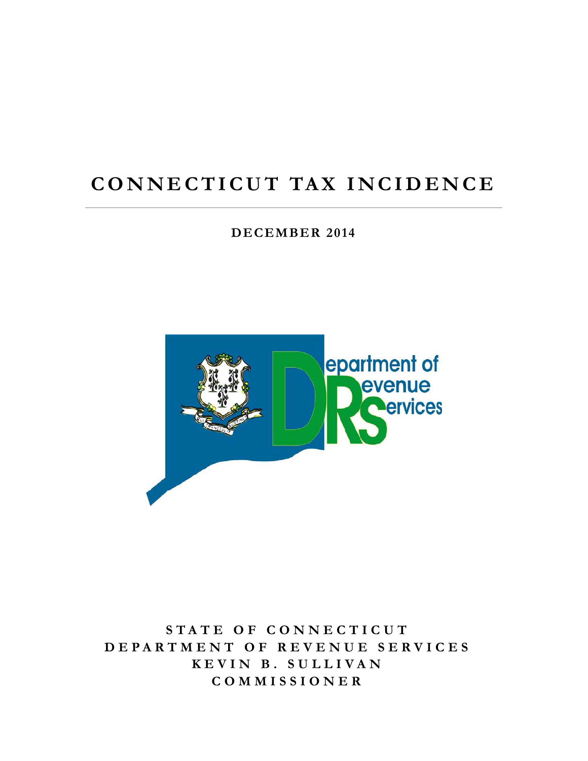# CONNECTICUT TAX INCIDENCE

**DECEMBER 2014**

**STATE OF CONNECTICUT**
**DEPARTMENT OF REVENUE SERVICES**
**KEVIN B. SULLIVAN**
**COMMISSIONER**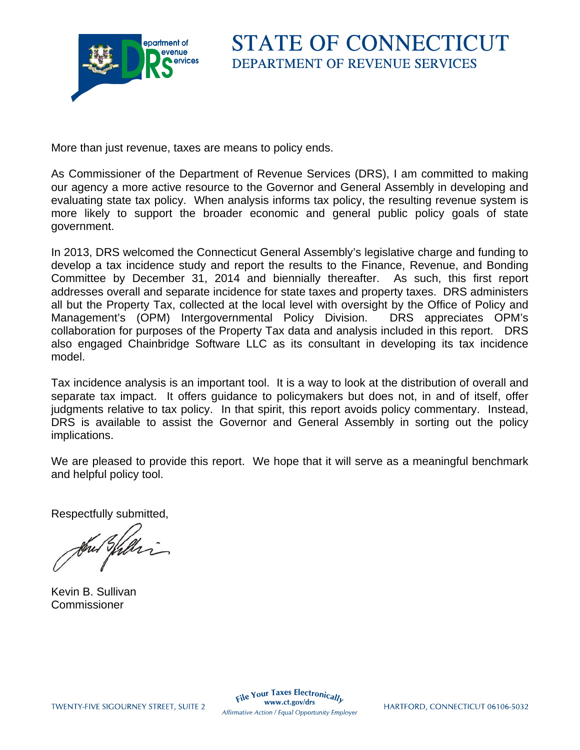# STATE OF CONNECTICUT
## DEPARTMENT OF REVENUE SERVICES

More than just revenue, taxes are means to policy ends.

As Commissioner of the Department of Revenue Services (DRS), I am committed to making our agency a more active resource to the Governor and General Assembly in developing and evaluating state tax policy. When analysis informs tax policy, the resulting revenue system is more likely to support the broader economic and general public policy goals of state government.

In 2013, DRS welcomed the Connecticut General Assembly's legislative charge and funding to develop a tax incidence study and report the results to the Finance, Revenue, and Bonding Committee by December 31, 2014 and biennially thereafter. As such, this first report addresses overall and separate incidence for state taxes and property taxes. DRS administers all but the Property Tax, collected at the local level with oversight by the Office of Policy and Management's (OPM) Intergovernmental Policy Division. DRS appreciates OPM's collaboration for purposes of the Property Tax data and analysis included in this report. DRS also engaged Chainbridge Software LLC as its consultant in developing its tax incidence model.

Tax incidence analysis is an important tool. It is a way to look at the distribution of overall and separate tax impact. It offers guidance to policymakers but does not, in and of itself, offer judgments relative to tax policy. In that spirit, this report avoids policy commentary. Instead, DRS is available to assist the Governor and General Assembly in sorting out the policy implications.

We are pleased to provide this report. We hope that it will serve as a meaningful benchmark and helpful policy tool.

Respectfully submitted,

Kevin B. Sullivan
Commissioner

TWENTY-FIVE SIGOURNEY STREET, SUITE 2 — File Your Taxes Electronically www.ct.gov/drs — Affirmative Action / Equal Opportunity Employer — HARTFORD, CONNECTICUT 06106-5032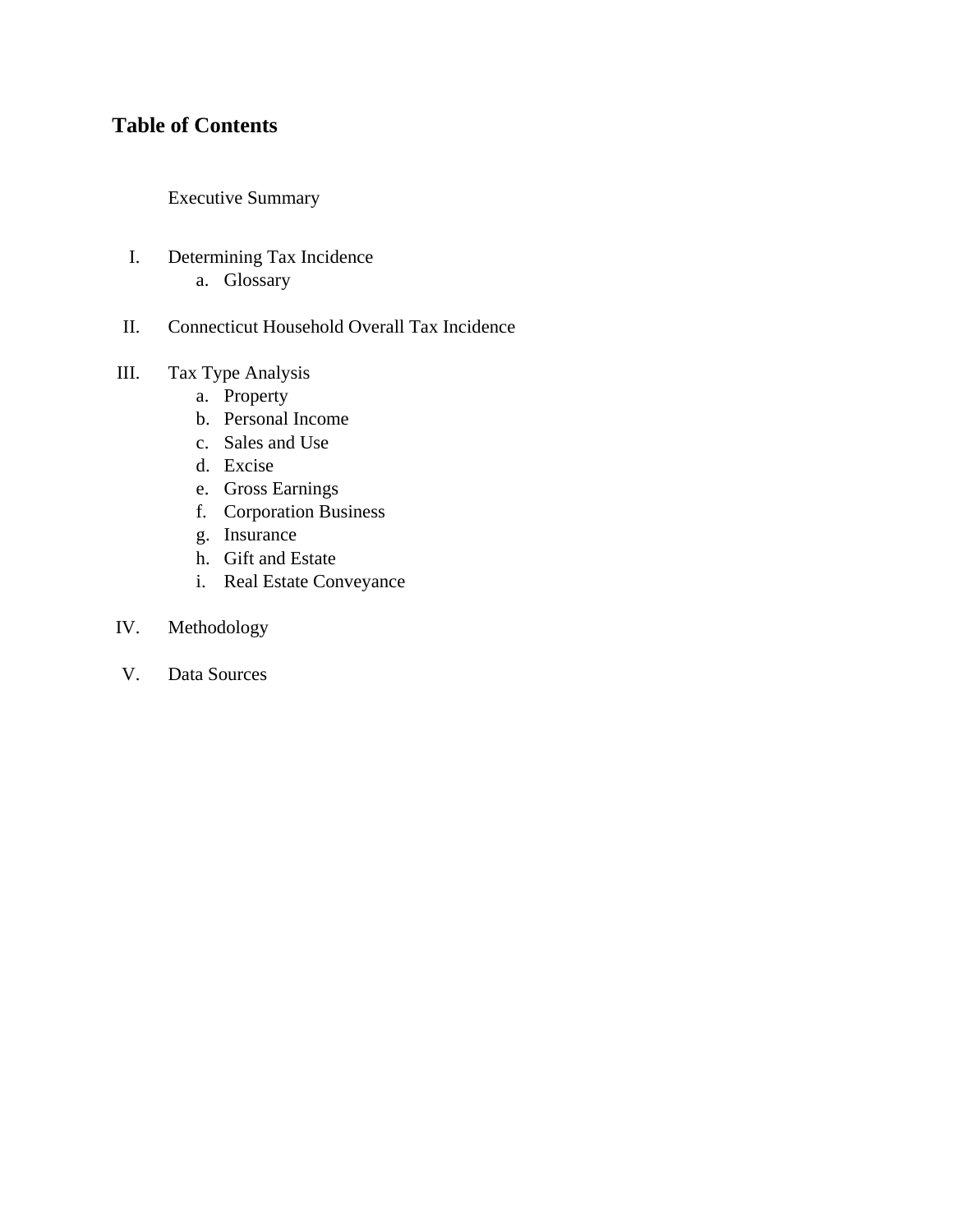# Table of Contents

Executive Summary

I. Determining Tax Incidence
   a. Glossary

II. Connecticut Household Overall Tax Incidence

III. Tax Type Analysis
   a. Property
   b. Personal Income
   c. Sales and Use
   d. Excise
   e. Gross Earnings
   f. Corporation Business
   g. Insurance
   h. Gift and Estate
   i. Real Estate Conveyance

IV. Methodology

V. Data Sources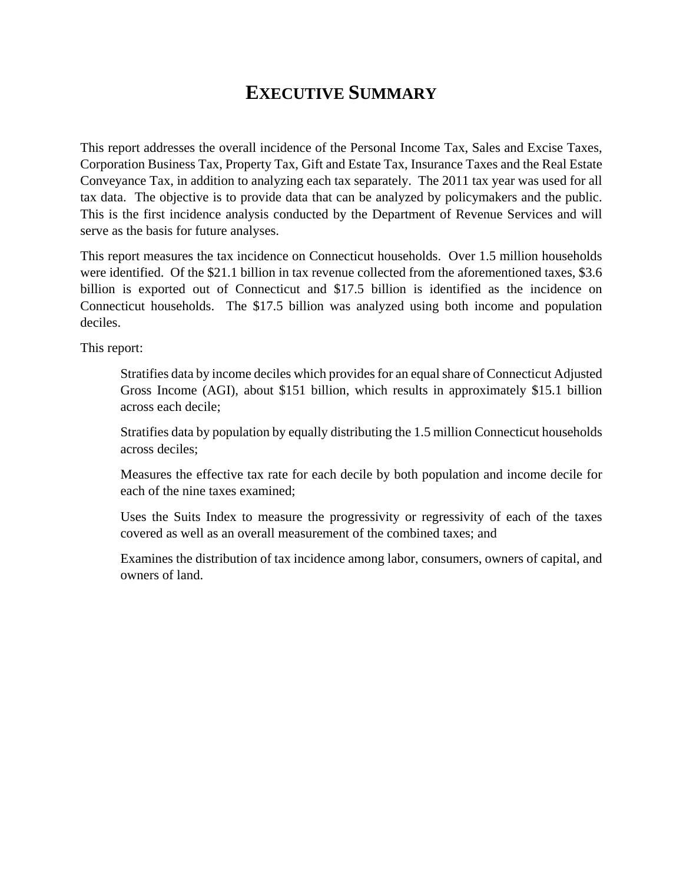# EXECUTIVE SUMMARY

This report addresses the overall incidence of the Personal Income Tax, Sales and Excise Taxes, Corporation Business Tax, Property Tax, Gift and Estate Tax, Insurance Taxes and the Real Estate Conveyance Tax, in addition to analyzing each tax separately. The 2011 tax year was used for all tax data. The objective is to provide data that can be analyzed by policymakers and the public. This is the first incidence analysis conducted by the Department of Revenue Services and will serve as the basis for future analyses.

This report measures the tax incidence on Connecticut households. Over 1.5 million households were identified. Of the $21.1 billion in tax revenue collected from the aforementioned taxes, $3.6 billion is exported out of Connecticut and $17.5 billion is identified as the incidence on Connecticut households. The $17.5 billion was analyzed using both income and population deciles.

This report:

- Stratifies data by income deciles which provides for an equal share of Connecticut Adjusted Gross Income (AGI), about $151 billion, which results in approximately $15.1 billion across each decile;
- Stratifies data by population by equally distributing the 1.5 million Connecticut households across deciles;
- Measures the effective tax rate for each decile by both population and income decile for each of the nine taxes examined;
- Uses the Suits Index to measure the progressivity or regressivity of each of the taxes covered as well as an overall measurement of the combined taxes; and
- Examines the distribution of tax incidence among labor, consumers, owners of capital, and owners of land.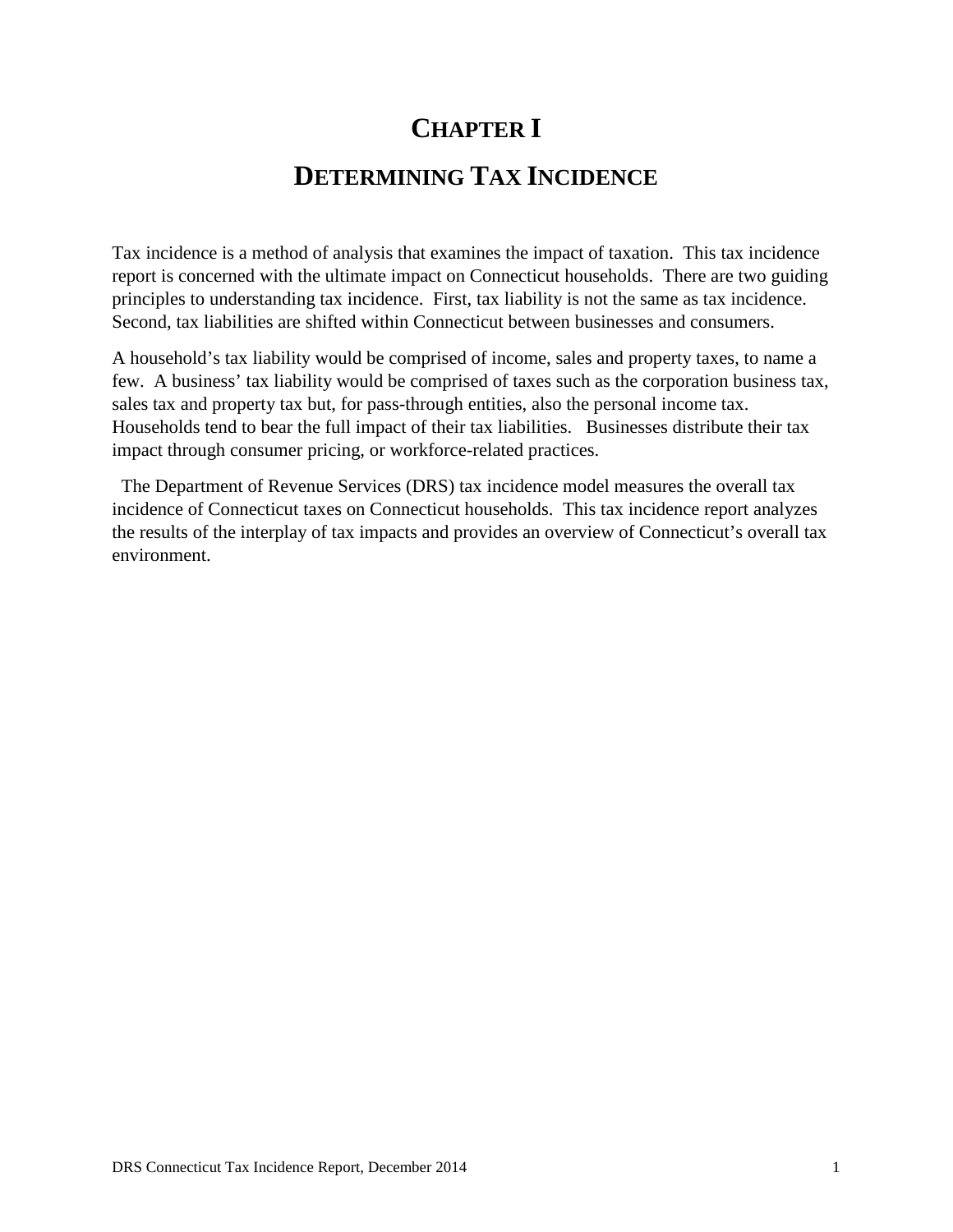# CHAPTER I

# DETERMINING TAX INCIDENCE

Tax incidence is a method of analysis that examines the impact of taxation. This tax incidence report is concerned with the ultimate impact on Connecticut households. There are two guiding principles to understanding tax incidence. First, tax liability is not the same as tax incidence. Second, tax liabilities are shifted within Connecticut between businesses and consumers.

A household's tax liability would be comprised of income, sales and property taxes, to name a few. A business' tax liability would be comprised of taxes such as the corporation business tax, sales tax and property tax but, for pass-through entities, also the personal income tax. Households tend to bear the full impact of their tax liabilities. Businesses distribute their tax impact through consumer pricing, or workforce-related practices.

The Department of Revenue Services (DRS) tax incidence model measures the overall tax incidence of Connecticut taxes on Connecticut households. This tax incidence report analyzes the results of the interplay of tax impacts and provides an overview of Connecticut's overall tax environment.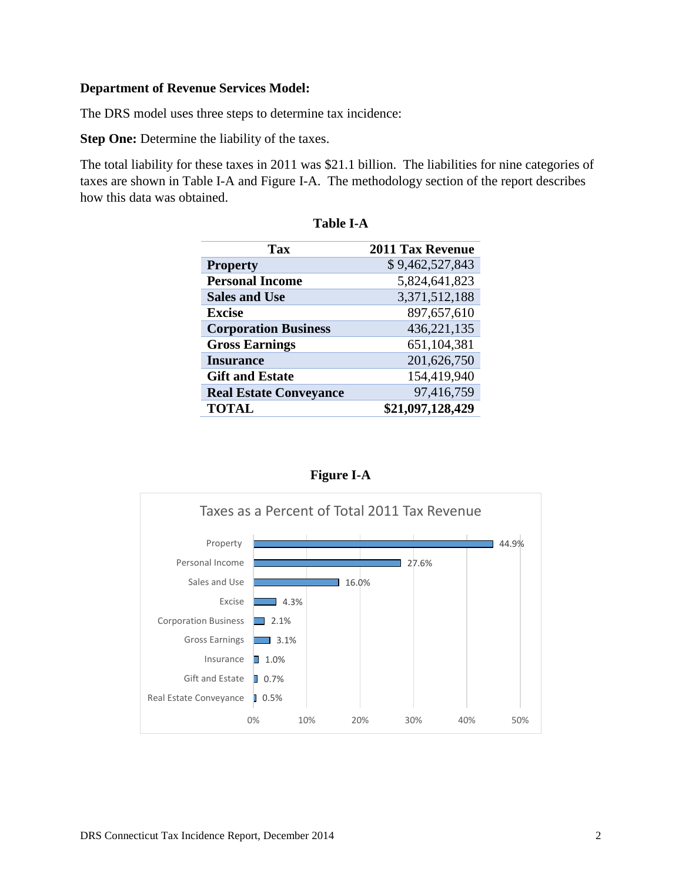**Department of Revenue Services Model:**

The DRS model uses three steps to determine tax incidence:

**Step One:** Determine the liability of the taxes.

The total liability for these taxes in 2011 was $21.1 billion. The liabilities for nine categories of taxes are shown in Table I-A and Figure I-A. The methodology section of the report describes how this data was obtained.

**Table I-A**

| Tax | 2011 Tax Revenue |
|---|---|
| **Property** | $ 9,462,527,843 |
| **Personal Income** | 5,824,641,823 |
| **Sales and Use** | 3,371,512,188 |
| **Excise** | 897,657,610 |
| **Corporation Business** | 436,221,135 |
| **Gross Earnings** | 651,104,381 |
| **Insurance** | 201,626,750 |
| **Gift and Estate** | 154,419,940 |
| **Real Estate Conveyance** | 97,416,759 |
| **TOTAL** | **$21,097,128,429** |

**Figure I-A**

Taxes as a Percent of Total 2011 Tax Revenue

| Tax | Percent |
|---|---|
| Property | 44.9% |
| Personal Income | 27.6% |
| Sales and Use | 16.0% |
| Excise | 4.3% |
| Corporation Business | 2.1% |
| Gross Earnings | 3.1% |
| Insurance | 1.0% |
| Gift and Estate | 0.7% |
| Real Estate Conveyance | 0.5% |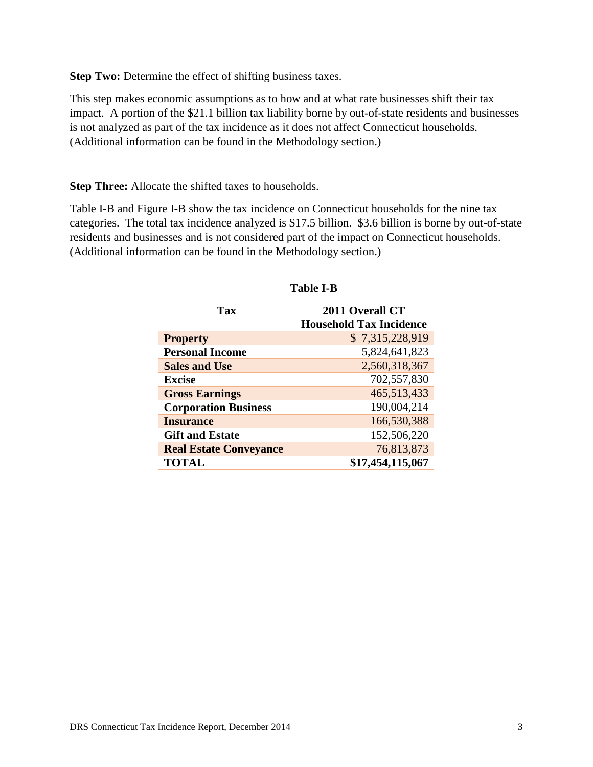**Step Two:** Determine the effect of shifting business taxes.

This step makes economic assumptions as to how and at what rate businesses shift their tax impact. A portion of the $21.1 billion tax liability borne by out-of-state residents and businesses is not analyzed as part of the tax incidence as it does not affect Connecticut households. (Additional information can be found in the Methodology section.)

**Step Three:** Allocate the shifted taxes to households.

Table I-B and Figure I-B show the tax incidence on Connecticut households for the nine tax categories. The total tax incidence analyzed is $17.5 billion. $3.6 billion is borne by out-of-state residents and businesses and is not considered part of the impact on Connecticut households. (Additional information can be found in the Methodology section.)

**Table I-B**

| Tax | 2011 Overall CT Household Tax Incidence |
|---|---|
| **Property** | $ 7,315,228,919 |
| **Personal Income** | 5,824,641,823 |
| **Sales and Use** | 2,560,318,367 |
| **Excise** | 702,557,830 |
| **Gross Earnings** | 465,513,433 |
| **Corporation Business** | 190,004,214 |
| **Insurance** | 166,530,388 |
| **Gift and Estate** | 152,506,220 |
| **Real Estate Conveyance** | 76,813,873 |
| **TOTAL** | **$17,454,115,067** |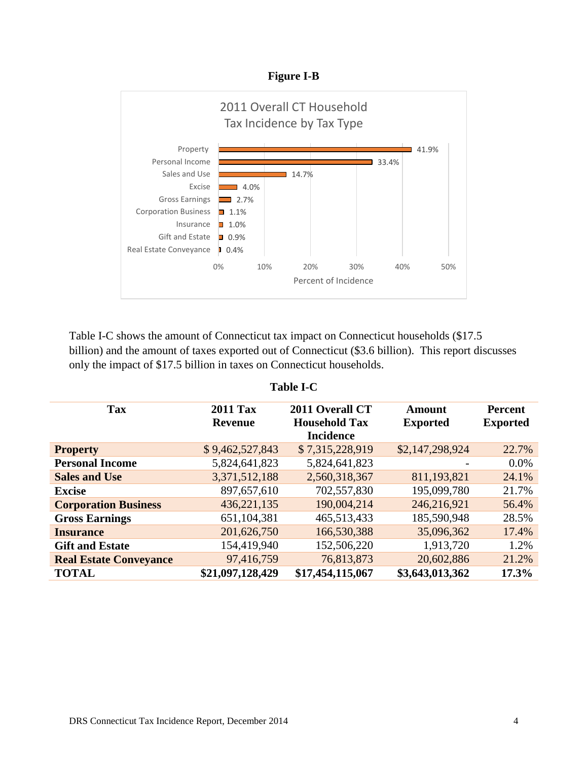**Figure I-B**

2011 Overall CT Household Tax Incidence by Tax Type

| Tax Type | Percent of Incidence |
|---|---|
| Property | 41.9% |
| Personal Income | 33.4% |
| Sales and Use | 14.7% |
| Excise | 4.0% |
| Gross Earnings | 2.7% |
| Corporation Business | 1.1% |
| Insurance | 1.0% |
| Gift and Estate | 0.9% |
| Real Estate Conveyance | 0.4% |

Table I-C shows the amount of Connecticut tax impact on Connecticut households ($17.5 billion) and the amount of taxes exported out of Connecticut ($3.6 billion). This report discusses only the impact of $17.5 billion in taxes on Connecticut households.

**Table I-C**

| Tax | 2011 Tax Revenue | 2011 Overall CT Household Tax Incidence | Amount Exported | Percent Exported |
|---|---|---|---|---|
| **Property** | $ 9,462,527,843 | $ 7,315,228,919 | $2,147,298,924 | 22.7% |
| **Personal Income** | 5,824,641,823 | 5,824,641,823 | - | 0.0% |
| **Sales and Use** | 3,371,512,188 | 2,560,318,367 | 811,193,821 | 24.1% |
| **Excise** | 897,657,610 | 702,557,830 | 195,099,780 | 21.7% |
| **Corporation Business** | 436,221,135 | 190,004,214 | 246,216,921 | 56.4% |
| **Gross Earnings** | 651,104,381 | 465,513,433 | 185,590,948 | 28.5% |
| **Insurance** | 201,626,750 | 166,530,388 | 35,096,362 | 17.4% |
| **Gift and Estate** | 154,419,940 | 152,506,220 | 1,913,720 | 1.2% |
| **Real Estate Conveyance** | 97,416,759 | 76,813,873 | 20,602,886 | 21.2% |
| **TOTAL** | **$21,097,128,429** | **$17,454,115,067** | **$3,643,013,362** | **17.3%** |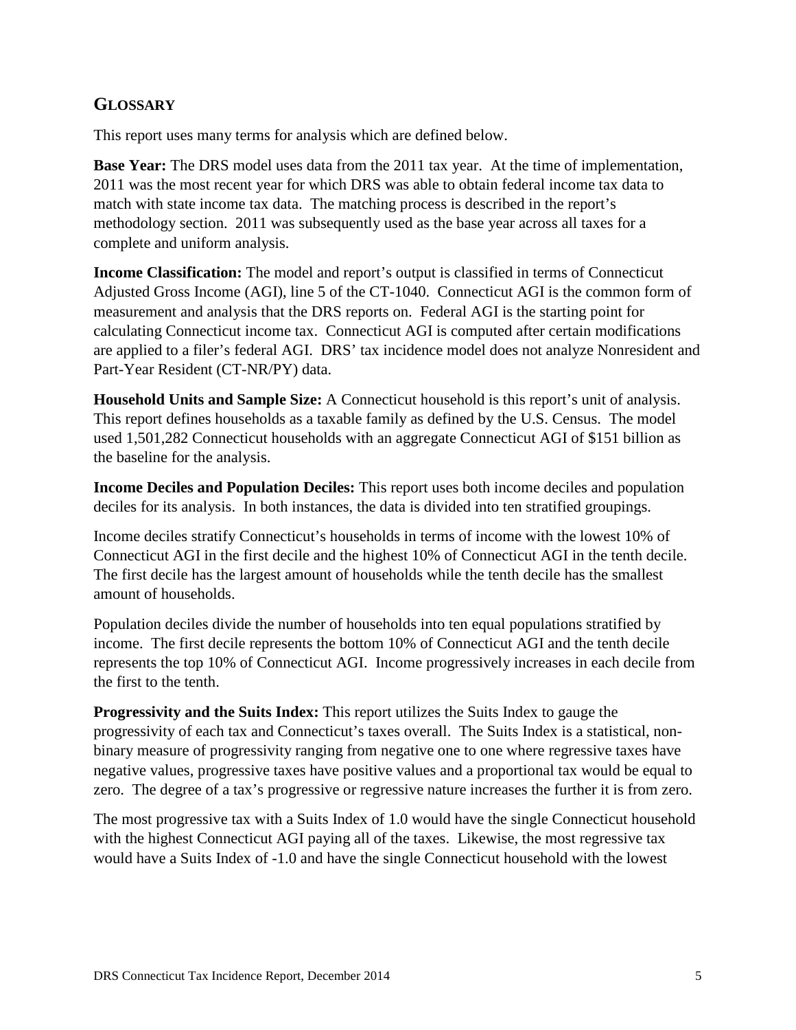## GLOSSARY

This report uses many terms for analysis which are defined below.

**Base Year:** The DRS model uses data from the 2011 tax year. At the time of implementation, 2011 was the most recent year for which DRS was able to obtain federal income tax data to match with state income tax data. The matching process is described in the report's methodology section. 2011 was subsequently used as the base year across all taxes for a complete and uniform analysis.

**Income Classification:** The model and report's output is classified in terms of Connecticut Adjusted Gross Income (AGI), line 5 of the CT-1040. Connecticut AGI is the common form of measurement and analysis that the DRS reports on. Federal AGI is the starting point for calculating Connecticut income tax. Connecticut AGI is computed after certain modifications are applied to a filer's federal AGI. DRS' tax incidence model does not analyze Nonresident and Part-Year Resident (CT-NR/PY) data.

**Household Units and Sample Size:** A Connecticut household is this report's unit of analysis. This report defines households as a taxable family as defined by the U.S. Census. The model used 1,501,282 Connecticut households with an aggregate Connecticut AGI of $151 billion as the baseline for the analysis.

**Income Deciles and Population Deciles:** This report uses both income deciles and population deciles for its analysis. In both instances, the data is divided into ten stratified groupings.

Income deciles stratify Connecticut's households in terms of income with the lowest 10% of Connecticut AGI in the first decile and the highest 10% of Connecticut AGI in the tenth decile. The first decile has the largest amount of households while the tenth decile has the smallest amount of households.

Population deciles divide the number of households into ten equal populations stratified by income. The first decile represents the bottom 10% of Connecticut AGI and the tenth decile represents the top 10% of Connecticut AGI. Income progressively increases in each decile from the first to the tenth.

**Progressivity and the Suits Index:** This report utilizes the Suits Index to gauge the progressivity of each tax and Connecticut's taxes overall. The Suits Index is a statistical, non-binary measure of progressivity ranging from negative one to one where regressive taxes have negative values, progressive taxes have positive values and a proportional tax would be equal to zero. The degree of a tax's progressive or regressive nature increases the further it is from zero.

The most progressive tax with a Suits Index of 1.0 would have the single Connecticut household with the highest Connecticut AGI paying all of the taxes. Likewise, the most regressive tax would have a Suits Index of -1.0 and have the single Connecticut household with the lowest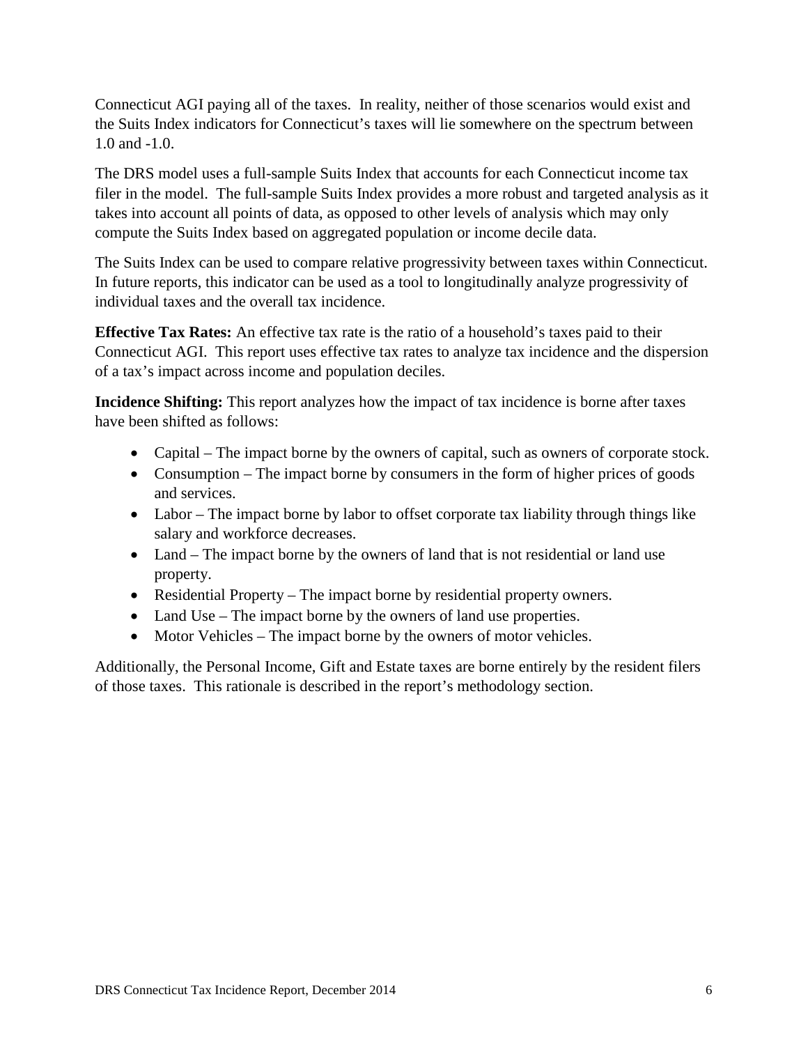Connecticut AGI paying all of the taxes. In reality, neither of those scenarios would exist and the Suits Index indicators for Connecticut's taxes will lie somewhere on the spectrum between 1.0 and -1.0.

The DRS model uses a full-sample Suits Index that accounts for each Connecticut income tax filer in the model. The full-sample Suits Index provides a more robust and targeted analysis as it takes into account all points of data, as opposed to other levels of analysis which may only compute the Suits Index based on aggregated population or income decile data.

The Suits Index can be used to compare relative progressivity between taxes within Connecticut. In future reports, this indicator can be used as a tool to longitudinally analyze progressivity of individual taxes and the overall tax incidence.

**Effective Tax Rates:** An effective tax rate is the ratio of a household's taxes paid to their Connecticut AGI. This report uses effective tax rates to analyze tax incidence and the dispersion of a tax's impact across income and population deciles.

**Incidence Shifting:** This report analyzes how the impact of tax incidence is borne after taxes have been shifted as follows:

- Capital – The impact borne by the owners of capital, such as owners of corporate stock.
- Consumption – The impact borne by consumers in the form of higher prices of goods and services.
- Labor – The impact borne by labor to offset corporate tax liability through things like salary and workforce decreases.
- Land – The impact borne by the owners of land that is not residential or land use property.
- Residential Property – The impact borne by residential property owners.
- Land Use – The impact borne by the owners of land use properties.
- Motor Vehicles – The impact borne by the owners of motor vehicles.

Additionally, the Personal Income, Gift and Estate taxes are borne entirely by the resident filers of those taxes. This rationale is described in the report's methodology section.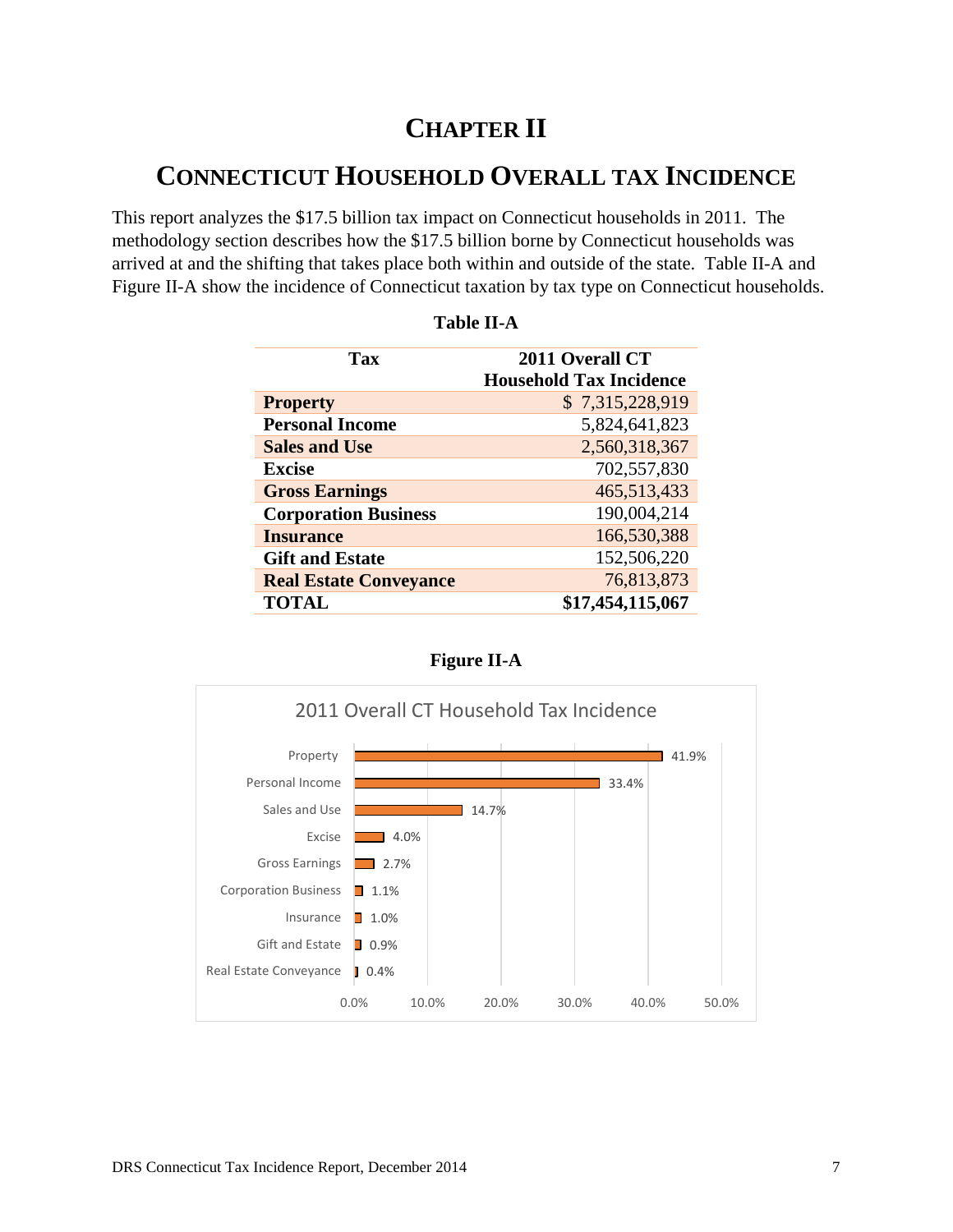# CHAPTER II

## CONNECTICUT HOUSEHOLD OVERALL TAX INCIDENCE

This report analyzes the $17.5 billion tax impact on Connecticut households in 2011. The methodology section describes how the $17.5 billion borne by Connecticut households was arrived at and the shifting that takes place both within and outside of the state. Table II-A and Figure II-A show the incidence of Connecticut taxation by tax type on Connecticut households.

**Table II-A**

| Tax | 2011 Overall CT Household Tax Incidence |
|---|---|
| **Property** | $ 7,315,228,919 |
| **Personal Income** | 5,824,641,823 |
| **Sales and Use** | 2,560,318,367 |
| **Excise** | 702,557,830 |
| **Gross Earnings** | 465,513,433 |
| **Corporation Business** | 190,004,214 |
| **Insurance** | 166,530,388 |
| **Gift and Estate** | 152,506,220 |
| **Real Estate Conveyance** | 76,813,873 |
| **TOTAL** | **$17,454,115,067** |

**Figure II-A**

2011 Overall CT Household Tax Incidence

| Tax | Share |
|---|---|
| Property | 41.9% |
| Personal Income | 33.4% |
| Sales and Use | 14.7% |
| Excise | 4.0% |
| Gross Earnings | 2.7% |
| Corporation Business | 1.1% |
| Insurance | 1.0% |
| Gift and Estate | 0.9% |
| Real Estate Conveyance | 0.4% |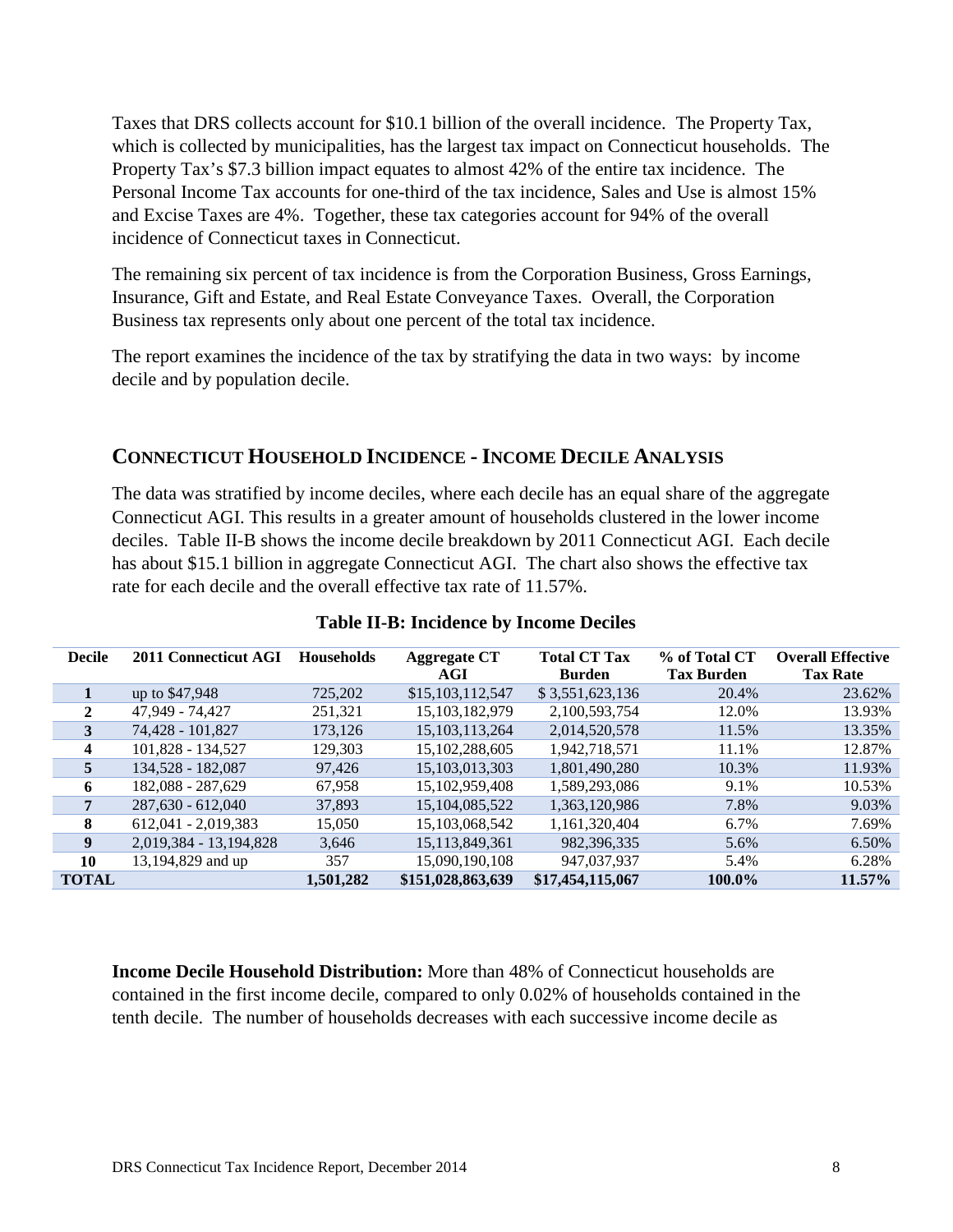Taxes that DRS collects account for $10.1 billion of the overall incidence. The Property Tax, which is collected by municipalities, has the largest tax impact on Connecticut households. The Property Tax's $7.3 billion impact equates to almost 42% of the entire tax incidence. The Personal Income Tax accounts for one-third of the tax incidence, Sales and Use is almost 15% and Excise Taxes are 4%. Together, these tax categories account for 94% of the overall incidence of Connecticut taxes in Connecticut.

The remaining six percent of tax incidence is from the Corporation Business, Gross Earnings, Insurance, Gift and Estate, and Real Estate Conveyance Taxes. Overall, the Corporation Business tax represents only about one percent of the total tax incidence.

The report examines the incidence of the tax by stratifying the data in two ways: by income decile and by population decile.

## CONNECTICUT HOUSEHOLD INCIDENCE - INCOME DECILE ANALYSIS

The data was stratified by income deciles, where each decile has an equal share of the aggregate Connecticut AGI. This results in a greater amount of households clustered in the lower income deciles. Table II-B shows the income decile breakdown by 2011 Connecticut AGI. Each decile has about $15.1 billion in aggregate Connecticut AGI. The chart also shows the effective tax rate for each decile and the overall effective tax rate of 11.57%.

**Table II-B: Incidence by Income Deciles**

| Decile | 2011 Connecticut AGI | Households | Aggregate CT AGI | Total CT Tax Burden | % of Total CT Tax Burden | Overall Effective Tax Rate |
|---|---|---|---|---|---|---|
| **1** | up to $47,948 | 725,202 | $15,103,112,547 | $ 3,551,623,136 | 20.4% | 23.62% |
| **2** | 47,949 - 74,427 | 251,321 | 15,103,182,979 | 2,100,593,754 | 12.0% | 13.93% |
| **3** | 74,428 - 101,827 | 173,126 | 15,103,113,264 | 2,014,520,578 | 11.5% | 13.35% |
| **4** | 101,828 - 134,527 | 129,303 | 15,102,288,605 | 1,942,718,571 | 11.1% | 12.87% |
| **5** | 134,528 - 182,087 | 97,426 | 15,103,013,303 | 1,801,490,280 | 10.3% | 11.93% |
| **6** | 182,088 - 287,629 | 67,958 | 15,102,959,408 | 1,589,293,086 | 9.1% | 10.53% |
| **7** | 287,630 - 612,040 | 37,893 | 15,104,085,522 | 1,363,120,986 | 7.8% | 9.03% |
| **8** | 612,041 - 2,019,383 | 15,050 | 15,103,068,542 | 1,161,320,404 | 6.7% | 7.69% |
| **9** | 2,019,384 - 13,194,828 | 3,646 | 15,113,849,361 | 982,396,335 | 5.6% | 6.50% |
| **10** | 13,194,829 and up | 357 | 15,090,190,108 | 947,037,937 | 5.4% | 6.28% |
| **TOTAL** | | **1,501,282** | **$151,028,863,639** | **$17,454,115,067** | **100.0%** | **11.57%** |

**Income Decile Household Distribution:** More than 48% of Connecticut households are contained in the first income decile, compared to only 0.02% of households contained in the tenth decile. The number of households decreases with each successive income decile as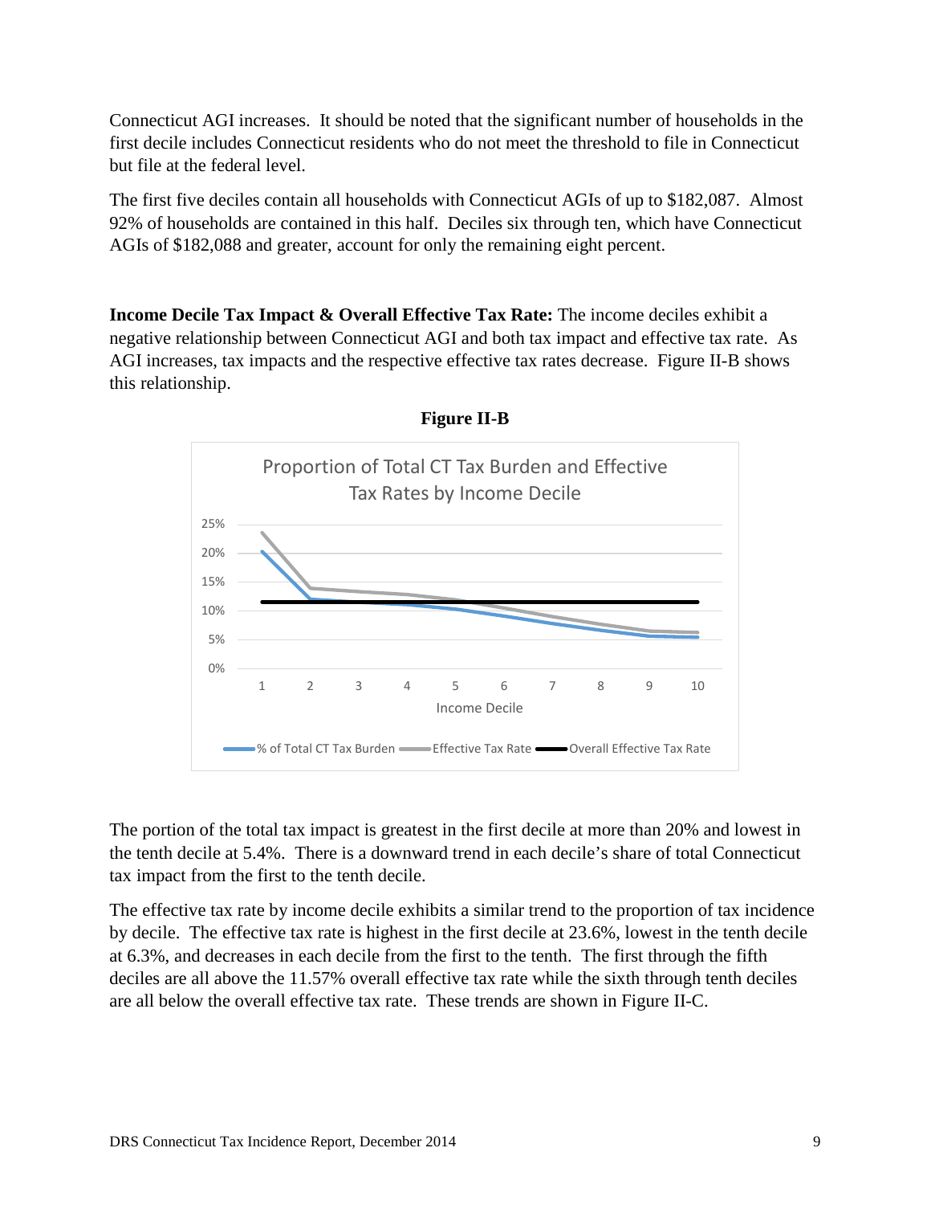Connecticut AGI increases. It should be noted that the significant number of households in the first decile includes Connecticut residents who do not meet the threshold to file in Connecticut but file at the federal level.

The first five deciles contain all households with Connecticut AGIs of up to $182,087. Almost 92% of households are contained in this half. Deciles six through ten, which have Connecticut AGIs of $182,088 and greater, account for only the remaining eight percent.

**Income Decile Tax Impact & Overall Effective Tax Rate:** The income deciles exhibit a negative relationship between Connecticut AGI and both tax impact and effective tax rate. As AGI increases, tax impacts and the respective effective tax rates decrease. Figure II-B shows this relationship.

**Figure II-B**

The portion of the total tax impact is greatest in the first decile at more than 20% and lowest in the tenth decile at 5.4%. There is a downward trend in each decile's share of total Connecticut tax impact from the first to the tenth decile.

The effective tax rate by income decile exhibits a similar trend to the proportion of tax incidence by decile. The effective tax rate is highest in the first decile at 23.6%, lowest in the tenth decile at 6.3%, and decreases in each decile from the first to the tenth. The first through the fifth deciles are all above the 11.57% overall effective tax rate while the sixth through tenth deciles are all below the overall effective tax rate. These trends are shown in Figure II-C.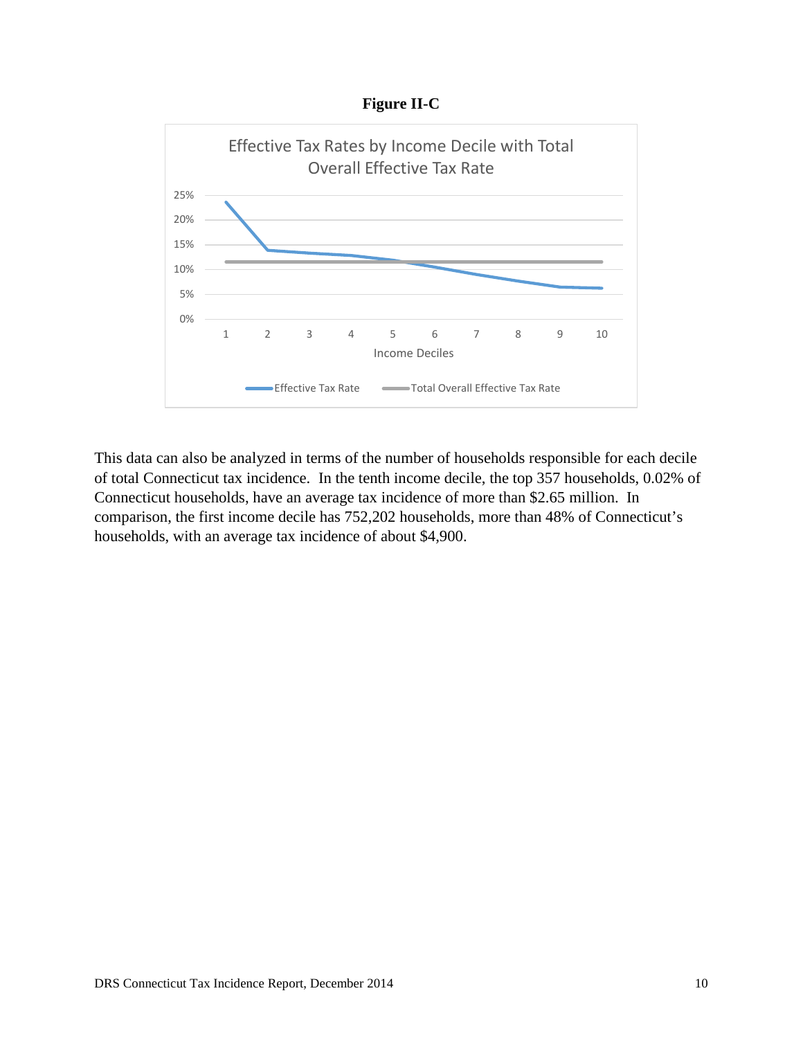**Figure II-C**

This data can also be analyzed in terms of the number of households responsible for each decile of total Connecticut tax incidence. In the tenth income decile, the top 357 households, 0.02% of Connecticut households, have an average tax incidence of more than $2.65 million. In comparison, the first income decile has 752,202 households, more than 48% of Connecticut's households, with an average tax incidence of about $4,900.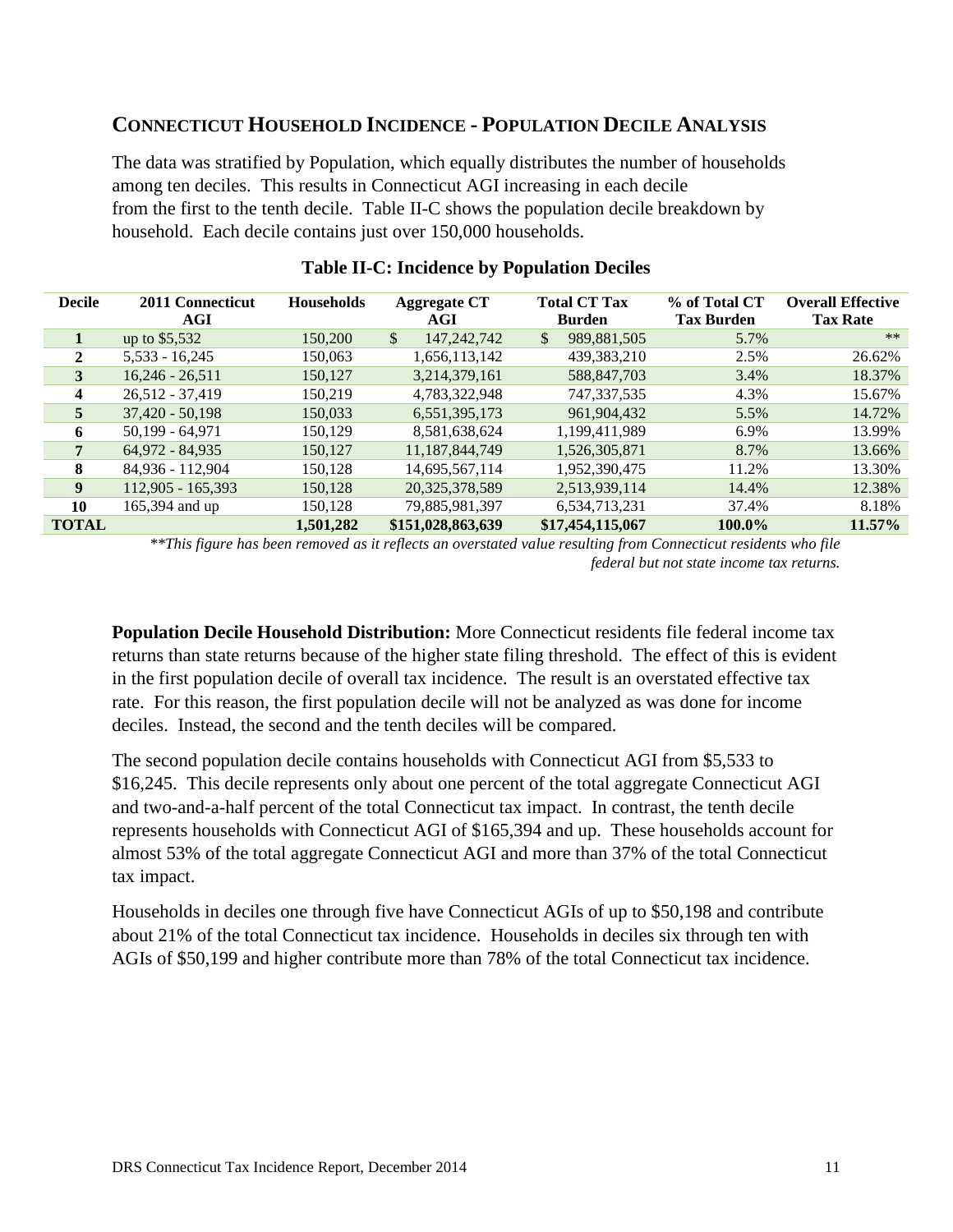## CONNECTICUT HOUSEHOLD INCIDENCE - POPULATION DECILE ANALYSIS

The data was stratified by Population, which equally distributes the number of households among ten deciles. This results in Connecticut AGI increasing in each decile from the first to the tenth decile. Table II-C shows the population decile breakdown by household. Each decile contains just over 150,000 households.

**Table II-C: Incidence by Population Deciles**

| Decile | 2011 Connecticut AGI | Households | Aggregate CT AGI | Total CT Tax Burden | % of Total CT Tax Burden | Overall Effective Tax Rate |
|---|---|---|---|---|---|---|
| **1** | up to $5,532 | 150,200 | $ 147,242,742 | $ 989,881,505 | 5.7% | ** |
| **2** | 5,533 - 16,245 | 150,063 | 1,656,113,142 | 439,383,210 | 2.5% | 26.62% |
| **3** | 16,246 - 26,511 | 150,127 | 3,214,379,161 | 588,847,703 | 3.4% | 18.37% |
| **4** | 26,512 - 37,419 | 150,219 | 4,783,322,948 | 747,337,535 | 4.3% | 15.67% |
| **5** | 37,420 - 50,198 | 150,033 | 6,551,395,173 | 961,904,432 | 5.5% | 14.72% |
| **6** | 50,199 - 64,971 | 150,129 | 8,581,638,624 | 1,199,411,989 | 6.9% | 13.99% |
| **7** | 64,972 - 84,935 | 150,127 | 11,187,844,749 | 1,526,305,871 | 8.7% | 13.66% |
| **8** | 84,936 - 112,904 | 150,128 | 14,695,567,114 | 1,952,390,475 | 11.2% | 13.30% |
| **9** | 112,905 - 165,393 | 150,128 | 20,325,378,589 | 2,513,939,114 | 14.4% | 12.38% |
| **10** | 165,394 and up | 150,128 | 79,885,981,397 | 6,534,713,231 | 37.4% | 8.18% |
| **TOTAL** | | **1,501,282** | **$151,028,863,639** | **$17,454,115,067** | **100.0%** | **11.57%** |

*\*\*This figure has been removed as it reflects an overstated value resulting from Connecticut residents who file federal but not state income tax returns.*

**Population Decile Household Distribution:** More Connecticut residents file federal income tax returns than state returns because of the higher state filing threshold. The effect of this is evident in the first population decile of overall tax incidence. The result is an overstated effective tax rate. For this reason, the first population decile will not be analyzed as was done for income deciles. Instead, the second and the tenth deciles will be compared.

The second population decile contains households with Connecticut AGI from $5,533 to $16,245. This decile represents only about one percent of the total aggregate Connecticut AGI and two-and-a-half percent of the total Connecticut tax impact. In contrast, the tenth decile represents households with Connecticut AGI of $165,394 and up. These households account for almost 53% of the total aggregate Connecticut AGI and more than 37% of the total Connecticut tax impact.

Households in deciles one through five have Connecticut AGIs of up to $50,198 and contribute about 21% of the total Connecticut tax incidence. Households in deciles six through ten with AGIs of $50,199 and higher contribute more than 78% of the total Connecticut tax incidence.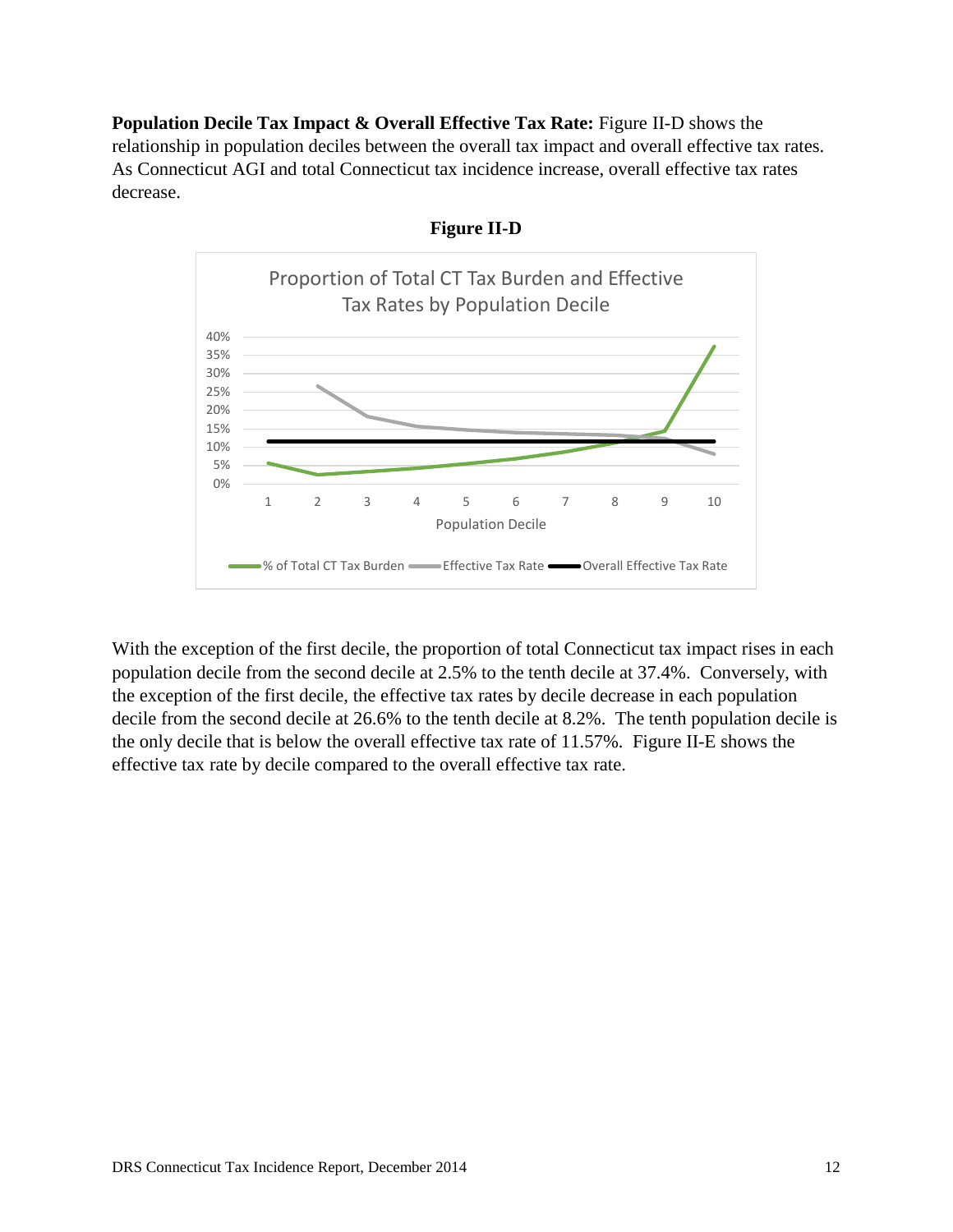**Population Decile Tax Impact & Overall Effective Tax Rate:** Figure II-D shows the relationship in population deciles between the overall tax impact and overall effective tax rates. As Connecticut AGI and total Connecticut tax incidence increase, overall effective tax rates decrease.

**Figure II-D**

With the exception of the first decile, the proportion of total Connecticut tax impact rises in each population decile from the second decile at 2.5% to the tenth decile at 37.4%. Conversely, with the exception of the first decile, the effective tax rates by decile decrease in each population decile from the second decile at 26.6% to the tenth decile at 8.2%. The tenth population decile is the only decile that is below the overall effective tax rate of 11.57%. Figure II-E shows the effective tax rate by decile compared to the overall effective tax rate.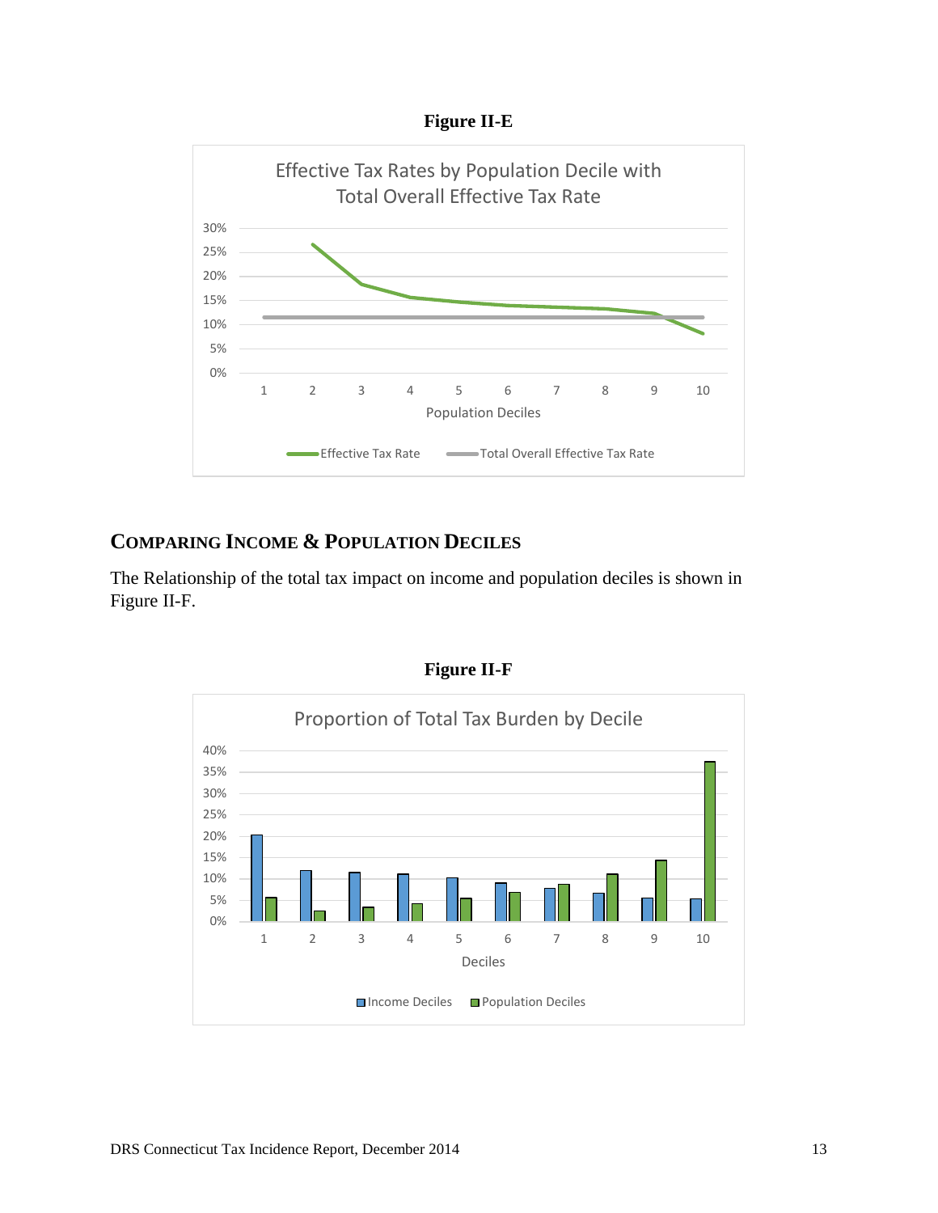**Figure II-E**

**COMPARING INCOME & POPULATION DECILES**

The Relationship of the total tax impact on income and population deciles is shown in Figure II-F.

**Figure II-F**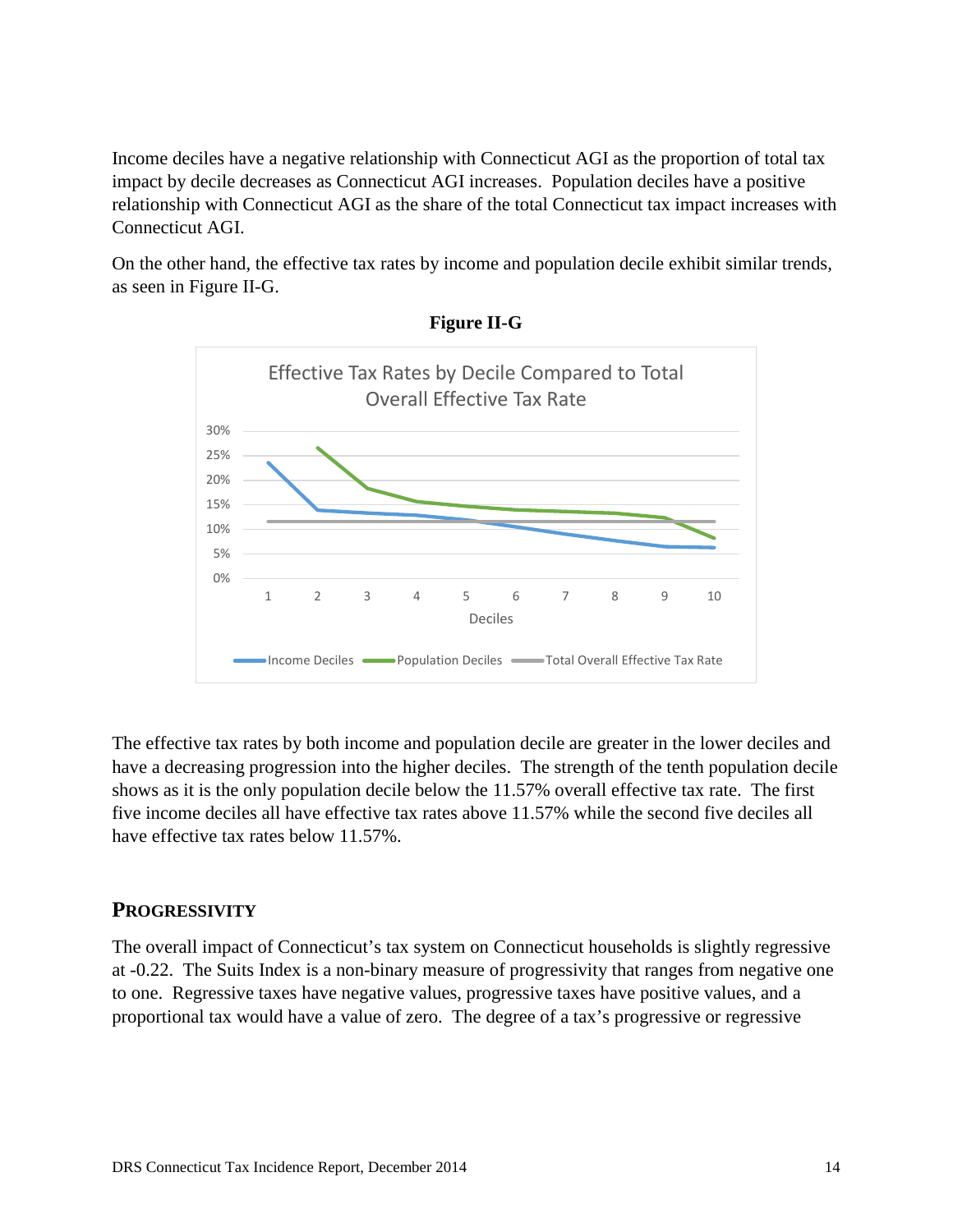Income deciles have a negative relationship with Connecticut AGI as the proportion of total tax impact by decile decreases as Connecticut AGI increases. Population deciles have a positive relationship with Connecticut AGI as the share of the total Connecticut tax impact increases with Connecticut AGI.

On the other hand, the effective tax rates by income and population decile exhibit similar trends, as seen in Figure II-G.

**Figure II-G**

The effective tax rates by both income and population decile are greater in the lower deciles and have a decreasing progression into the higher deciles. The strength of the tenth population decile shows as it is the only population decile below the 11.57% overall effective tax rate. The first five income deciles all have effective tax rates above 11.57% while the second five deciles all have effective tax rates below 11.57%.

## PROGRESSIVITY

The overall impact of Connecticut's tax system on Connecticut households is slightly regressive at -0.22. The Suits Index is a non-binary measure of progressivity that ranges from negative one to one. Regressive taxes have negative values, progressive taxes have positive values, and a proportional tax would have a value of zero. The degree of a tax's progressive or regressive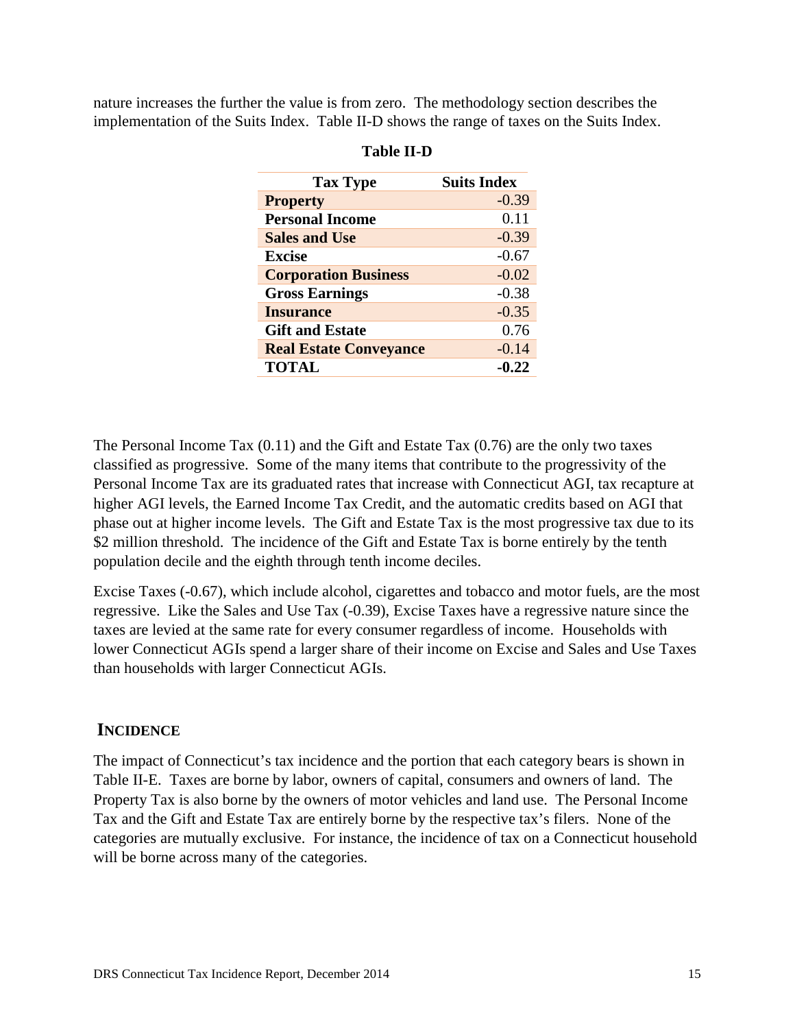nature increases the further the value is from zero. The methodology section describes the implementation of the Suits Index. Table II-D shows the range of taxes on the Suits Index.

**Table II-D**

| Tax Type | Suits Index |
| --- | ---: |
| **Property** | -0.39 |
| **Personal Income** | 0.11 |
| **Sales and Use** | -0.39 |
| **Excise** | -0.67 |
| **Corporation Business** | -0.02 |
| **Gross Earnings** | -0.38 |
| **Insurance** | -0.35 |
| **Gift and Estate** | 0.76 |
| **Real Estate Conveyance** | -0.14 |
| **TOTAL** | **-0.22** |

The Personal Income Tax (0.11) and the Gift and Estate Tax (0.76) are the only two taxes classified as progressive. Some of the many items that contribute to the progressivity of the Personal Income Tax are its graduated rates that increase with Connecticut AGI, tax recapture at higher AGI levels, the Earned Income Tax Credit, and the automatic credits based on AGI that phase out at higher income levels. The Gift and Estate Tax is the most progressive tax due to its $2 million threshold. The incidence of the Gift and Estate Tax is borne entirely by the tenth population decile and the eighth through tenth income deciles.

Excise Taxes (-0.67), which include alcohol, cigarettes and tobacco and motor fuels, are the most regressive. Like the Sales and Use Tax (-0.39), Excise Taxes have a regressive nature since the taxes are levied at the same rate for every consumer regardless of income. Households with lower Connecticut AGIs spend a larger share of their income on Excise and Sales and Use Taxes than households with larger Connecticut AGIs.

## INCIDENCE

The impact of Connecticut's tax incidence and the portion that each category bears is shown in Table II-E. Taxes are borne by labor, owners of capital, consumers and owners of land. The Property Tax is also borne by the owners of motor vehicles and land use. The Personal Income Tax and the Gift and Estate Tax are entirely borne by the respective tax's filers. None of the categories are mutually exclusive. For instance, the incidence of tax on a Connecticut household will be borne across many of the categories.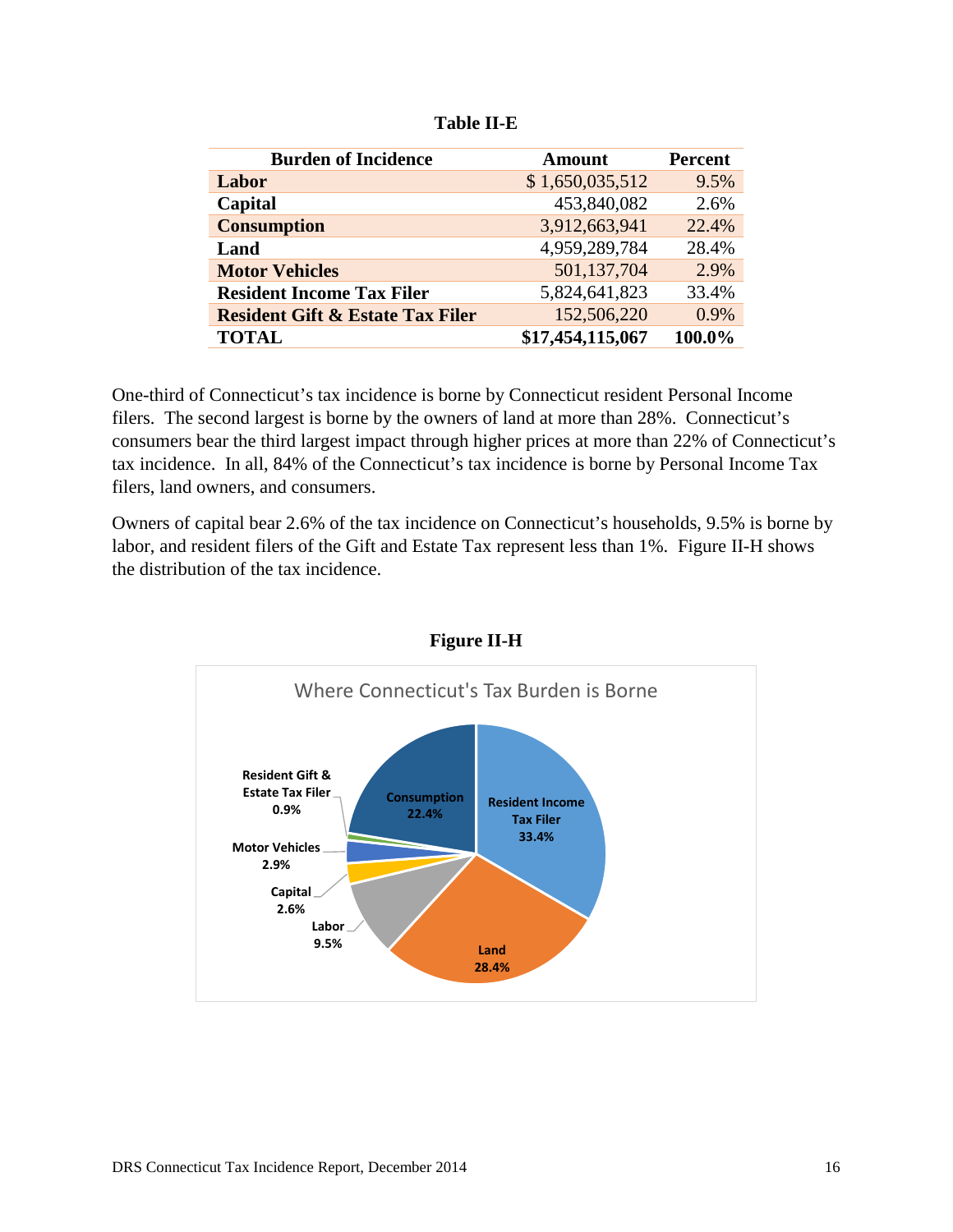**Table II-E**

| Burden of Incidence | Amount | Percent |
|---|---|---|
| **Labor** | $ 1,650,035,512 | 9.5% |
| **Capital** | 453,840,082 | 2.6% |
| **Consumption** | 3,912,663,941 | 22.4% |
| **Land** | 4,959,289,784 | 28.4% |
| **Motor Vehicles** | 501,137,704 | 2.9% |
| **Resident Income Tax Filer** | 5,824,641,823 | 33.4% |
| **Resident Gift & Estate Tax Filer** | 152,506,220 | 0.9% |
| **TOTAL** | **$17,454,115,067** | **100.0%** |

One-third of Connecticut's tax incidence is borne by Connecticut resident Personal Income filers. The second largest is borne by the owners of land at more than 28%. Connecticut's consumers bear the third largest impact through higher prices at more than 22% of Connecticut's tax incidence. In all, 84% of the Connecticut's tax incidence is borne by Personal Income Tax filers, land owners, and consumers.

Owners of capital bear 2.6% of the tax incidence on Connecticut's households, 9.5% is borne by labor, and resident filers of the Gift and Estate Tax represent less than 1%. Figure II-H shows the distribution of the tax incidence.

**Figure II-H**

Where Connecticut's Tax Burden is Borne

| Category | Percent |
|---|---|
| Resident Income Tax Filer | 33.4% |
| Land | 28.4% |
| Consumption | 22.4% |
| Labor | 9.5% |
| Motor Vehicles | 2.9% |
| Capital | 2.6% |
| Resident Gift & Estate Tax Filer | 0.9% |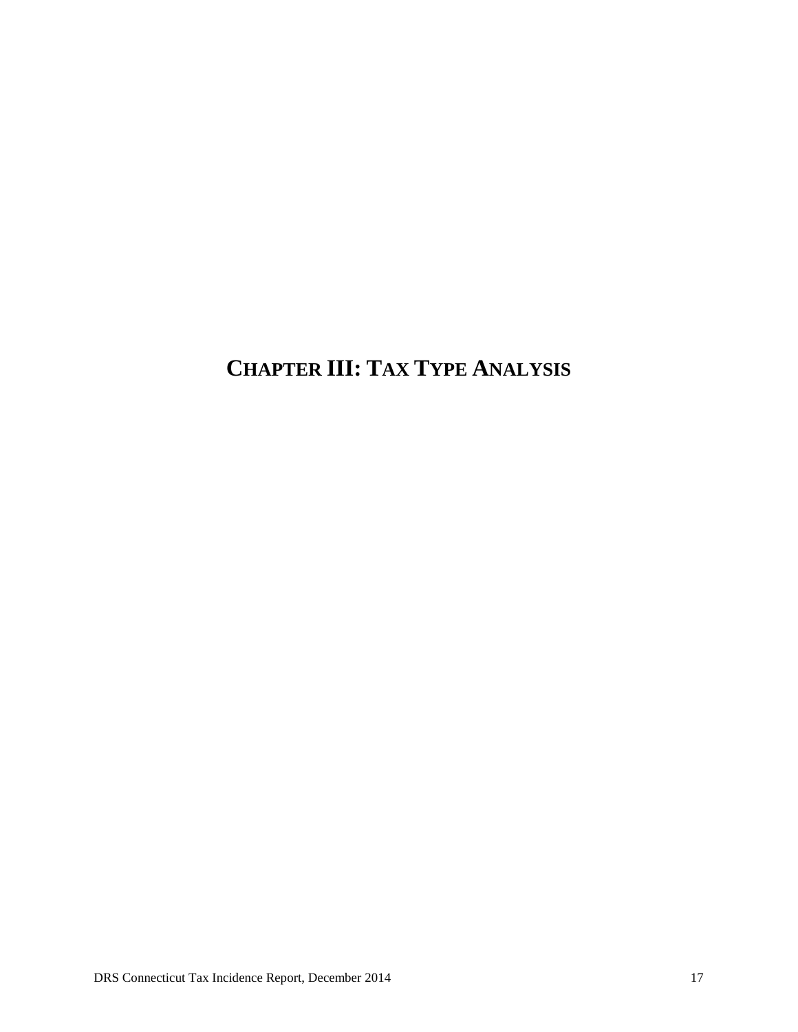# CHAPTER III: TAX TYPE ANALYSIS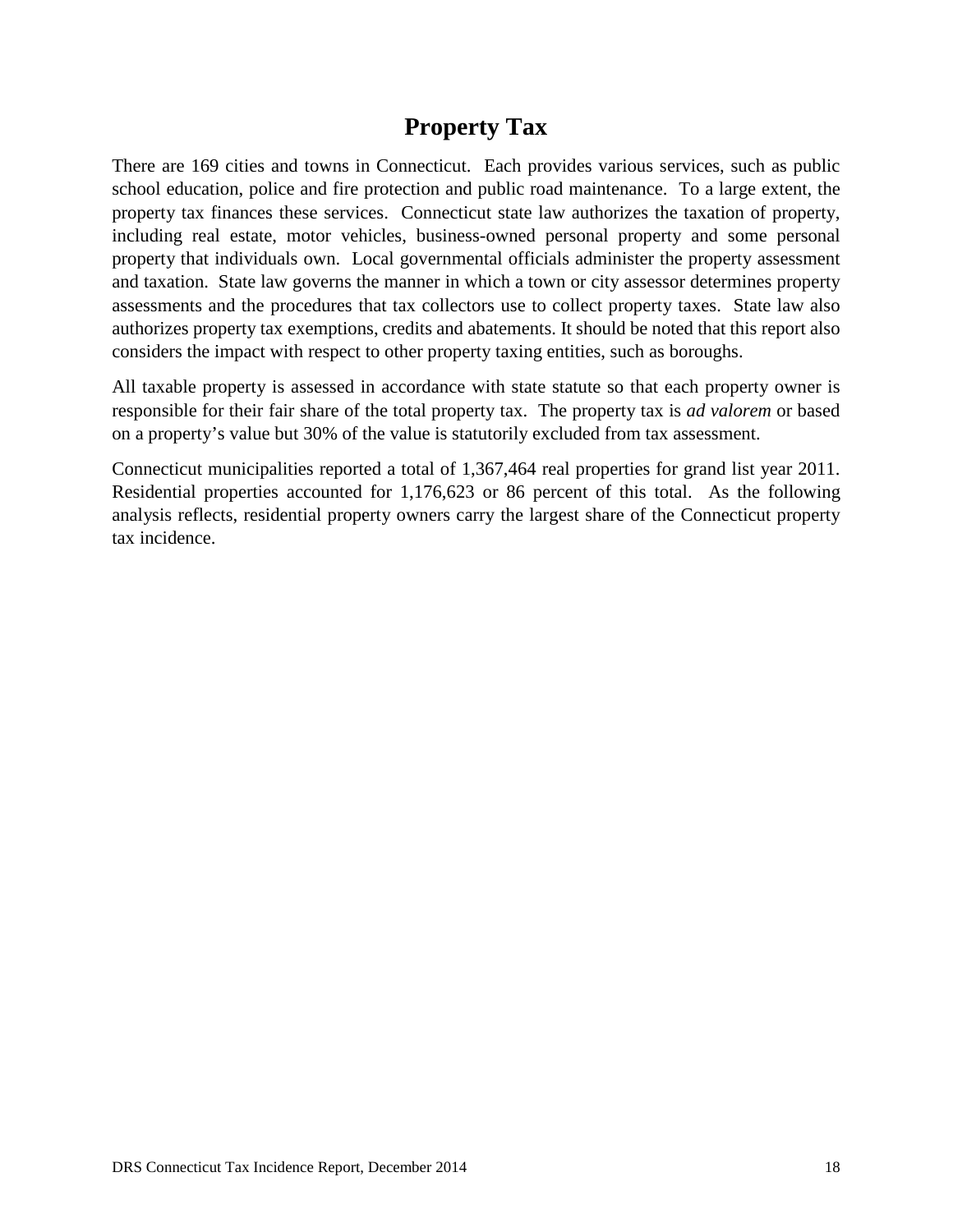# Property Tax

There are 169 cities and towns in Connecticut. Each provides various services, such as public school education, police and fire protection and public road maintenance. To a large extent, the property tax finances these services. Connecticut state law authorizes the taxation of property, including real estate, motor vehicles, business-owned personal property and some personal property that individuals own. Local governmental officials administer the property assessment and taxation. State law governs the manner in which a town or city assessor determines property assessments and the procedures that tax collectors use to collect property taxes. State law also authorizes property tax exemptions, credits and abatements. It should be noted that this report also considers the impact with respect to other property taxing entities, such as boroughs.

All taxable property is assessed in accordance with state statute so that each property owner is responsible for their fair share of the total property tax. The property tax is *ad valorem* or based on a property's value but 30% of the value is statutorily excluded from tax assessment.

Connecticut municipalities reported a total of 1,367,464 real properties for grand list year 2011. Residential properties accounted for 1,176,623 or 86 percent of this total. As the following analysis reflects, residential property owners carry the largest share of the Connecticut property tax incidence.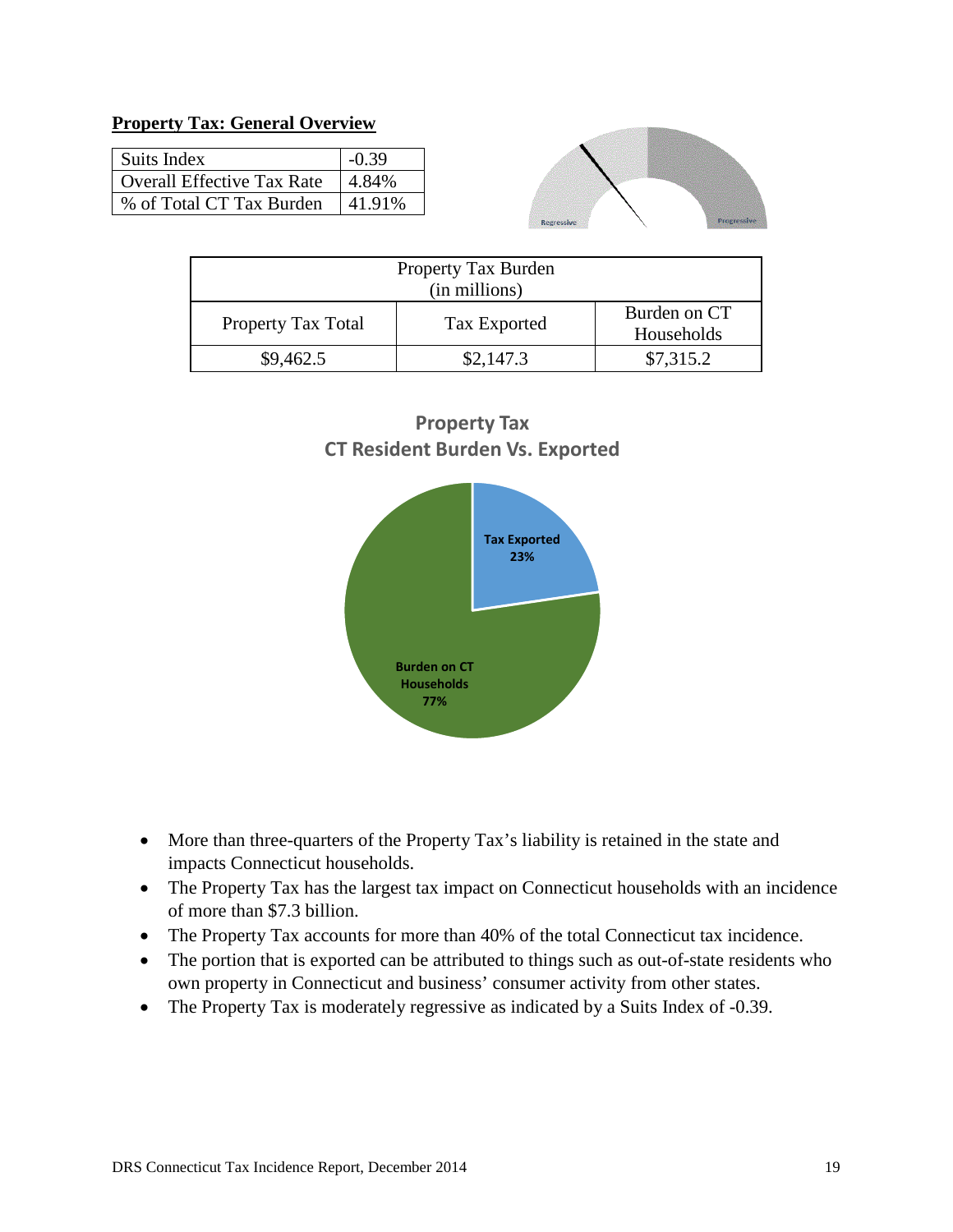**Property Tax: General Overview**

| Suits Index | -0.39 |
|---|---|
| Overall Effective Tax Rate | 4.84% |
| % of Total CT Tax Burden | 41.91% |

| Property Tax Burden (in millions) | | |
|---|---|---|
| Property Tax Total | Tax Exported | Burden on CT Households |
| $9,462.5 | $2,147.3 | $7,315.2 |

**Property Tax**
**CT Resident Burden Vs. Exported**

Tax Exported 23%

Burden on CT Households 77%

- More than three-quarters of the Property Tax's liability is retained in the state and impacts Connecticut households.
- The Property Tax has the largest tax impact on Connecticut households with an incidence of more than $7.3 billion.
- The Property Tax accounts for more than 40% of the total Connecticut tax incidence.
- The portion that is exported can be attributed to things such as out-of-state residents who own property in Connecticut and business' consumer activity from other states.
- The Property Tax is moderately regressive as indicated by a Suits Index of -0.39.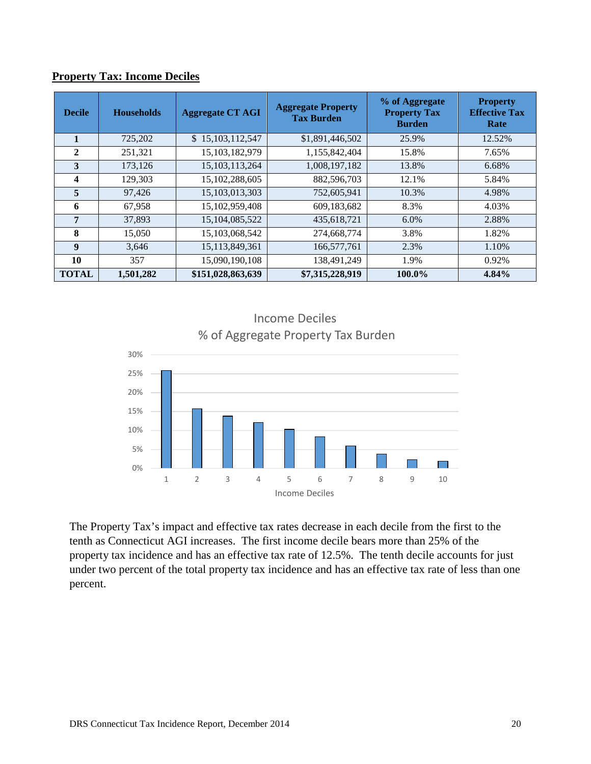## Property Tax: Income Deciles

| Decile | Households | Aggregate CT AGI | Aggregate Property Tax Burden | % of Aggregate Property Tax Burden | Property Effective Tax Rate |
|---|---|---|---|---|---|
| **1** | 725,202 | $ 15,103,112,547 | $1,891,446,502 | 25.9% | 12.52% |
| **2** | 251,321 | 15,103,182,979 | 1,155,842,404 | 15.8% | 7.65% |
| **3** | 173,126 | 15,103,113,264 | 1,008,197,182 | 13.8% | 6.68% |
| **4** | 129,303 | 15,102,288,605 | 882,596,703 | 12.1% | 5.84% |
| **5** | 97,426 | 15,103,013,303 | 752,605,941 | 10.3% | 4.98% |
| **6** | 67,958 | 15,102,959,408 | 609,183,682 | 8.3% | 4.03% |
| **7** | 37,893 | 15,104,085,522 | 435,618,721 | 6.0% | 2.88% |
| **8** | 15,050 | 15,103,068,542 | 274,668,774 | 3.8% | 1.82% |
| **9** | 3,646 | 15,113,849,361 | 166,577,761 | 2.3% | 1.10% |
| **10** | 357 | 15,090,190,108 | 138,491,249 | 1.9% | 0.92% |
| **TOTAL** | **1,501,282** | **$151,028,863,639** | **$7,315,228,919** | **100.0%** | **4.84%** |

Income Deciles
% of Aggregate Property Tax Burden

| Income Decile | % of Aggregate Property Tax Burden |
|---|---|
| 1 | 25.9% |
| 2 | 15.8% |
| 3 | 13.8% |
| 4 | 12.1% |
| 5 | 10.3% |
| 6 | 8.3% |
| 7 | 6.0% |
| 8 | 3.8% |
| 9 | 2.3% |
| 10 | 1.9% |

The Property Tax's impact and effective tax rates decrease in each decile from the first to the tenth as Connecticut AGI increases. The first income decile bears more than 25% of the property tax incidence and has an effective tax rate of 12.5%. The tenth decile accounts for just under two percent of the total property tax incidence and has an effective tax rate of less than one percent.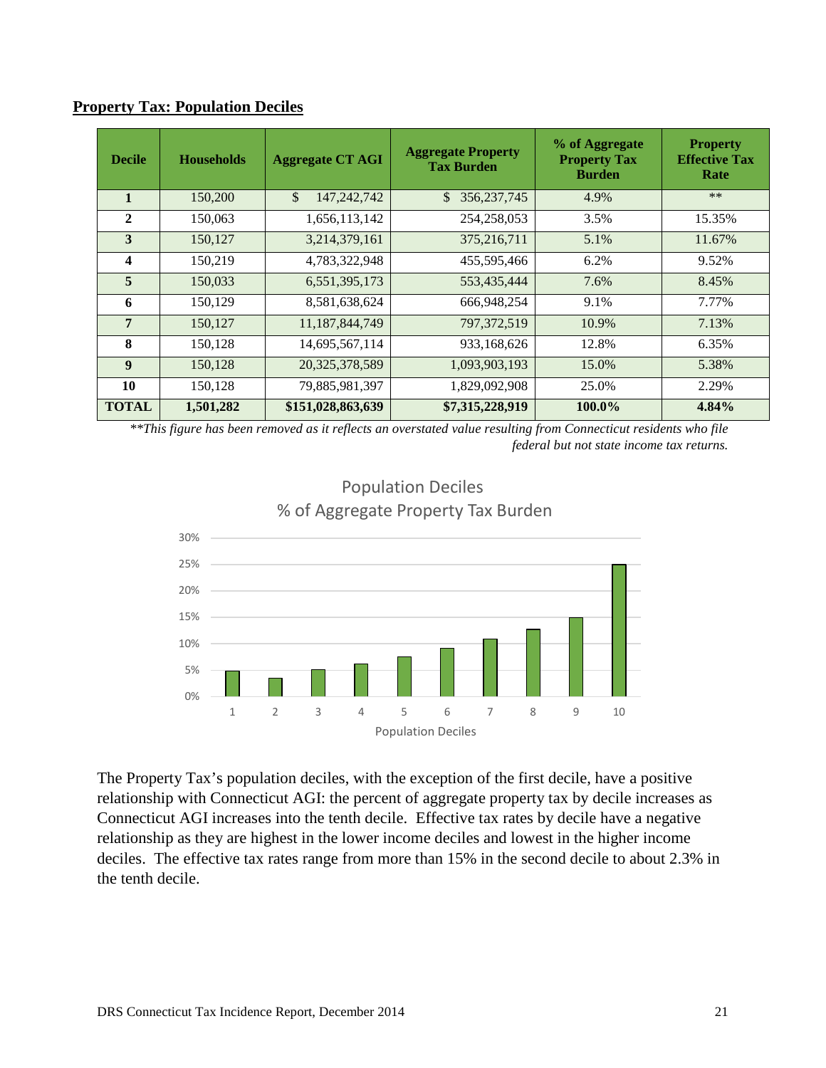## Property Tax: Population Deciles

| Decile | Households | Aggregate CT AGI | Aggregate Property Tax Burden | % of Aggregate Property Tax Burden | Property Effective Tax Rate |
|---|---|---|---|---|---|
| **1** | 150,200 | $ 147,242,742 | $ 356,237,745 | 4.9% | ** |
| **2** | 150,063 | 1,656,113,142 | 254,258,053 | 3.5% | 15.35% |
| **3** | 150,127 | 3,214,379,161 | 375,216,711 | 5.1% | 11.67% |
| **4** | 150,219 | 4,783,322,948 | 455,595,466 | 6.2% | 9.52% |
| **5** | 150,033 | 6,551,395,173 | 553,435,444 | 7.6% | 8.45% |
| **6** | 150,129 | 8,581,638,624 | 666,948,254 | 9.1% | 7.77% |
| **7** | 150,127 | 11,187,844,749 | 797,372,519 | 10.9% | 7.13% |
| **8** | 150,128 | 14,695,567,114 | 933,168,626 | 12.8% | 6.35% |
| **9** | 150,128 | 20,325,378,589 | 1,093,903,193 | 15.0% | 5.38% |
| **10** | 150,128 | 79,885,981,397 | 1,829,092,908 | 25.0% | 2.29% |
| **TOTAL** | **1,501,282** | **$151,028,863,639** | **$7,315,228,919** | **100.0%** | **4.84%** |

*\*\*This figure has been removed as it reflects an overstated value resulting from Connecticut residents who file federal but not state income tax returns.*

Population Deciles
% of Aggregate Property Tax Burden

| Population Decile | 1 | 2 | 3 | 4 | 5 | 6 | 7 | 8 | 9 | 10 |
|---|---|---|---|---|---|---|---|---|---|---|
| % of Aggregate Property Tax Burden | 4.9% | 3.5% | 5.1% | 6.2% | 7.6% | 9.1% | 10.9% | 12.8% | 15.0% | 25.0% |

The Property Tax's population deciles, with the exception of the first decile, have a positive relationship with Connecticut AGI: the percent of aggregate property tax by decile increases as Connecticut AGI increases into the tenth decile. Effective tax rates by decile have a negative relationship as they are highest in the lower income deciles and lowest in the higher income deciles. The effective tax rates range from more than 15% in the second decile to about 2.3% in the tenth decile.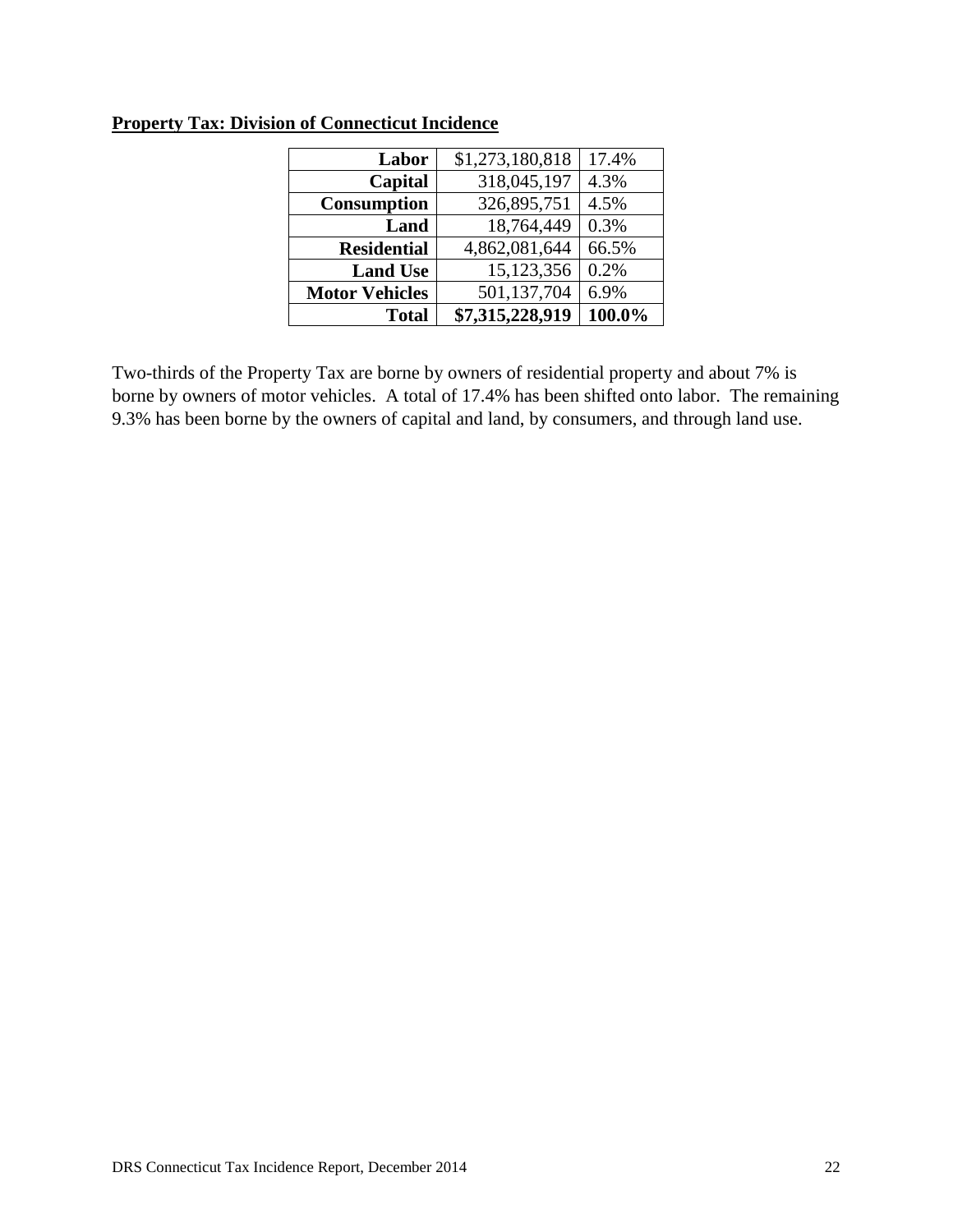**Property Tax: Division of Connecticut Incidence**

| | | |
|---|---|---|
| **Labor** | $1,273,180,818 | 17.4% |
| **Capital** | 318,045,197 | 4.3% |
| **Consumption** | 326,895,751 | 4.5% |
| **Land** | 18,764,449 | 0.3% |
| **Residential** | 4,862,081,644 | 66.5% |
| **Land Use** | 15,123,356 | 0.2% |
| **Motor Vehicles** | 501,137,704 | 6.9% |
| **Total** | **$7,315,228,919** | **100.0%** |

Two-thirds of the Property Tax are borne by owners of residential property and about 7% is borne by owners of motor vehicles. A total of 17.4% has been shifted onto labor. The remaining 9.3% has been borne by the owners of capital and land, by consumers, and through land use.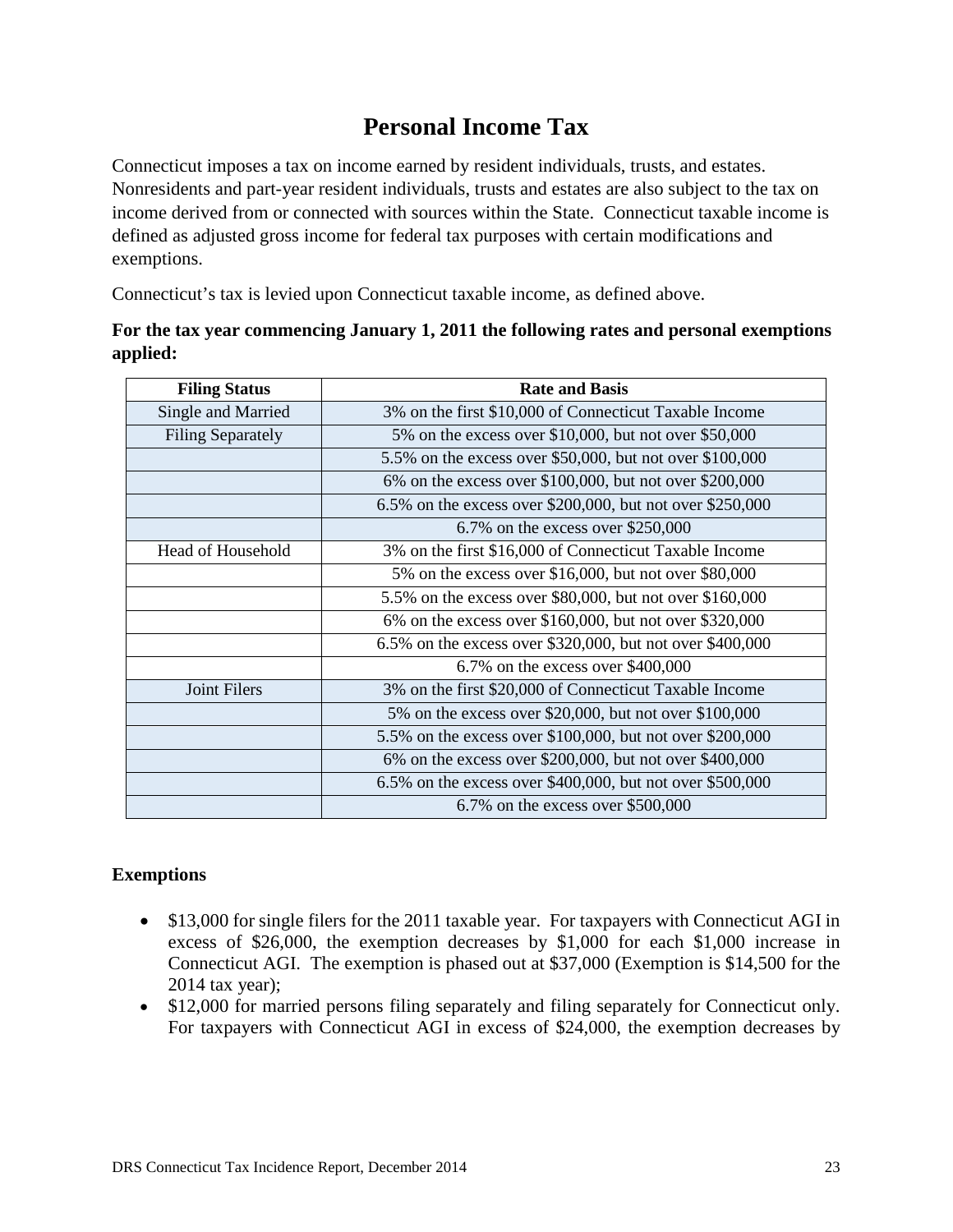# Personal Income Tax

Connecticut imposes a tax on income earned by resident individuals, trusts, and estates. Nonresidents and part-year resident individuals, trusts and estates are also subject to the tax on income derived from or connected with sources within the State. Connecticut taxable income is defined as adjusted gross income for federal tax purposes with certain modifications and exemptions.

Connecticut's tax is levied upon Connecticut taxable income, as defined above.

**For the tax year commencing January 1, 2011 the following rates and personal exemptions applied:**

| Filing Status | Rate and Basis |
|---|---|
| Single and Married | 3% on the first $10,000 of Connecticut Taxable Income |
| Filing Separately | 5% on the excess over $10,000, but not over $50,000 |
| | 5.5% on the excess over $50,000, but not over $100,000 |
| | 6% on the excess over $100,000, but not over $200,000 |
| | 6.5% on the excess over $200,000, but not over $250,000 |
| | 6.7% on the excess over $250,000 |
| Head of Household | 3% on the first $16,000 of Connecticut Taxable Income |
| | 5% on the excess over $16,000, but not over $80,000 |
| | 5.5% on the excess over $80,000, but not over $160,000 |
| | 6% on the excess over $160,000, but not over $320,000 |
| | 6.5% on the excess over $320,000, but not over $400,000 |
| | 6.7% on the excess over $400,000 |
| Joint Filers | 3% on the first $20,000 of Connecticut Taxable Income |
| | 5% on the excess over $20,000, but not over $100,000 |
| | 5.5% on the excess over $100,000, but not over $200,000 |
| | 6% on the excess over $200,000, but not over $400,000 |
| | 6.5% on the excess over $400,000, but not over $500,000 |
| | 6.7% on the excess over $500,000 |

### Exemptions

- $13,000 for single filers for the 2011 taxable year. For taxpayers with Connecticut AGI in excess of $26,000, the exemption decreases by $1,000 for each $1,000 increase in Connecticut AGI. The exemption is phased out at $37,000 (Exemption is $14,500 for the 2014 tax year);
- $12,000 for married persons filing separately and filing separately for Connecticut only. For taxpayers with Connecticut AGI in excess of $24,000, the exemption decreases by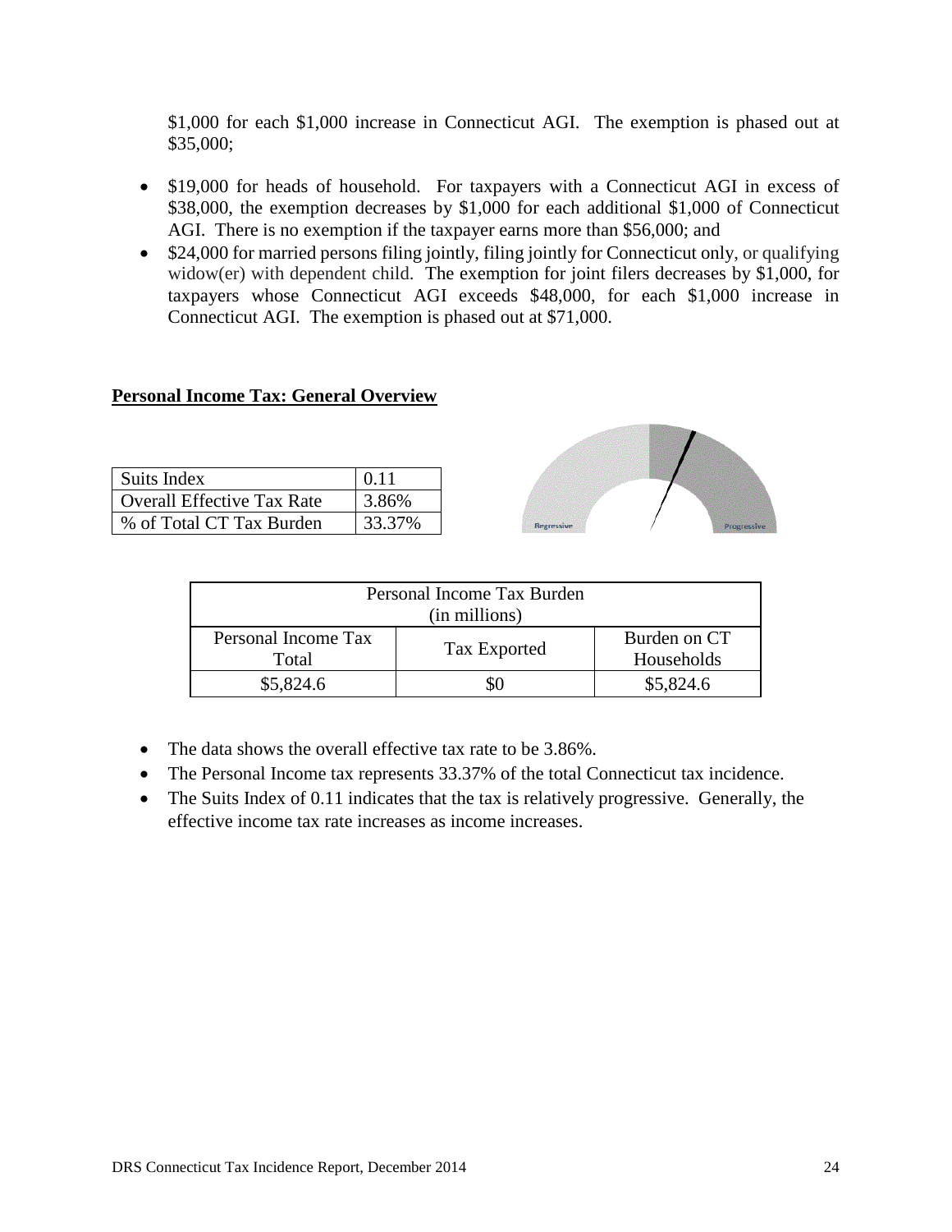$1,000 for each $1,000 increase in Connecticut AGI. The exemption is phased out at $35,000;

- $19,000 for heads of household. For taxpayers with a Connecticut AGI in excess of $38,000, the exemption decreases by $1,000 for each additional $1,000 of Connecticut AGI. There is no exemption if the taxpayer earns more than $56,000; and
- $24,000 for married persons filing jointly, filing jointly for Connecticut only, or qualifying widow(er) with dependent child. The exemption for joint filers decreases by $1,000, for taxpayers whose Connecticut AGI exceeds $48,000, for each $1,000 increase in Connecticut AGI. The exemption is phased out at $71,000.

## Personal Income Tax: General Overview

| Suits Index | 0.11 |
|---|---|
| Overall Effective Tax Rate | 3.86% |
| % of Total CT Tax Burden | 33.37% |

Regressive Progressive

| Personal Income Tax Burden (in millions) | | |
|---|---|---|
| Personal Income Tax Total | Tax Exported | Burden on CT Households |
| $5,824.6 | $0 | $5,824.6 |

- The data shows the overall effective tax rate to be 3.86%.
- The Personal Income tax represents 33.37% of the total Connecticut tax incidence.
- The Suits Index of 0.11 indicates that the tax is relatively progressive. Generally, the effective income tax rate increases as income increases.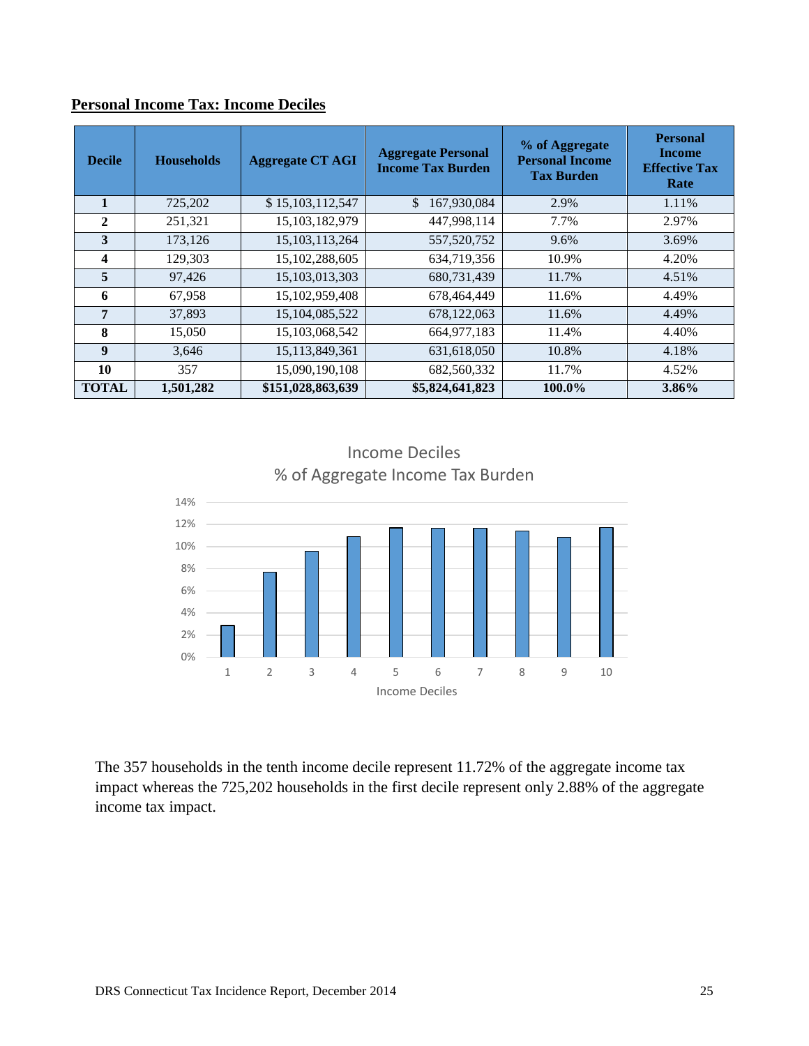## Personal Income Tax: Income Deciles

| Decile | Households | Aggregate CT AGI | Aggregate Personal Income Tax Burden | % of Aggregate Personal Income Tax Burden | Personal Income Effective Tax Rate |
|---|---|---|---|---|---|
| **1** | 725,202 | $ 15,103,112,547 | $ 167,930,084 | 2.9% | 1.11% |
| **2** | 251,321 | 15,103,182,979 | 447,998,114 | 7.7% | 2.97% |
| **3** | 173,126 | 15,103,113,264 | 557,520,752 | 9.6% | 3.69% |
| **4** | 129,303 | 15,102,288,605 | 634,719,356 | 10.9% | 4.20% |
| **5** | 97,426 | 15,103,013,303 | 680,731,439 | 11.7% | 4.51% |
| **6** | 67,958 | 15,102,959,408 | 678,464,449 | 11.6% | 4.49% |
| **7** | 37,893 | 15,104,085,522 | 678,122,063 | 11.6% | 4.49% |
| **8** | 15,050 | 15,103,068,542 | 664,977,183 | 11.4% | 4.40% |
| **9** | 3,646 | 15,113,849,361 | 631,618,050 | 10.8% | 4.18% |
| **10** | 357 | 15,090,190,108 | 682,560,332 | 11.7% | 4.52% |
| **TOTAL** | **1,501,282** | **$151,028,863,639** | **$5,824,641,823** | **100.0%** | **3.86%** |

Income Deciles
% of Aggregate Income Tax Burden

| Income Decile | 1 | 2 | 3 | 4 | 5 | 6 | 7 | 8 | 9 | 10 |
|---|---|---|---|---|---|---|---|---|---|---|
| % of Aggregate Income Tax Burden | 2.9% | 7.7% | 9.6% | 10.9% | 11.7% | 11.6% | 11.6% | 11.4% | 10.8% | 11.7% |

The 357 households in the tenth income decile represent 11.72% of the aggregate income tax impact whereas the 725,202 households in the first decile represent only 2.88% of the aggregate income tax impact.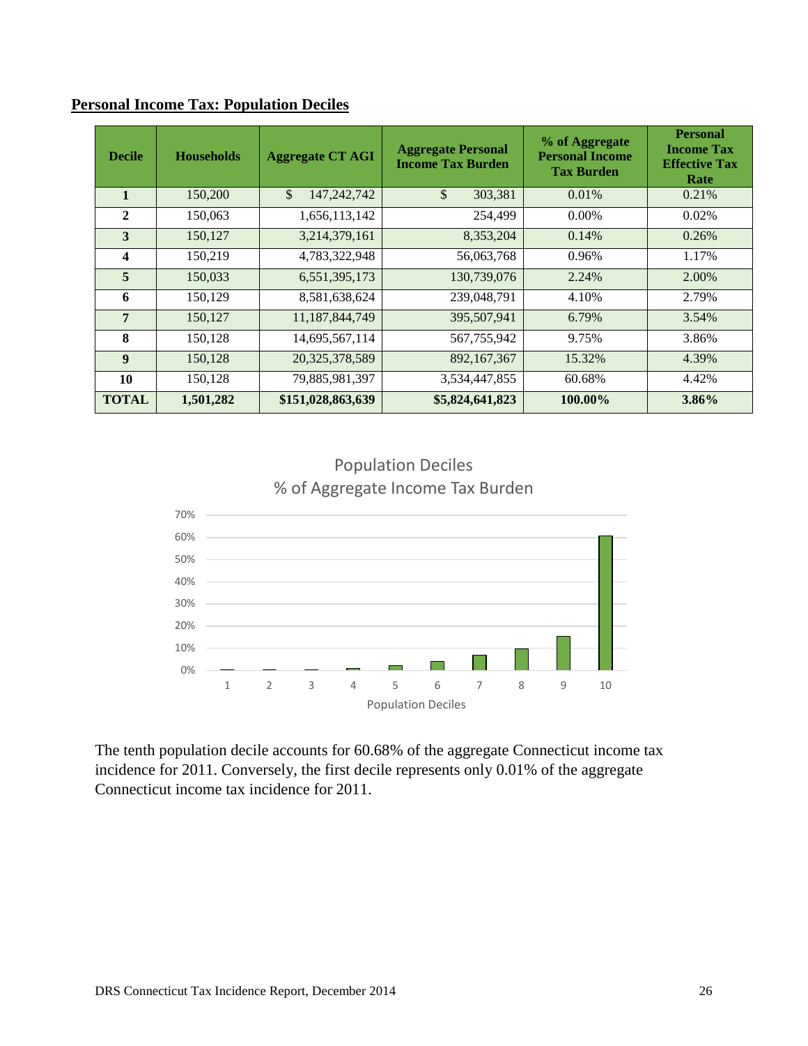## Personal Income Tax: Population Deciles

| Decile | Households | Aggregate CT AGI | Aggregate Personal Income Tax Burden | % of Aggregate Personal Income Tax Burden | Personal Income Tax Effective Tax Rate |
|---|---|---|---|---|---|
| **1** | 150,200 | $ 147,242,742 | $ 303,381 | 0.01% | 0.21% |
| **2** | 150,063 | 1,656,113,142 | 254,499 | 0.00% | 0.02% |
| **3** | 150,127 | 3,214,379,161 | 8,353,204 | 0.14% | 0.26% |
| **4** | 150,219 | 4,783,322,948 | 56,063,768 | 0.96% | 1.17% |
| **5** | 150,033 | 6,551,395,173 | 130,739,076 | 2.24% | 2.00% |
| **6** | 150,129 | 8,581,638,624 | 239,048,791 | 4.10% | 2.79% |
| **7** | 150,127 | 11,187,844,749 | 395,507,941 | 6.79% | 3.54% |
| **8** | 150,128 | 14,695,567,114 | 567,755,942 | 9.75% | 3.86% |
| **9** | 150,128 | 20,325,378,589 | 892,167,367 | 15.32% | 4.39% |
| **10** | 150,128 | 79,885,981,397 | 3,534,447,855 | 60.68% | 4.42% |
| **TOTAL** | **1,501,282** | **$151,028,863,639** | **$5,824,641,823** | **100.00%** | **3.86%** |

Population Deciles
% of Aggregate Income Tax Burden

The tenth population decile accounts for 60.68% of the aggregate Connecticut income tax incidence for 2011. Conversely, the first decile represents only 0.01% of the aggregate Connecticut income tax incidence for 2011.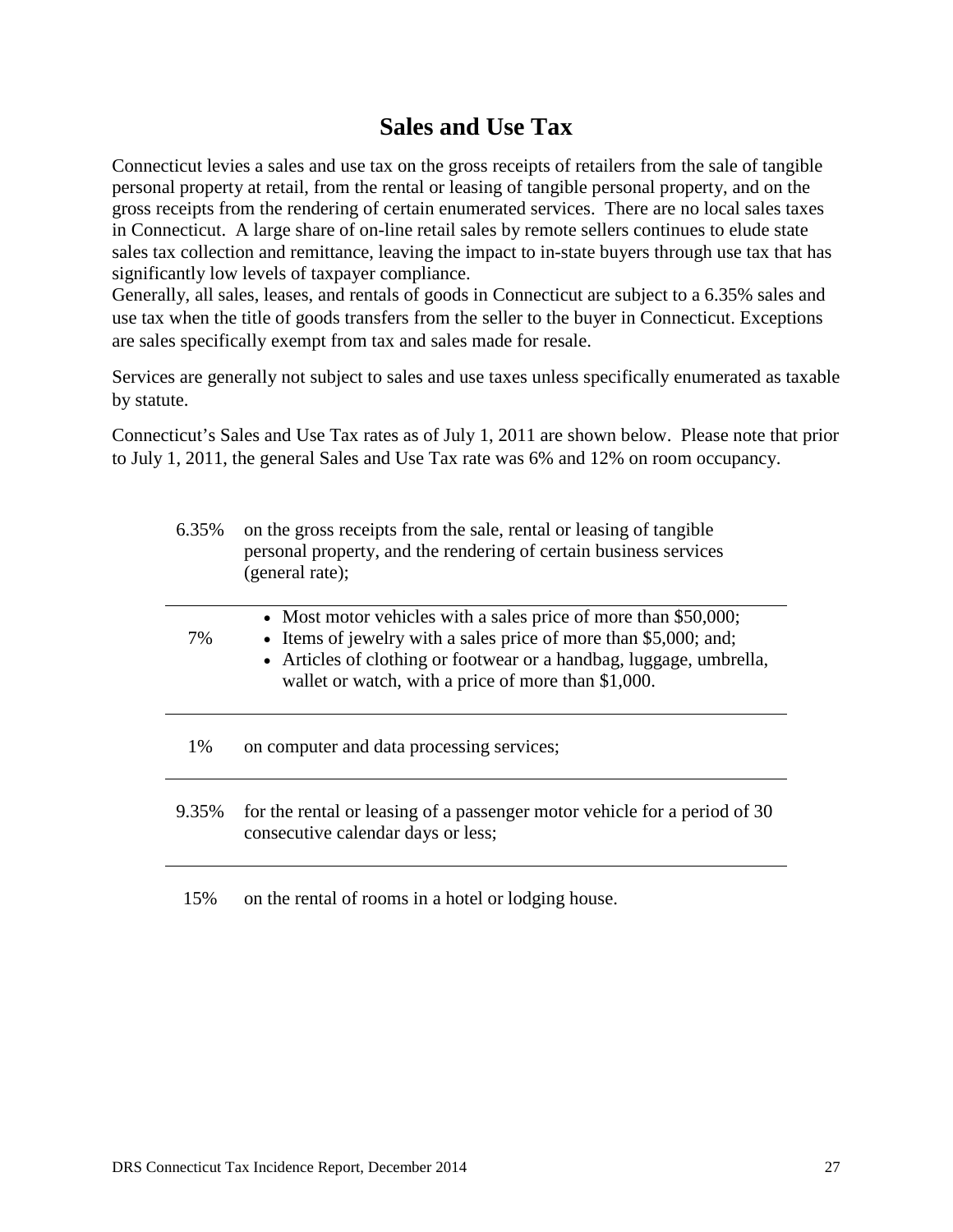# Sales and Use Tax

Connecticut levies a sales and use tax on the gross receipts of retailers from the sale of tangible personal property at retail, from the rental or leasing of tangible personal property, and on the gross receipts from the rendering of certain enumerated services. There are no local sales taxes in Connecticut. A large share of on-line retail sales by remote sellers continues to elude state sales tax collection and remittance, leaving the impact to in-state buyers through use tax that has significantly low levels of taxpayer compliance.
Generally, all sales, leases, and rentals of goods in Connecticut are subject to a 6.35% sales and use tax when the title of goods transfers from the seller to the buyer in Connecticut. Exceptions are sales specifically exempt from tax and sales made for resale.

Services are generally not subject to sales and use taxes unless specifically enumerated as taxable by statute.

Connecticut's Sales and Use Tax rates as of July 1, 2011 are shown below. Please note that prior to July 1, 2011, the general Sales and Use Tax rate was 6% and 12% on room occupancy.

| Rate | Description |
|---|---|
| 6.35% | on the gross receipts from the sale, rental or leasing of tangible personal property, and the rendering of certain business services (general rate); |
| 7% | • Most motor vehicles with a sales price of more than $50,000;<br>• Items of jewelry with a sales price of more than $5,000; and;<br>• Articles of clothing or footwear or a handbag, luggage, umbrella, wallet or watch, with a price of more than $1,000. |
| 1% | on computer and data processing services; |
| 9.35% | for the rental or leasing of a passenger motor vehicle for a period of 30 consecutive calendar days or less; |
| 15% | on the rental of rooms in a hotel or lodging house. |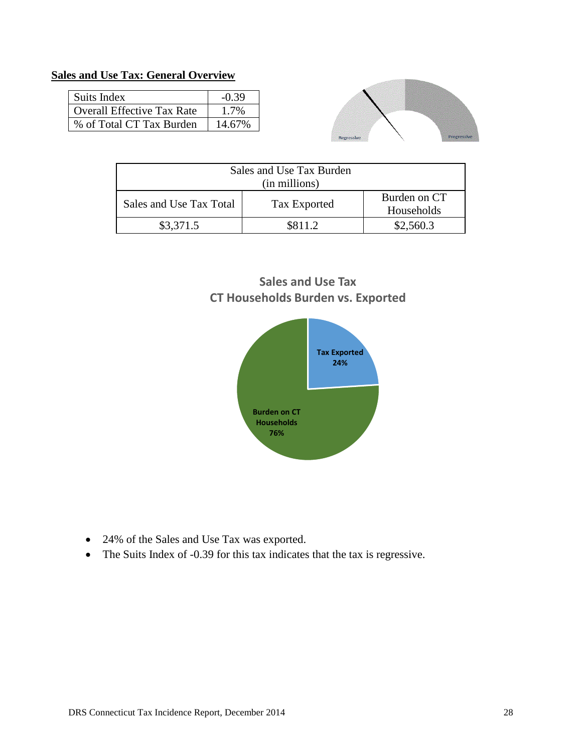**Sales and Use Tax: General Overview**

| Suits Index | -0.39 |
|---|---|
| Overall Effective Tax Rate | 1.7% |
| % of Total CT Tax Burden | 14.67% |

| Sales and Use Tax Burden (in millions) | | |
|---|---|---|
| Sales and Use Tax Total | Tax Exported | Burden on CT Households |
| $3,371.5 | $811.2 | $2,560.3 |

- 24% of the Sales and Use Tax was exported.
- The Suits Index of -0.39 for this tax indicates that the tax is regressive.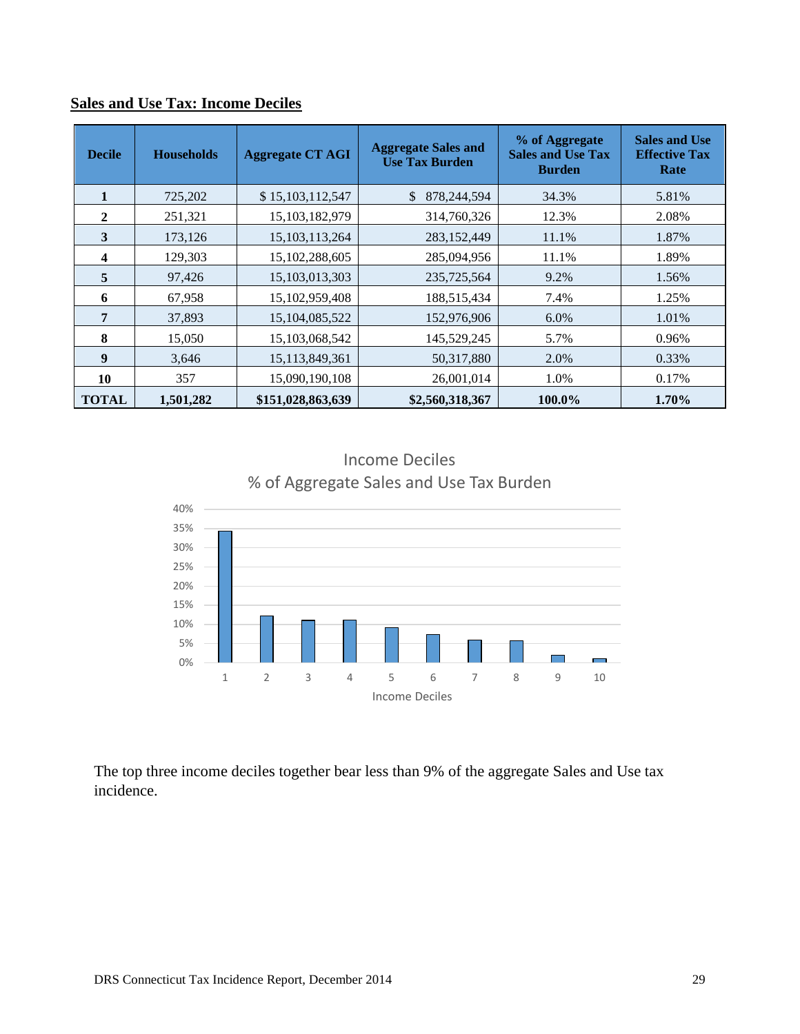## Sales and Use Tax: Income Deciles

| Decile | Households | Aggregate CT AGI | Aggregate Sales and Use Tax Burden | % of Aggregate Sales and Use Tax Burden | Sales and Use Effective Tax Rate |
|---|---|---|---|---|---|
| **1** | 725,202 | $ 15,103,112,547 | $ 878,244,594 | 34.3% | 5.81% |
| **2** | 251,321 | 15,103,182,979 | 314,760,326 | 12.3% | 2.08% |
| **3** | 173,126 | 15,103,113,264 | 283,152,449 | 11.1% | 1.87% |
| **4** | 129,303 | 15,102,288,605 | 285,094,956 | 11.1% | 1.89% |
| **5** | 97,426 | 15,103,013,303 | 235,725,564 | 9.2% | 1.56% |
| **6** | 67,958 | 15,102,959,408 | 188,515,434 | 7.4% | 1.25% |
| **7** | 37,893 | 15,104,085,522 | 152,976,906 | 6.0% | 1.01% |
| **8** | 15,050 | 15,103,068,542 | 145,529,245 | 5.7% | 0.96% |
| **9** | 3,646 | 15,113,849,361 | 50,317,880 | 2.0% | 0.33% |
| **10** | 357 | 15,090,190,108 | 26,001,014 | 1.0% | 0.17% |
| **TOTAL** | **1,501,282** | **$151,028,863,639** | **$2,560,318,367** | **100.0%** | **1.70%** |

Income Deciles
% of Aggregate Sales and Use Tax Burden

The top three income deciles together bear less than 9% of the aggregate Sales and Use tax incidence.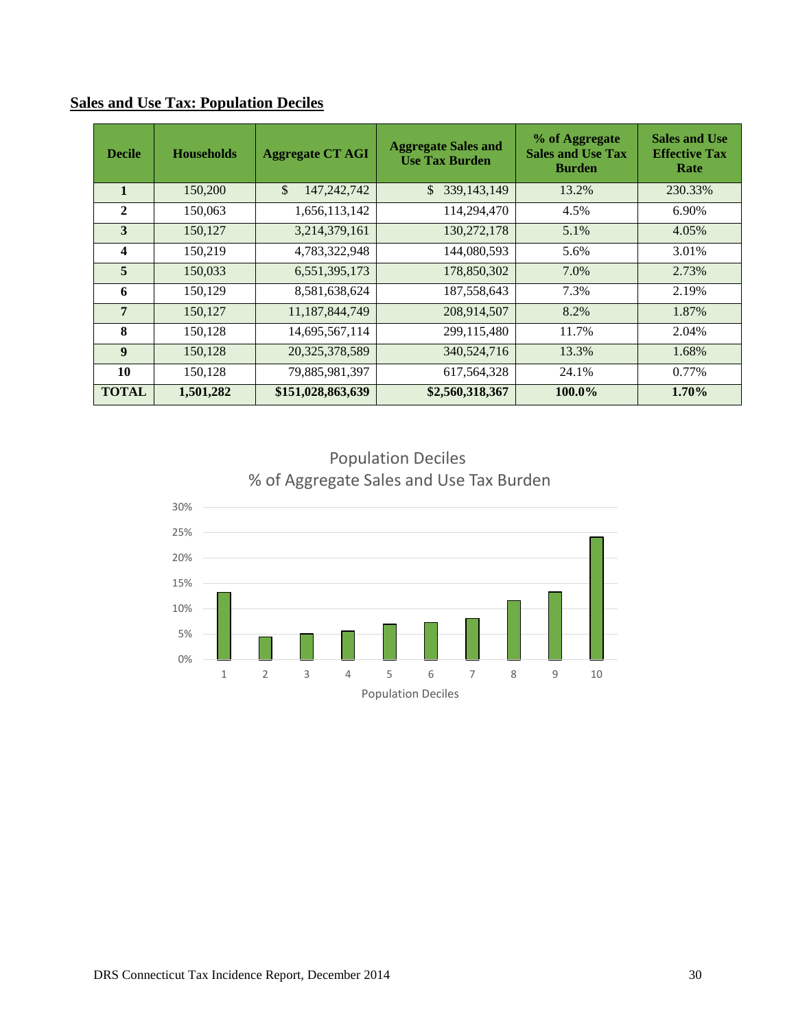## Sales and Use Tax: Population Deciles

| Decile | Households | Aggregate CT AGI | Aggregate Sales and Use Tax Burden | % of Aggregate Sales and Use Tax Burden | Sales and Use Effective Tax Rate |
|---|---|---|---|---|---|
| **1** | 150,200 | $ 147,242,742 | $ 339,143,149 | 13.2% | 230.33% |
| **2** | 150,063 | 1,656,113,142 | 114,294,470 | 4.5% | 6.90% |
| **3** | 150,127 | 3,214,379,161 | 130,272,178 | 5.1% | 4.05% |
| **4** | 150,219 | 4,783,322,948 | 144,080,593 | 5.6% | 3.01% |
| **5** | 150,033 | 6,551,395,173 | 178,850,302 | 7.0% | 2.73% |
| **6** | 150,129 | 8,581,638,624 | 187,558,643 | 7.3% | 2.19% |
| **7** | 150,127 | 11,187,844,749 | 208,914,507 | 8.2% | 1.87% |
| **8** | 150,128 | 14,695,567,114 | 299,115,480 | 11.7% | 2.04% |
| **9** | 150,128 | 20,325,378,589 | 340,524,716 | 13.3% | 1.68% |
| **10** | 150,128 | 79,885,981,397 | 617,564,328 | 24.1% | 0.77% |
| **TOTAL** | **1,501,282** | **$151,028,863,639** | **$2,560,318,367** | **100.0%** | **1.70%** |

Population Deciles
% of Aggregate Sales and Use Tax Burden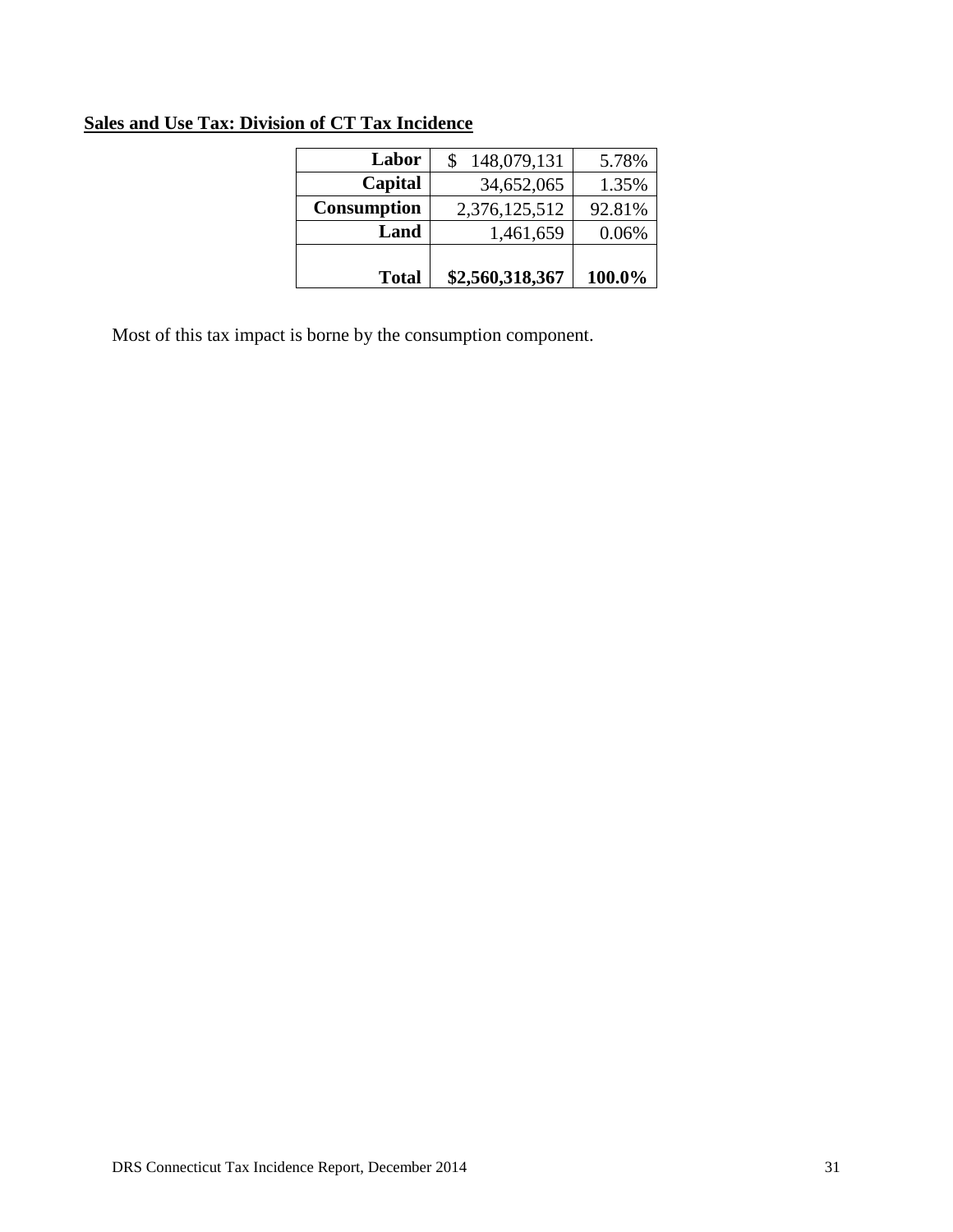**Sales and Use Tax: Division of CT Tax Incidence**

| | | |
|---|---|---|
| **Labor** | $ 148,079,131 | 5.78% |
| **Capital** | 34,652,065 | 1.35% |
| **Consumption** | 2,376,125,512 | 92.81% |
| **Land** | 1,461,659 | 0.06% |
| **Total** | **$2,560,318,367** | **100.0%** |

Most of this tax impact is borne by the consumption component.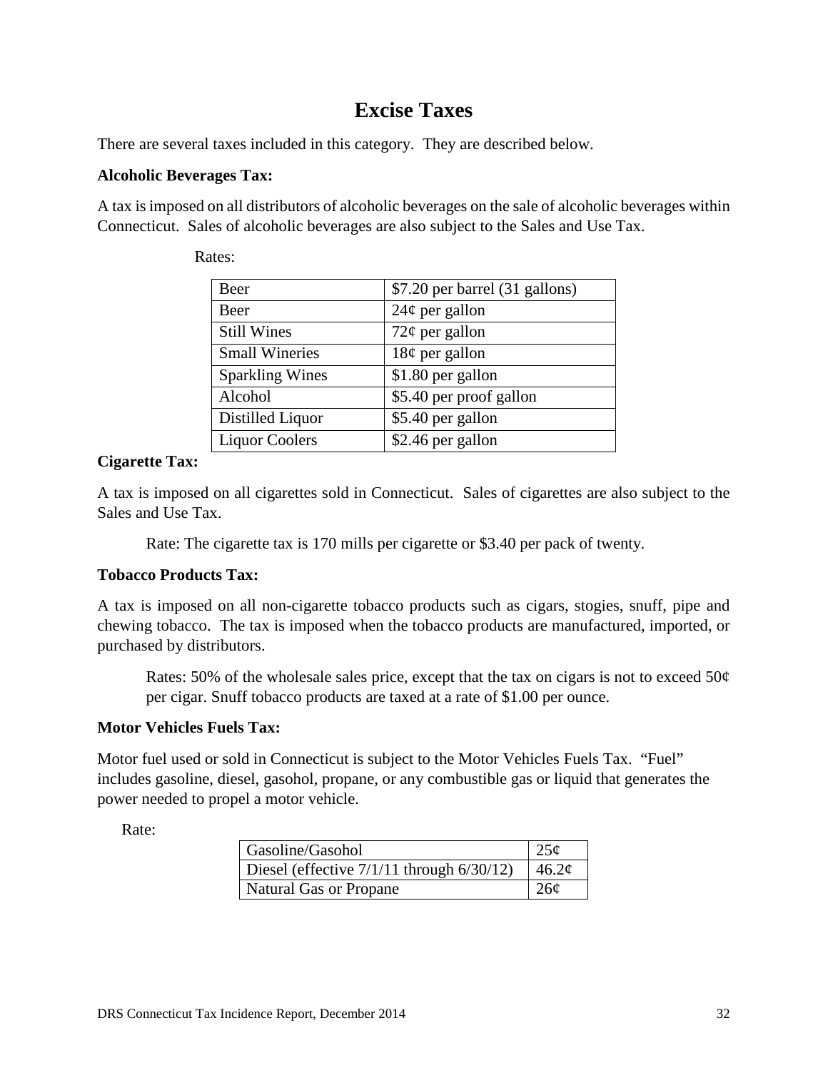# Excise Taxes

There are several taxes included in this category. They are described below.

**Alcoholic Beverages Tax:**

A tax is imposed on all distributors of alcoholic beverages on the sale of alcoholic beverages within Connecticut. Sales of alcoholic beverages are also subject to the Sales and Use Tax.

Rates:

| Beer | $7.20 per barrel (31 gallons) |
|---|---|
| Beer | 24¢ per gallon |
| Still Wines | 72¢ per gallon |
| Small Wineries | 18¢ per gallon |
| Sparkling Wines | $1.80 per gallon |
| Alcohol | $5.40 per proof gallon |
| Distilled Liquor | $5.40 per gallon |
| Liquor Coolers | $2.46 per gallon |

**Cigarette Tax:**

A tax is imposed on all cigarettes sold in Connecticut. Sales of cigarettes are also subject to the Sales and Use Tax.

Rate: The cigarette tax is 170 mills per cigarette or $3.40 per pack of twenty.

**Tobacco Products Tax:**

A tax is imposed on all non-cigarette tobacco products such as cigars, stogies, snuff, pipe and chewing tobacco. The tax is imposed when the tobacco products are manufactured, imported, or purchased by distributors.

Rates: 50% of the wholesale sales price, except that the tax on cigars is not to exceed 50¢ per cigar. Snuff tobacco products are taxed at a rate of $1.00 per ounce.

**Motor Vehicles Fuels Tax:**

Motor fuel used or sold in Connecticut is subject to the Motor Vehicles Fuels Tax. "Fuel" includes gasoline, diesel, gasohol, propane, or any combustible gas or liquid that generates the power needed to propel a motor vehicle.

Rate:

| Gasoline/Gasohol | 25¢ |
|---|---|
| Diesel (effective 7/1/11 through 6/30/12) | 46.2¢ |
| Natural Gas or Propane | 26¢ |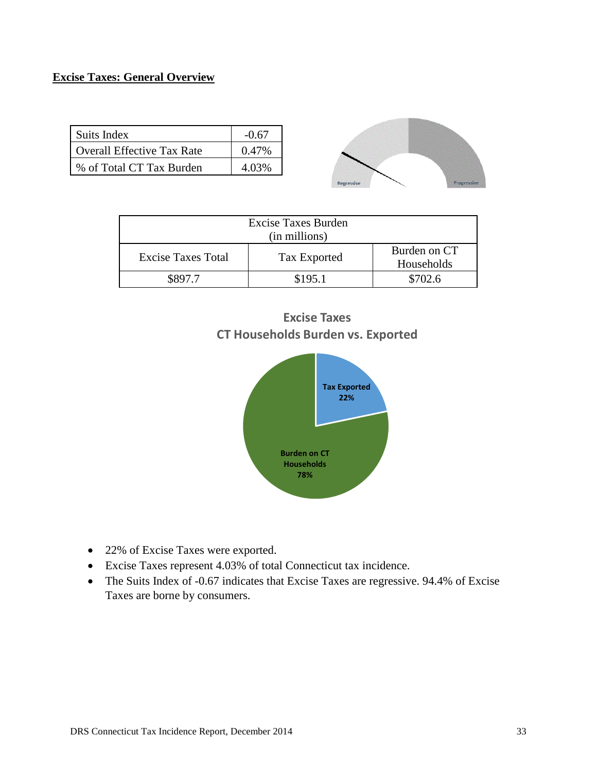**Excise Taxes: General Overview**

| Suits Index | -0.67 |
|---|---|
| Overall Effective Tax Rate | 0.47% |
| % of Total CT Tax Burden | 4.03% |

| Excise Taxes Burden (in millions) | | |
|---|---|---|
| Excise Taxes Total | Tax Exported | Burden on CT Households |
| $897.7 | $195.1 | $702.6 |

**Excise Taxes**
**CT Households Burden vs. Exported**

- Tax Exported 22%
- Burden on CT Households 78%

- 22% of Excise Taxes were exported.
- Excise Taxes represent 4.03% of total Connecticut tax incidence.
- The Suits Index of -0.67 indicates that Excise Taxes are regressive. 94.4% of Excise Taxes are borne by consumers.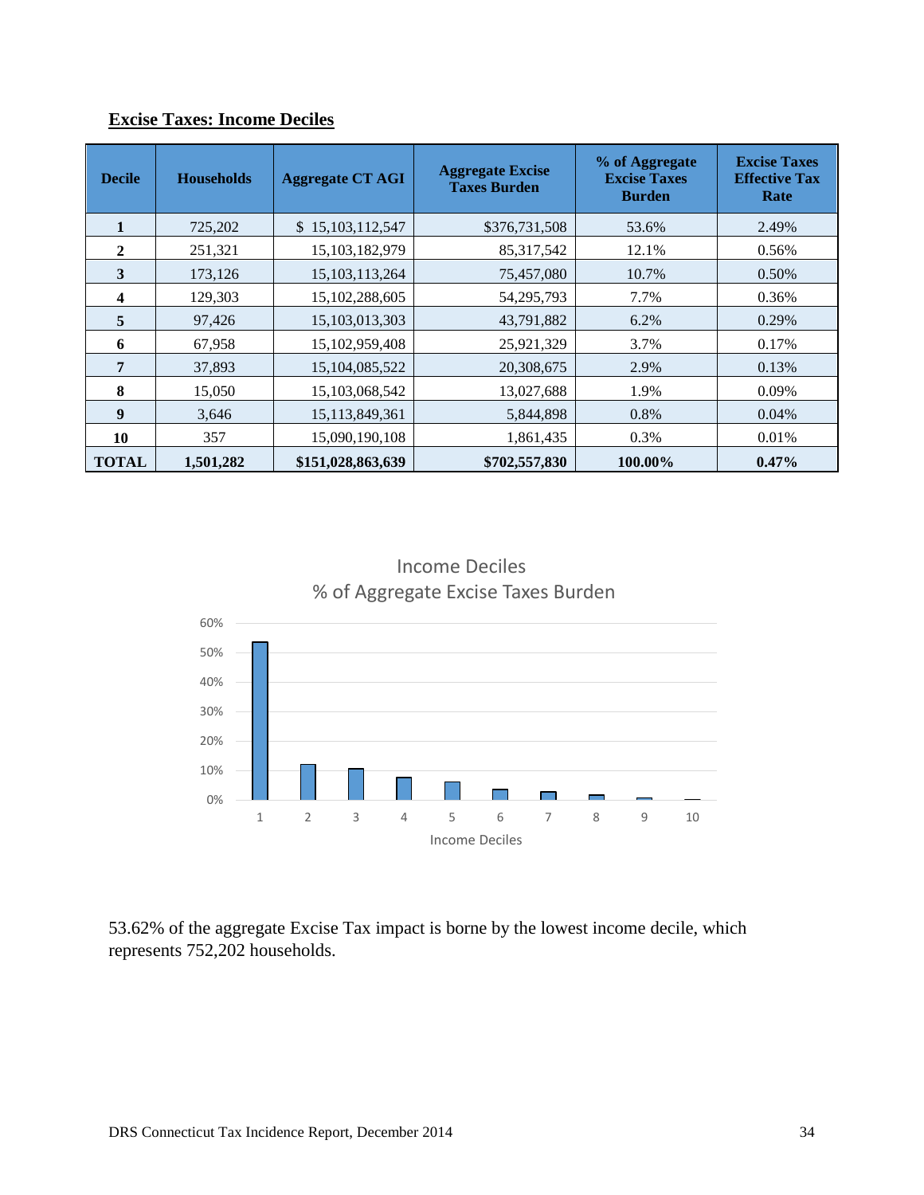**Excise Taxes: Income Deciles**

| Decile | Households | Aggregate CT AGI | Aggregate Excise Taxes Burden | % of Aggregate Excise Taxes Burden | Excise Taxes Effective Tax Rate |
|---|---|---|---|---|---|
| **1** | 725,202 | $ 15,103,112,547 | $376,731,508 | 53.6% | 2.49% |
| **2** | 251,321 | 15,103,182,979 | 85,317,542 | 12.1% | 0.56% |
| **3** | 173,126 | 15,103,113,264 | 75,457,080 | 10.7% | 0.50% |
| **4** | 129,303 | 15,102,288,605 | 54,295,793 | 7.7% | 0.36% |
| **5** | 97,426 | 15,103,013,303 | 43,791,882 | 6.2% | 0.29% |
| **6** | 67,958 | 15,102,959,408 | 25,921,329 | 3.7% | 0.17% |
| **7** | 37,893 | 15,104,085,522 | 20,308,675 | 2.9% | 0.13% |
| **8** | 15,050 | 15,103,068,542 | 13,027,688 | 1.9% | 0.09% |
| **9** | 3,646 | 15,113,849,361 | 5,844,898 | 0.8% | 0.04% |
| **10** | 357 | 15,090,190,108 | 1,861,435 | 0.3% | 0.01% |
| **TOTAL** | **1,501,282** | **$151,028,863,639** | **$702,557,830** | **100.00%** | **0.47%** |

Income Deciles
% of Aggregate Excise Taxes Burden

| Income Deciles | % of Aggregate Excise Taxes Burden |
|---|---|
| 1 | 53.6% |
| 2 | 12.1% |
| 3 | 10.7% |
| 4 | 7.7% |
| 5 | 6.2% |
| 6 | 3.7% |
| 7 | 2.9% |
| 8 | 1.9% |
| 9 | 0.8% |
| 10 | 0.3% |

53.62% of the aggregate Excise Tax impact is borne by the lowest income decile, which represents 752,202 households.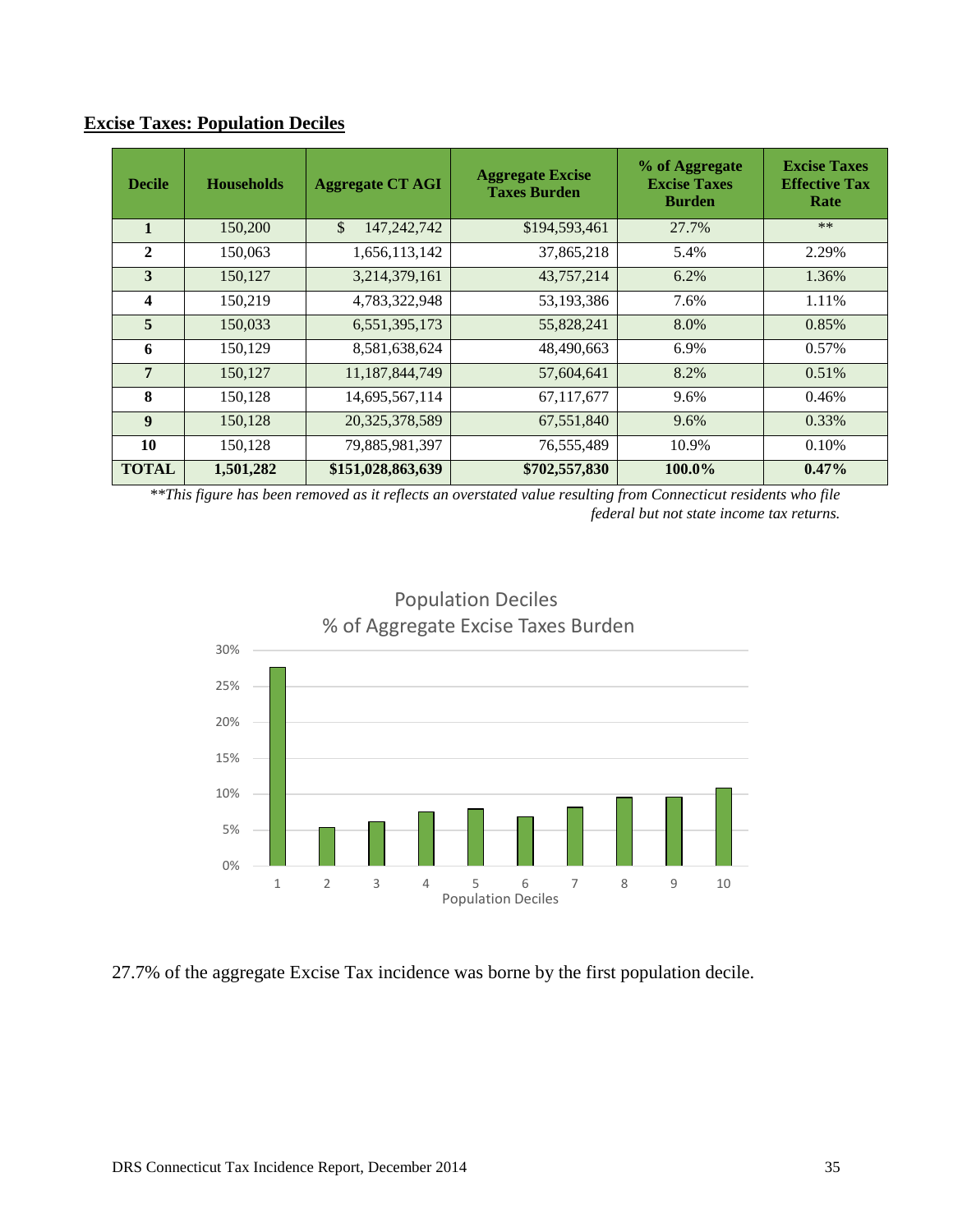## Excise Taxes: Population Deciles

| Decile | Households | Aggregate CT AGI | Aggregate Excise Taxes Burden | % of Aggregate Excise Taxes Burden | Excise Taxes Effective Tax Rate |
|---|---|---|---|---|---|
| **1** | 150,200 | $ 147,242,742 | $194,593,461 | 27.7% | ** |
| **2** | 150,063 | 1,656,113,142 | 37,865,218 | 5.4% | 2.29% |
| **3** | 150,127 | 3,214,379,161 | 43,757,214 | 6.2% | 1.36% |
| **4** | 150,219 | 4,783,322,948 | 53,193,386 | 7.6% | 1.11% |
| **5** | 150,033 | 6,551,395,173 | 55,828,241 | 8.0% | 0.85% |
| **6** | 150,129 | 8,581,638,624 | 48,490,663 | 6.9% | 0.57% |
| **7** | 150,127 | 11,187,844,749 | 57,604,641 | 8.2% | 0.51% |
| **8** | 150,128 | 14,695,567,114 | 67,117,677 | 9.6% | 0.46% |
| **9** | 150,128 | 20,325,378,589 | 67,551,840 | 9.6% | 0.33% |
| **10** | 150,128 | 79,885,981,397 | 76,555,489 | 10.9% | 0.10% |
| **TOTAL** | **1,501,282** | **$151,028,863,639** | **$702,557,830** | **100.0%** | **0.47%** |

*\*\*This figure has been removed as it reflects an overstated value resulting from Connecticut residents who file federal but not state income tax returns.*

Population Deciles
% of Aggregate Excise Taxes Burden

27.7% of the aggregate Excise Tax incidence was borne by the first population decile.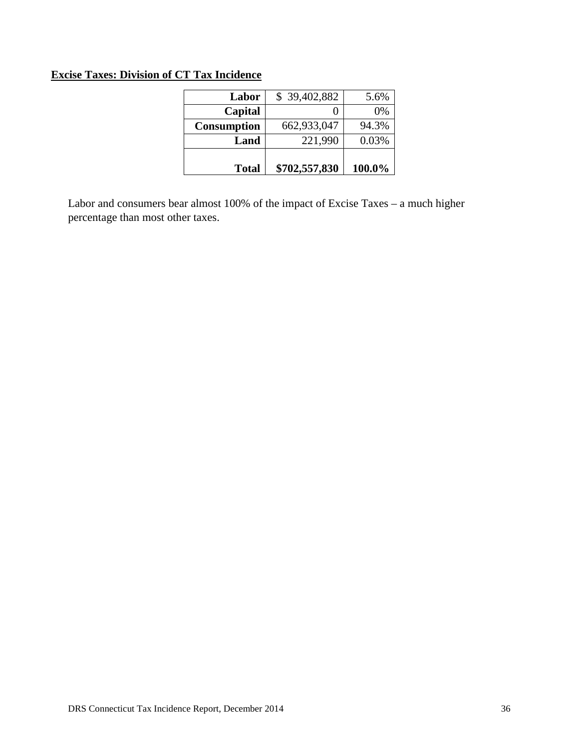**Excise Taxes: Division of CT Tax Incidence**

| | | |
|---|---|---|
| **Labor** | $ 39,402,882 | 5.6% |
| **Capital** | 0 | 0% |
| **Consumption** | 662,933,047 | 94.3% |
| **Land** | 221,990 | 0.03% |
| **Total** | **$702,557,830** | **100.0%** |

Labor and consumers bear almost 100% of the impact of Excise Taxes – a much higher percentage than most other taxes.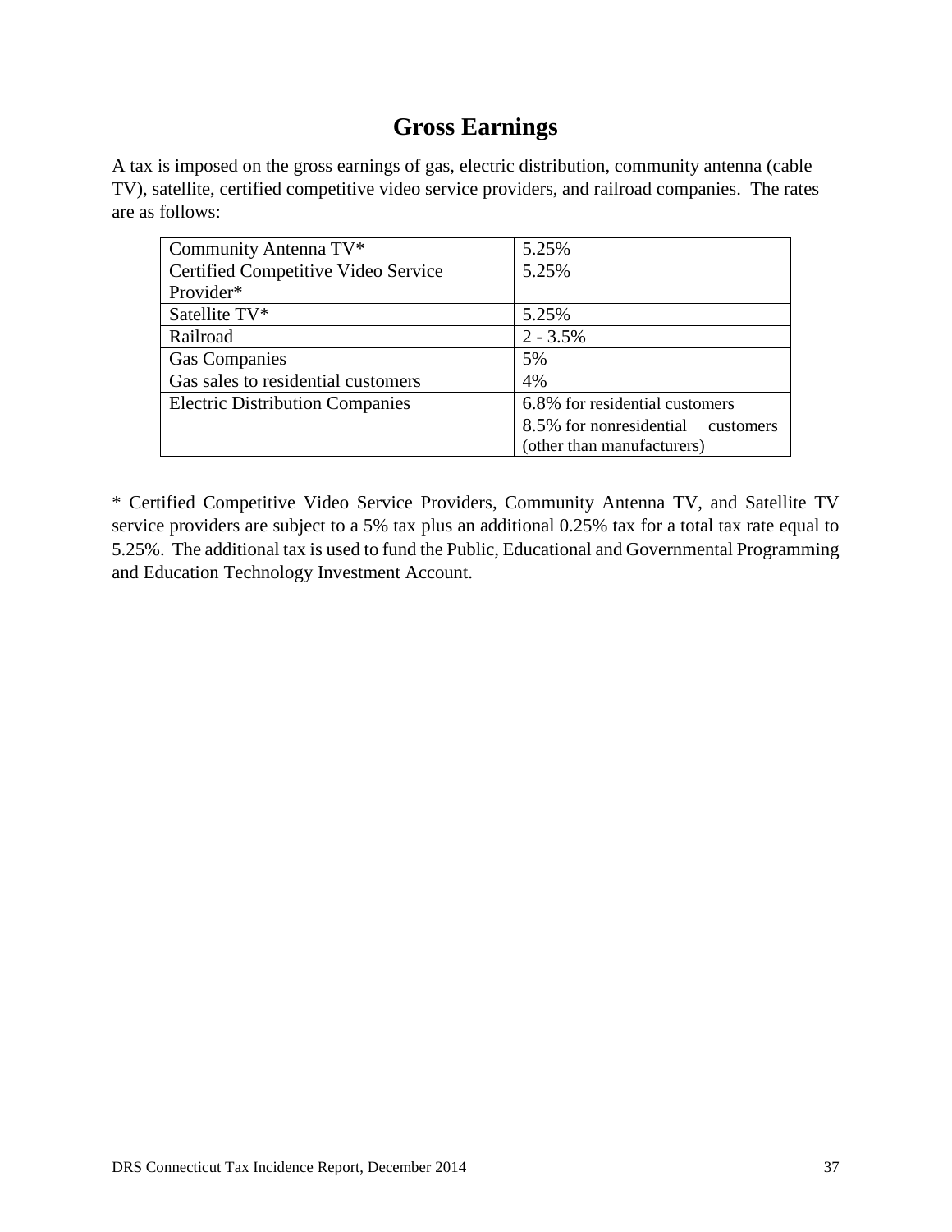# Gross Earnings

A tax is imposed on the gross earnings of gas, electric distribution, community antenna (cable TV), satellite, certified competitive video service providers, and railroad companies. The rates are as follows:

| | |
|---|---|
| Community Antenna TV* | 5.25% |
| Certified Competitive Video Service Provider* | 5.25% |
| Satellite TV* | 5.25% |
| Railroad | 2 - 3.5% |
| Gas Companies | 5% |
| Gas sales to residential customers | 4% |
| Electric Distribution Companies | 6.8% for residential customers<br>8.5% for nonresidential customers (other than manufacturers) |

* Certified Competitive Video Service Providers, Community Antenna TV, and Satellite TV service providers are subject to a 5% tax plus an additional 0.25% tax for a total tax rate equal to 5.25%. The additional tax is used to fund the Public, Educational and Governmental Programming and Education Technology Investment Account.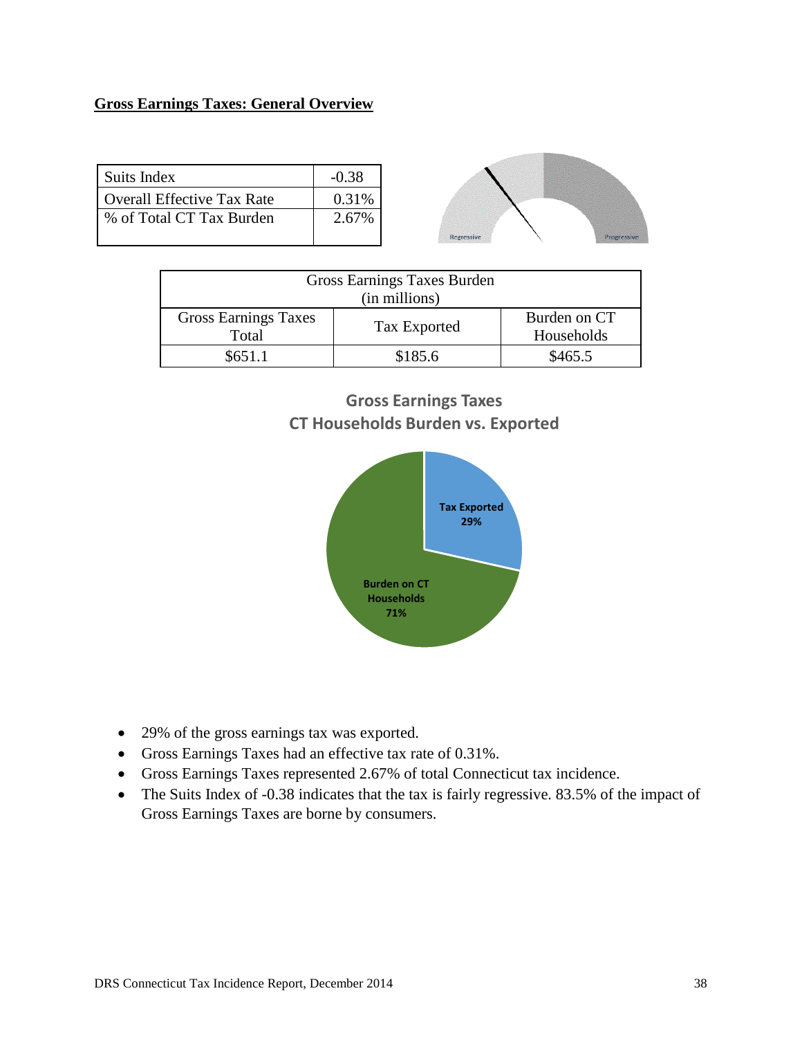## Gross Earnings Taxes: General Overview

| Suits Index | -0.38 |
|---|---|
| Overall Effective Tax Rate | 0.31% |
| % of Total CT Tax Burden | 2.67% |

| Gross Earnings Taxes Burden (in millions) | | |
|---|---|---|
| Gross Earnings Taxes Total | Tax Exported | Burden on CT Households |
| $651.1 | $185.6 | $465.5 |

**Gross Earnings Taxes**
**CT Households Burden vs. Exported**

- Tax Exported 29%
- Burden on CT Households 71%

- 29% of the gross earnings tax was exported.
- Gross Earnings Taxes had an effective tax rate of 0.31%.
- Gross Earnings Taxes represented 2.67% of total Connecticut tax incidence.
- The Suits Index of -0.38 indicates that the tax is fairly regressive. 83.5% of the impact of Gross Earnings Taxes are borne by consumers.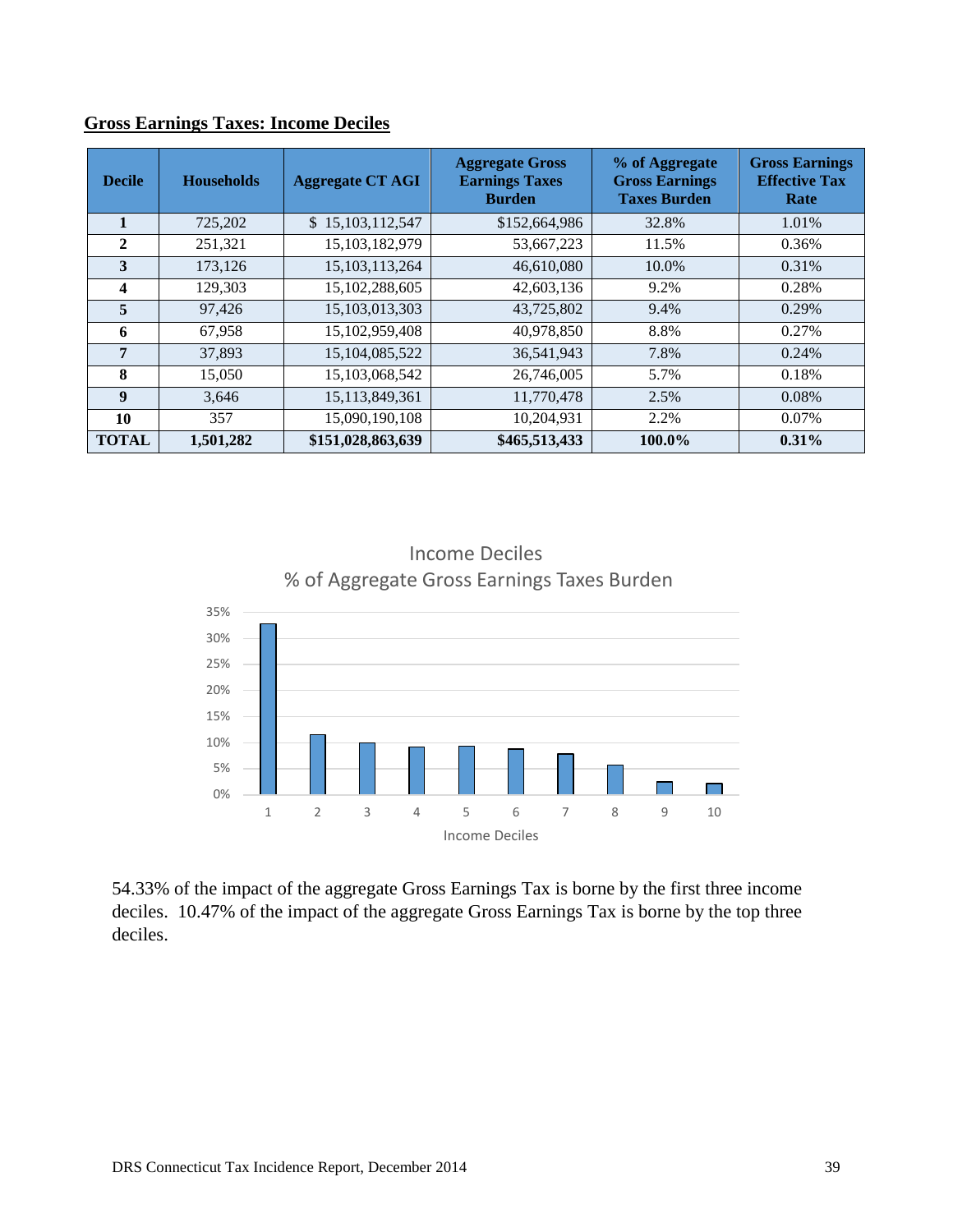## Gross Earnings Taxes: Income Deciles

| Decile | Households | Aggregate CT AGI | Aggregate Gross Earnings Taxes Burden | % of Aggregate Gross Earnings Taxes Burden | Gross Earnings Effective Tax Rate |
|---|---|---|---|---|---|
| **1** | 725,202 | $ 15,103,112,547 | $152,664,986 | 32.8% | 1.01% |
| **2** | 251,321 | 15,103,182,979 | 53,667,223 | 11.5% | 0.36% |
| **3** | 173,126 | 15,103,113,264 | 46,610,080 | 10.0% | 0.31% |
| **4** | 129,303 | 15,102,288,605 | 42,603,136 | 9.2% | 0.28% |
| **5** | 97,426 | 15,103,013,303 | 43,725,802 | 9.4% | 0.29% |
| **6** | 67,958 | 15,102,959,408 | 40,978,850 | 8.8% | 0.27% |
| **7** | 37,893 | 15,104,085,522 | 36,541,943 | 7.8% | 0.24% |
| **8** | 15,050 | 15,103,068,542 | 26,746,005 | 5.7% | 0.18% |
| **9** | 3,646 | 15,113,849,361 | 11,770,478 | 2.5% | 0.08% |
| **10** | 357 | 15,090,190,108 | 10,204,931 | 2.2% | 0.07% |
| **TOTAL** | **1,501,282** | **$151,028,863,639** | **$465,513,433** | **100.0%** | **0.31%** |

Income Deciles
% of Aggregate Gross Earnings Taxes Burden

| Income Deciles | % of Aggregate Gross Earnings Taxes Burden |
|---|---|
| 1 | 32.8% |
| 2 | 11.5% |
| 3 | 10.0% |
| 4 | 9.2% |
| 5 | 9.4% |
| 6 | 8.8% |
| 7 | 7.8% |
| 8 | 5.7% |
| 9 | 2.5% |
| 10 | 2.2% |

54.33% of the impact of the aggregate Gross Earnings Tax is borne by the first three income deciles. 10.47% of the impact of the aggregate Gross Earnings Tax is borne by the top three deciles.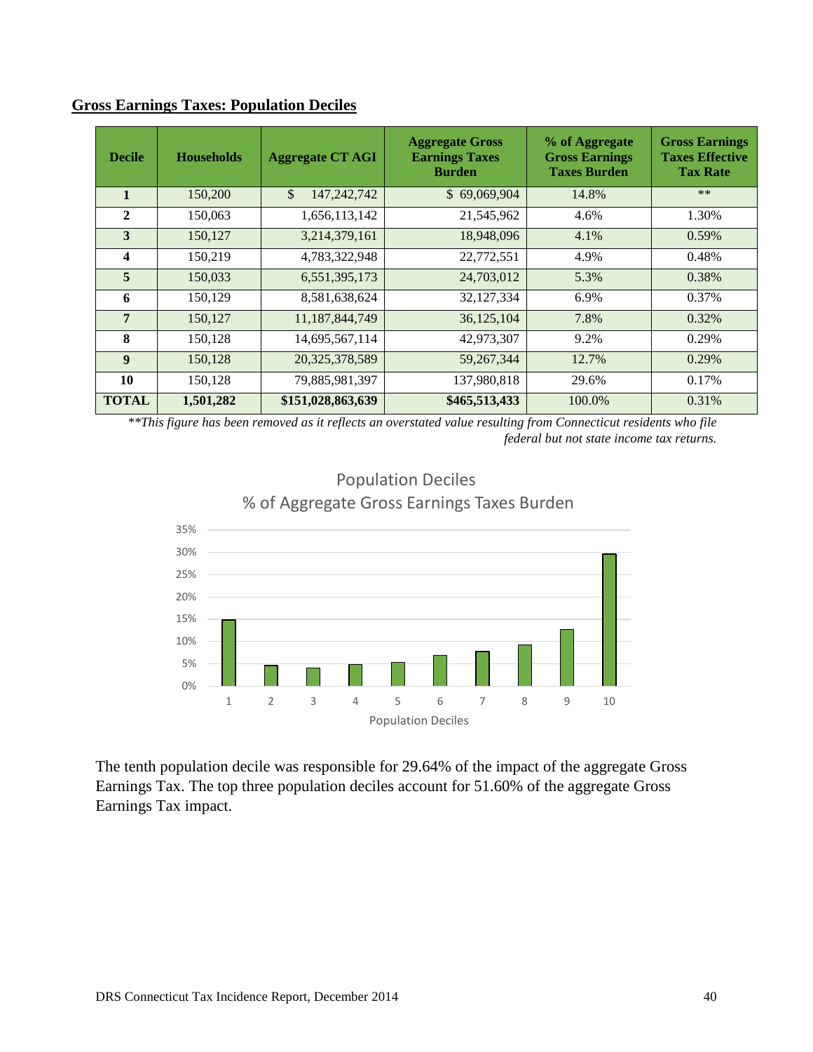## Gross Earnings Taxes: Population Deciles

| Decile | Households | Aggregate CT AGI | Aggregate Gross Earnings Taxes Burden | % of Aggregate Gross Earnings Taxes Burden | Gross Earnings Taxes Effective Tax Rate |
|---|---|---|---|---|---|
| **1** | 150,200 | $ 147,242,742 | $ 69,069,904 | 14.8% | ** |
| **2** | 150,063 | 1,656,113,142 | 21,545,962 | 4.6% | 1.30% |
| **3** | 150,127 | 3,214,379,161 | 18,948,096 | 4.1% | 0.59% |
| **4** | 150,219 | 4,783,322,948 | 22,772,551 | 4.9% | 0.48% |
| **5** | 150,033 | 6,551,395,173 | 24,703,012 | 5.3% | 0.38% |
| **6** | 150,129 | 8,581,638,624 | 32,127,334 | 6.9% | 0.37% |
| **7** | 150,127 | 11,187,844,749 | 36,125,104 | 7.8% | 0.32% |
| **8** | 150,128 | 14,695,567,114 | 42,973,307 | 9.2% | 0.29% |
| **9** | 150,128 | 20,325,378,589 | 59,267,344 | 12.7% | 0.29% |
| **10** | 150,128 | 79,885,981,397 | 137,980,818 | 29.6% | 0.17% |
| **TOTAL** | **1,501,282** | **$151,028,863,639** | **$465,513,433** | 100.0% | 0.31% |

*\*\*This figure has been removed as it reflects an overstated value resulting from Connecticut residents who file federal but not state income tax returns.*

Population Deciles
% of Aggregate Gross Earnings Taxes Burden

| Population Deciles | % of Aggregate Gross Earnings Taxes Burden |
|---|---|
| 1 | 14.8% |
| 2 | 4.6% |
| 3 | 4.1% |
| 4 | 4.9% |
| 5 | 5.3% |
| 6 | 6.9% |
| 7 | 7.8% |
| 8 | 9.2% |
| 9 | 12.7% |
| 10 | 29.6% |

The tenth population decile was responsible for 29.64% of the impact of the aggregate Gross Earnings Tax. The top three population deciles account for 51.60% of the aggregate Gross Earnings Tax impact.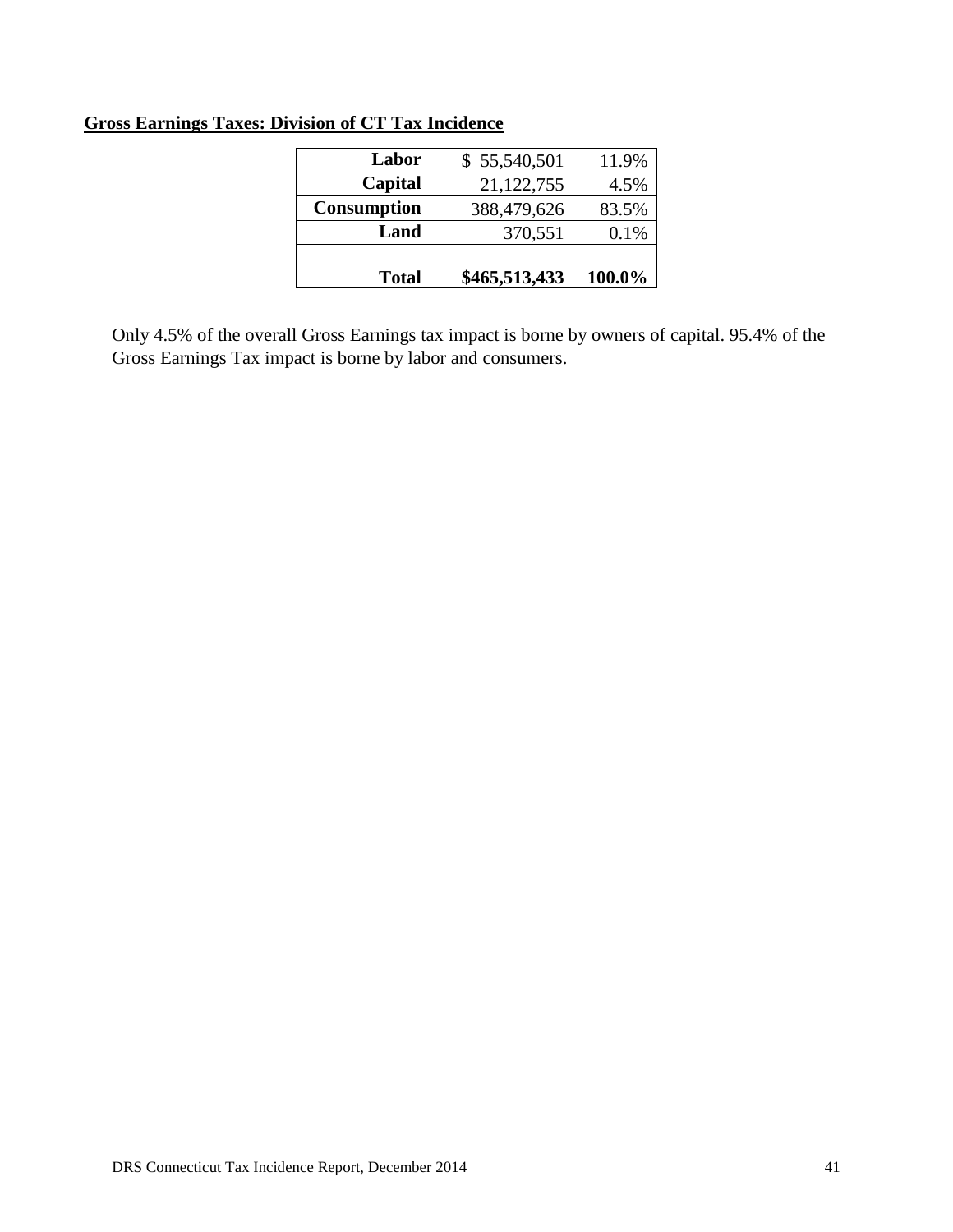**Gross Earnings Taxes: Division of CT Tax Incidence**

| | | |
|---|---|---|
| **Labor** | $ 55,540,501 | 11.9% |
| **Capital** | 21,122,755 | 4.5% |
| **Consumption** | 388,479,626 | 83.5% |
| **Land** | 370,551 | 0.1% |
| **Total** | **$465,513,433** | **100.0%** |

Only 4.5% of the overall Gross Earnings tax impact is borne by owners of capital. 95.4% of the Gross Earnings Tax impact is borne by labor and consumers.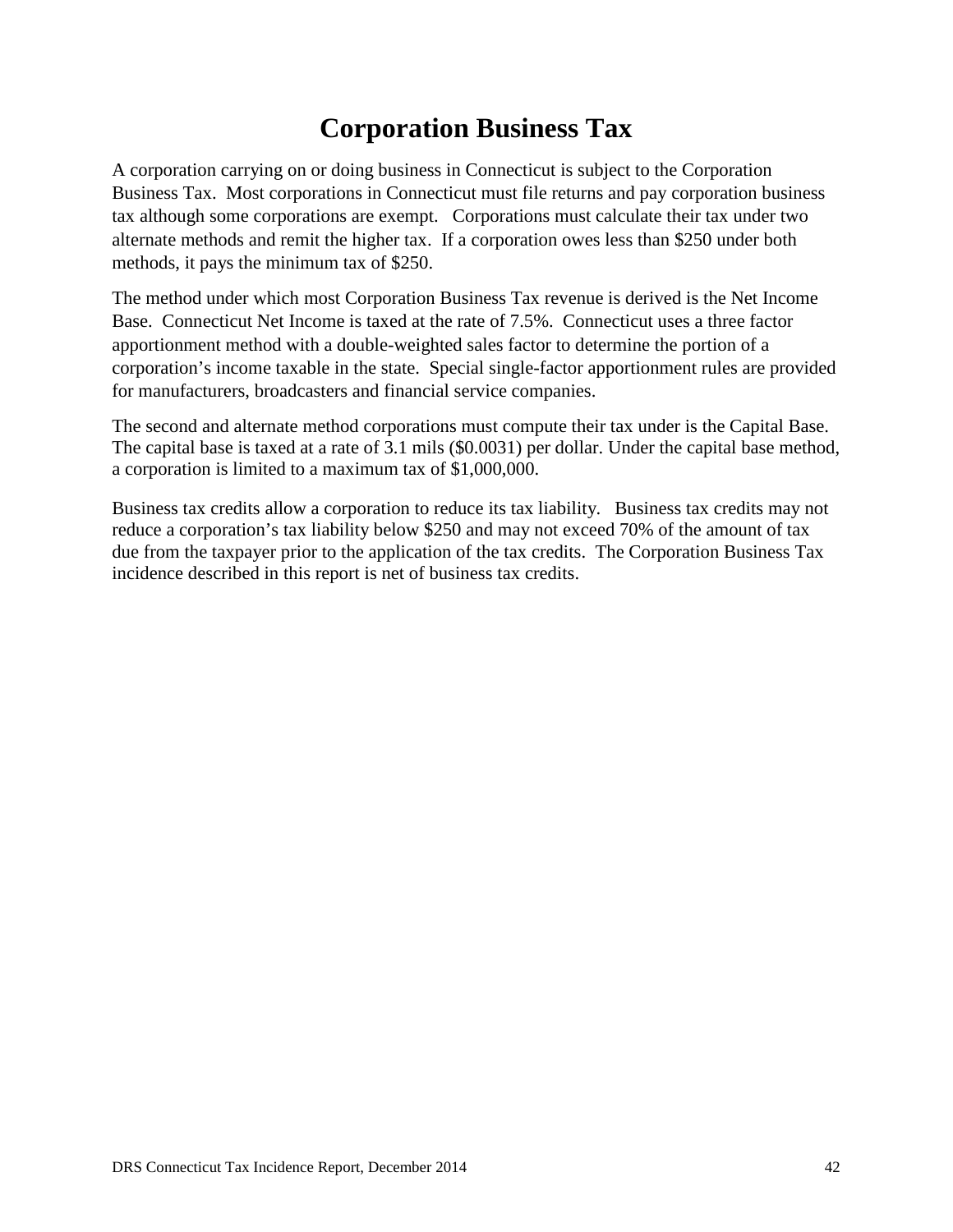# Corporation Business Tax

A corporation carrying on or doing business in Connecticut is subject to the Corporation Business Tax. Most corporations in Connecticut must file returns and pay corporation business tax although some corporations are exempt. Corporations must calculate their tax under two alternate methods and remit the higher tax. If a corporation owes less than $250 under both methods, it pays the minimum tax of $250.

The method under which most Corporation Business Tax revenue is derived is the Net Income Base. Connecticut Net Income is taxed at the rate of 7.5%. Connecticut uses a three factor apportionment method with a double-weighted sales factor to determine the portion of a corporation's income taxable in the state. Special single-factor apportionment rules are provided for manufacturers, broadcasters and financial service companies.

The second and alternate method corporations must compute their tax under is the Capital Base. The capital base is taxed at a rate of 3.1 mils ($0.0031) per dollar. Under the capital base method, a corporation is limited to a maximum tax of $1,000,000.

Business tax credits allow a corporation to reduce its tax liability. Business tax credits may not reduce a corporation's tax liability below $250 and may not exceed 70% of the amount of tax due from the taxpayer prior to the application of the tax credits. The Corporation Business Tax incidence described in this report is net of business tax credits.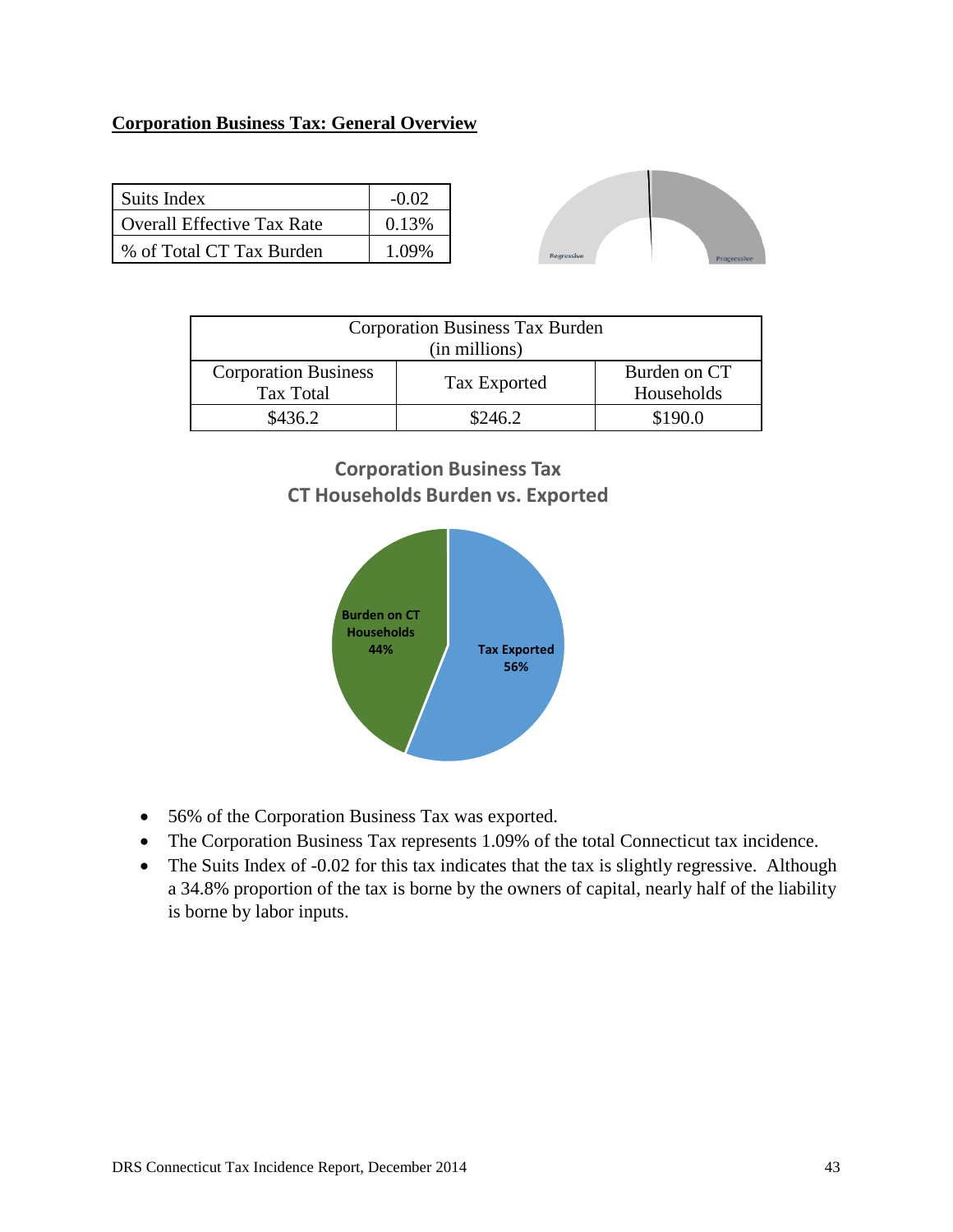**Corporation Business Tax: General Overview**

| Suits Index | -0.02 |
|---|---|
| Overall Effective Tax Rate | 0.13% |
| % of Total CT Tax Burden | 1.09% |

| Corporation Business Tax Burden (in millions) | | |
|---|---|---|
| Corporation Business Tax Total | Tax Exported | Burden on CT Households |
| $436.2 | $246.2 | $190.0 |

**Corporation Business Tax**
**CT Households Burden vs. Exported**

Burden on CT Households 44%
Tax Exported 56%

- 56% of the Corporation Business Tax was exported.
- The Corporation Business Tax represents 1.09% of the total Connecticut tax incidence.
- The Suits Index of -0.02 for this tax indicates that the tax is slightly regressive. Although a 34.8% proportion of the tax is borne by the owners of capital, nearly half of the liability is borne by labor inputs.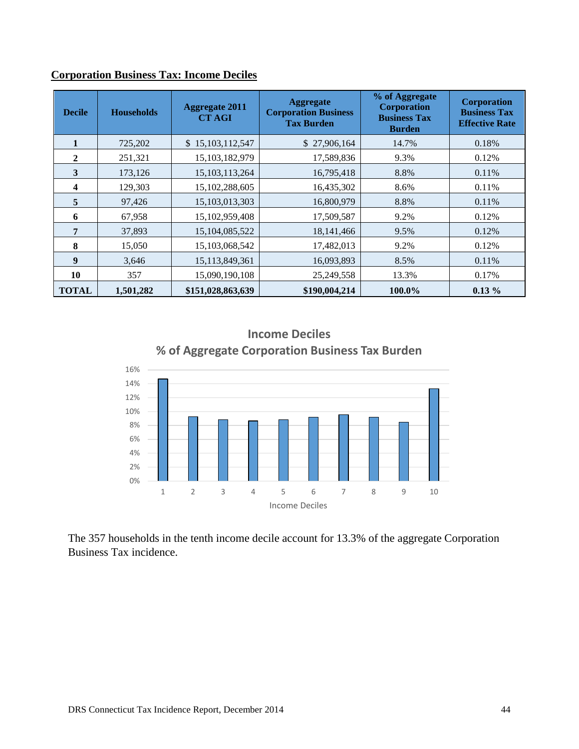**Corporation Business Tax: Income Deciles**

| Decile | Households | Aggregate 2011 CT AGI | Aggregate Corporation Business Tax Burden | % of Aggregate Corporation Business Tax Burden | Corporation Business Tax Effective Rate |
|---|---|---|---|---|---|
| **1** | 725,202 | $ 15,103,112,547 | $ 27,906,164 | 14.7% | 0.18% |
| **2** | 251,321 | 15,103,182,979 | 17,589,836 | 9.3% | 0.12% |
| **3** | 173,126 | 15,103,113,264 | 16,795,418 | 8.8% | 0.11% |
| **4** | 129,303 | 15,102,288,605 | 16,435,302 | 8.6% | 0.11% |
| **5** | 97,426 | 15,103,013,303 | 16,800,979 | 8.8% | 0.11% |
| **6** | 67,958 | 15,102,959,408 | 17,509,587 | 9.2% | 0.12% |
| **7** | 37,893 | 15,104,085,522 | 18,141,466 | 9.5% | 0.12% |
| **8** | 15,050 | 15,103,068,542 | 17,482,013 | 9.2% | 0.12% |
| **9** | 3,646 | 15,113,849,361 | 16,093,893 | 8.5% | 0.11% |
| **10** | 357 | 15,090,190,108 | 25,249,558 | 13.3% | 0.17% |
| **TOTAL** | **1,501,282** | **$151,028,863,639** | **$190,004,214** | **100.0%** | **0.13 %** |

**Income Deciles**
**% of Aggregate Corporation Business Tax Burden**

| Income Decile | % of Aggregate Corporation Business Tax Burden |
|---|---|
| 1 | 14.7% |
| 2 | 9.3% |
| 3 | 8.8% |
| 4 | 8.6% |
| 5 | 8.8% |
| 6 | 9.2% |
| 7 | 9.5% |
| 8 | 9.2% |
| 9 | 8.5% |
| 10 | 13.3% |

The 357 households in the tenth income decile account for 13.3% of the aggregate Corporation Business Tax incidence.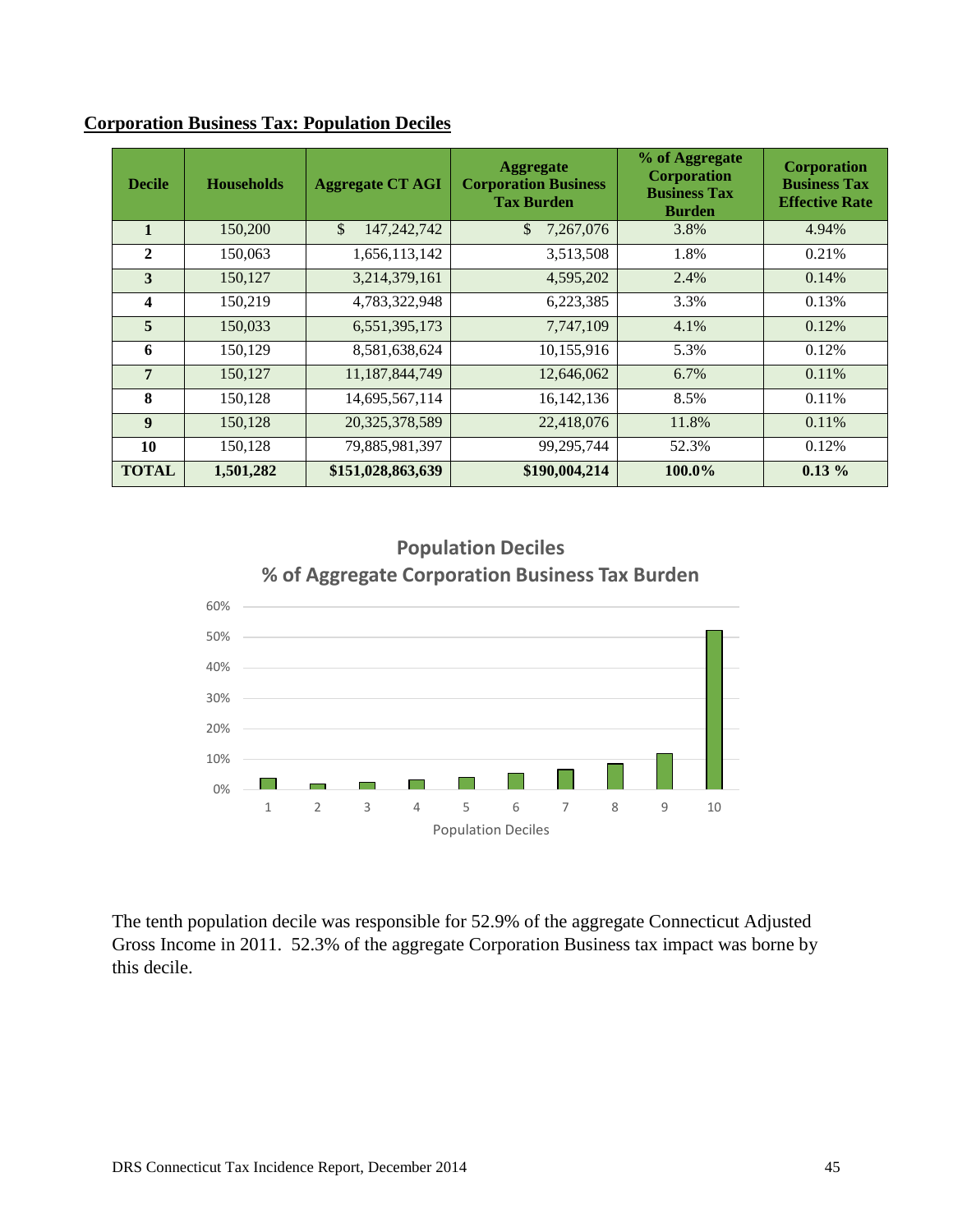**Corporation Business Tax: Population Deciles**

| Decile | Households | Aggregate CT AGI | Aggregate Corporation Business Tax Burden | % of Aggregate Corporation Business Tax Burden | Corporation Business Tax Effective Rate |
|---|---|---|---|---|---|
| **1** | 150,200 | $ 147,242,742 | $ 7,267,076 | 3.8% | 4.94% |
| **2** | 150,063 | 1,656,113,142 | 3,513,508 | 1.8% | 0.21% |
| **3** | 150,127 | 3,214,379,161 | 4,595,202 | 2.4% | 0.14% |
| **4** | 150,219 | 4,783,322,948 | 6,223,385 | 3.3% | 0.13% |
| **5** | 150,033 | 6,551,395,173 | 7,747,109 | 4.1% | 0.12% |
| **6** | 150,129 | 8,581,638,624 | 10,155,916 | 5.3% | 0.12% |
| **7** | 150,127 | 11,187,844,749 | 12,646,062 | 6.7% | 0.11% |
| **8** | 150,128 | 14,695,567,114 | 16,142,136 | 8.5% | 0.11% |
| **9** | 150,128 | 20,325,378,589 | 22,418,076 | 11.8% | 0.11% |
| **10** | 150,128 | 79,885,981,397 | 99,295,744 | 52.3% | 0.12% |
| **TOTAL** | **1,501,282** | **$151,028,863,639** | **$190,004,214** | **100.0%** | **0.13 %** |

**Population Deciles**
**% of Aggregate Corporation Business Tax Burden**

| Population Decile | % of Aggregate Corporation Business Tax Burden |
|---|---|
| 1 | 3.8% |
| 2 | 1.8% |
| 3 | 2.4% |
| 4 | 3.3% |
| 5 | 4.1% |
| 6 | 5.3% |
| 7 | 6.7% |
| 8 | 8.5% |
| 9 | 11.8% |
| 10 | 52.3% |

The tenth population decile was responsible for 52.9% of the aggregate Connecticut Adjusted Gross Income in 2011. 52.3% of the aggregate Corporation Business tax impact was borne by this decile.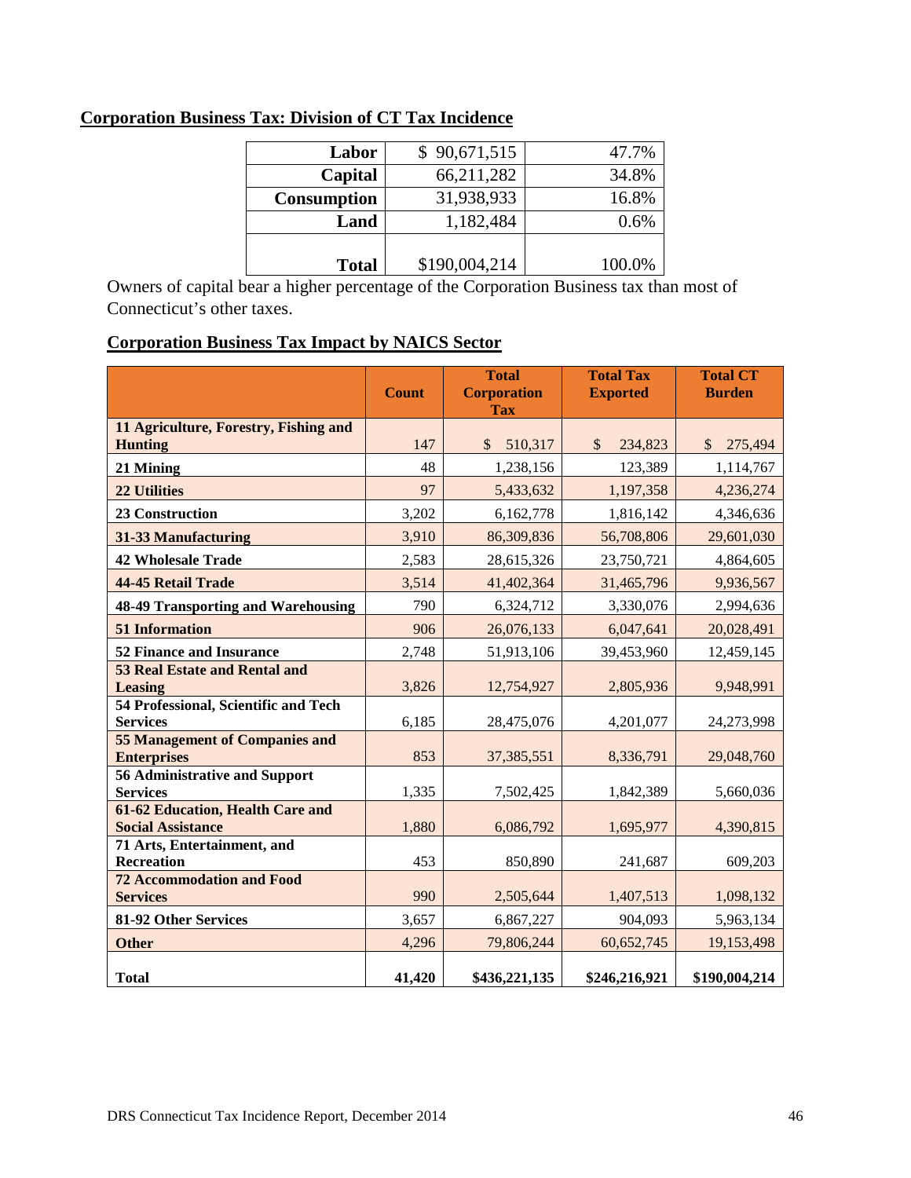## Corporation Business Tax: Division of CT Tax Incidence

| | | |
|---|---|---|
| **Labor** | $ 90,671,515 | 47.7% |
| **Capital** | 66,211,282 | 34.8% |
| **Consumption** | 31,938,933 | 16.8% |
| **Land** | 1,182,484 | 0.6% |
| **Total** | $190,004,214 | 100.0% |

Owners of capital bear a higher percentage of the Corporation Business tax than most of Connecticut's other taxes.

## Corporation Business Tax Impact by NAICS Sector

| | Count | Total Corporation Tax | Total Tax Exported | Total CT Burden |
|---|---|---|---|---|
| **11 Agriculture, Forestry, Fishing and Hunting** | 147 | $ 510,317 | $ 234,823 | $ 275,494 |
| **21 Mining** | 48 | 1,238,156 | 123,389 | 1,114,767 |
| **22 Utilities** | 97 | 5,433,632 | 1,197,358 | 4,236,274 |
| **23 Construction** | 3,202 | 6,162,778 | 1,816,142 | 4,346,636 |
| **31-33 Manufacturing** | 3,910 | 86,309,836 | 56,708,806 | 29,601,030 |
| **42 Wholesale Trade** | 2,583 | 28,615,326 | 23,750,721 | 4,864,605 |
| **44-45 Retail Trade** | 3,514 | 41,402,364 | 31,465,796 | 9,936,567 |
| **48-49 Transporting and Warehousing** | 790 | 6,324,712 | 3,330,076 | 2,994,636 |
| **51 Information** | 906 | 26,076,133 | 6,047,641 | 20,028,491 |
| **52 Finance and Insurance** | 2,748 | 51,913,106 | 39,453,960 | 12,459,145 |
| **53 Real Estate and Rental and Leasing** | 3,826 | 12,754,927 | 2,805,936 | 9,948,991 |
| **54 Professional, Scientific and Tech Services** | 6,185 | 28,475,076 | 4,201,077 | 24,273,998 |
| **55 Management of Companies and Enterprises** | 853 | 37,385,551 | 8,336,791 | 29,048,760 |
| **56 Administrative and Support Services** | 1,335 | 7,502,425 | 1,842,389 | 5,660,036 |
| **61-62 Education, Health Care and Social Assistance** | 1,880 | 6,086,792 | 1,695,977 | 4,390,815 |
| **71 Arts, Entertainment, and Recreation** | 453 | 850,890 | 241,687 | 609,203 |
| **72 Accommodation and Food Services** | 990 | 2,505,644 | 1,407,513 | 1,098,132 |
| **81-92 Other Services** | 3,657 | 6,867,227 | 904,093 | 5,963,134 |
| **Other** | 4,296 | 79,806,244 | 60,652,745 | 19,153,498 |
| **Total** | **41,420** | **$436,221,135** | **$246,216,921** | **$190,004,214** |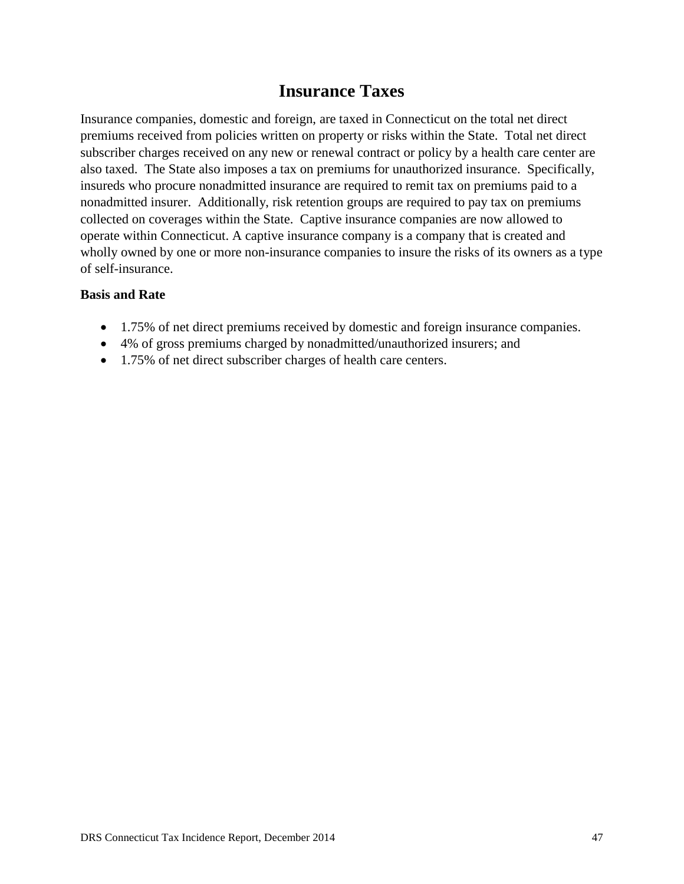# Insurance Taxes

Insurance companies, domestic and foreign, are taxed in Connecticut on the total net direct premiums received from policies written on property or risks within the State. Total net direct subscriber charges received on any new or renewal contract or policy by a health care center are also taxed. The State also imposes a tax on premiums for unauthorized insurance. Specifically, insureds who procure nonadmitted insurance are required to remit tax on premiums paid to a nonadmitted insurer. Additionally, risk retention groups are required to pay tax on premiums collected on coverages within the State. Captive insurance companies are now allowed to operate within Connecticut. A captive insurance company is a company that is created and wholly owned by one or more non-insurance companies to insure the risks of its owners as a type of self-insurance.

**Basis and Rate**

- 1.75% of net direct premiums received by domestic and foreign insurance companies.
- 4% of gross premiums charged by nonadmitted/unauthorized insurers; and
- 1.75% of net direct subscriber charges of health care centers.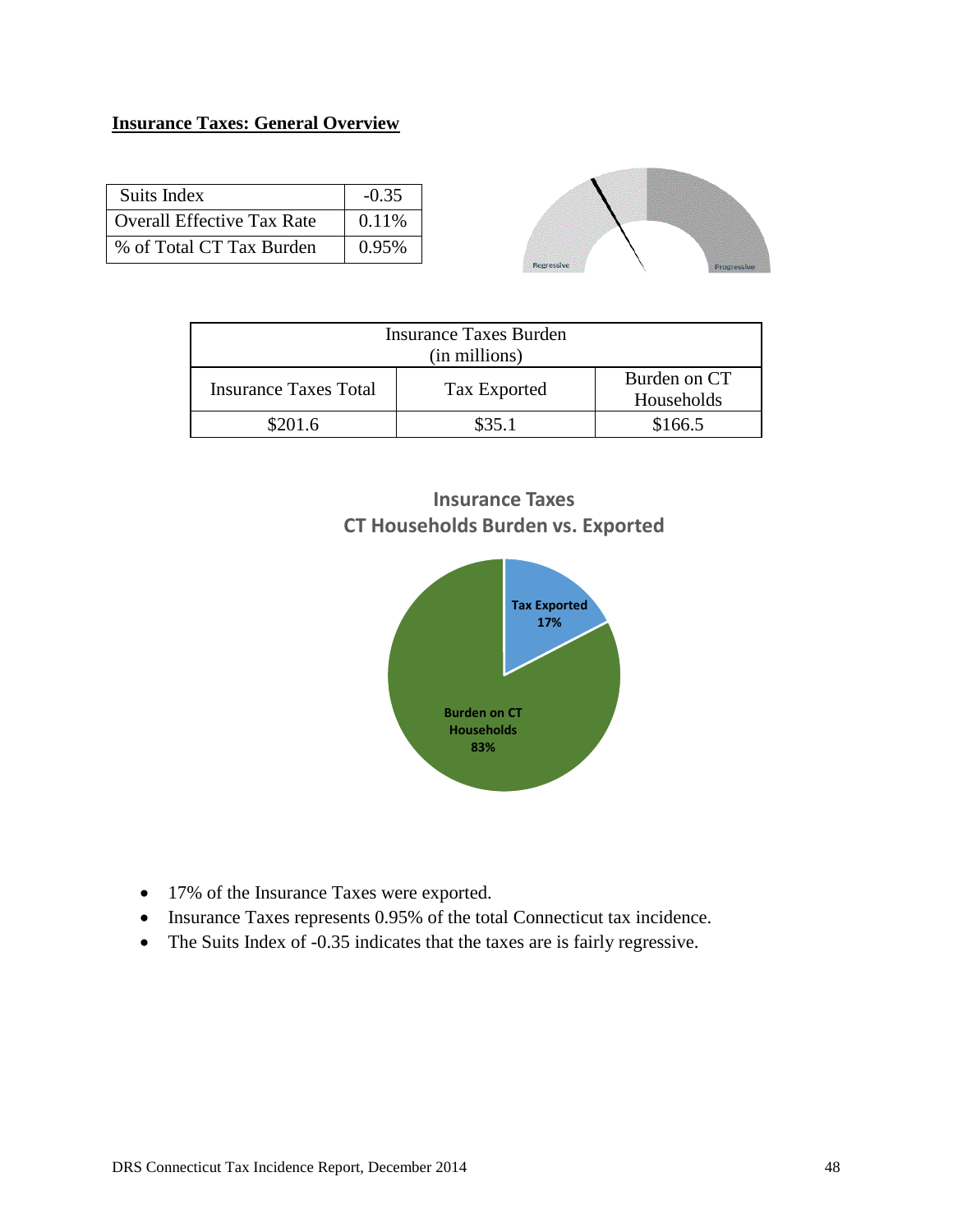## Insurance Taxes: General Overview

| Suits Index | -0.35 |
|---|---|
| Overall Effective Tax Rate | 0.11% |
| % of Total CT Tax Burden | 0.95% |

| Insurance Taxes Burden (in millions) | | |
|---|---|---|
| Insurance Taxes Total | Tax Exported | Burden on CT Households |
| $201.6 | $35.1 | $166.5 |

**Insurance Taxes CT Households Burden vs. Exported**

- 17% of the Insurance Taxes were exported.
- Insurance Taxes represents 0.95% of the total Connecticut tax incidence.
- The Suits Index of -0.35 indicates that the taxes are is fairly regressive.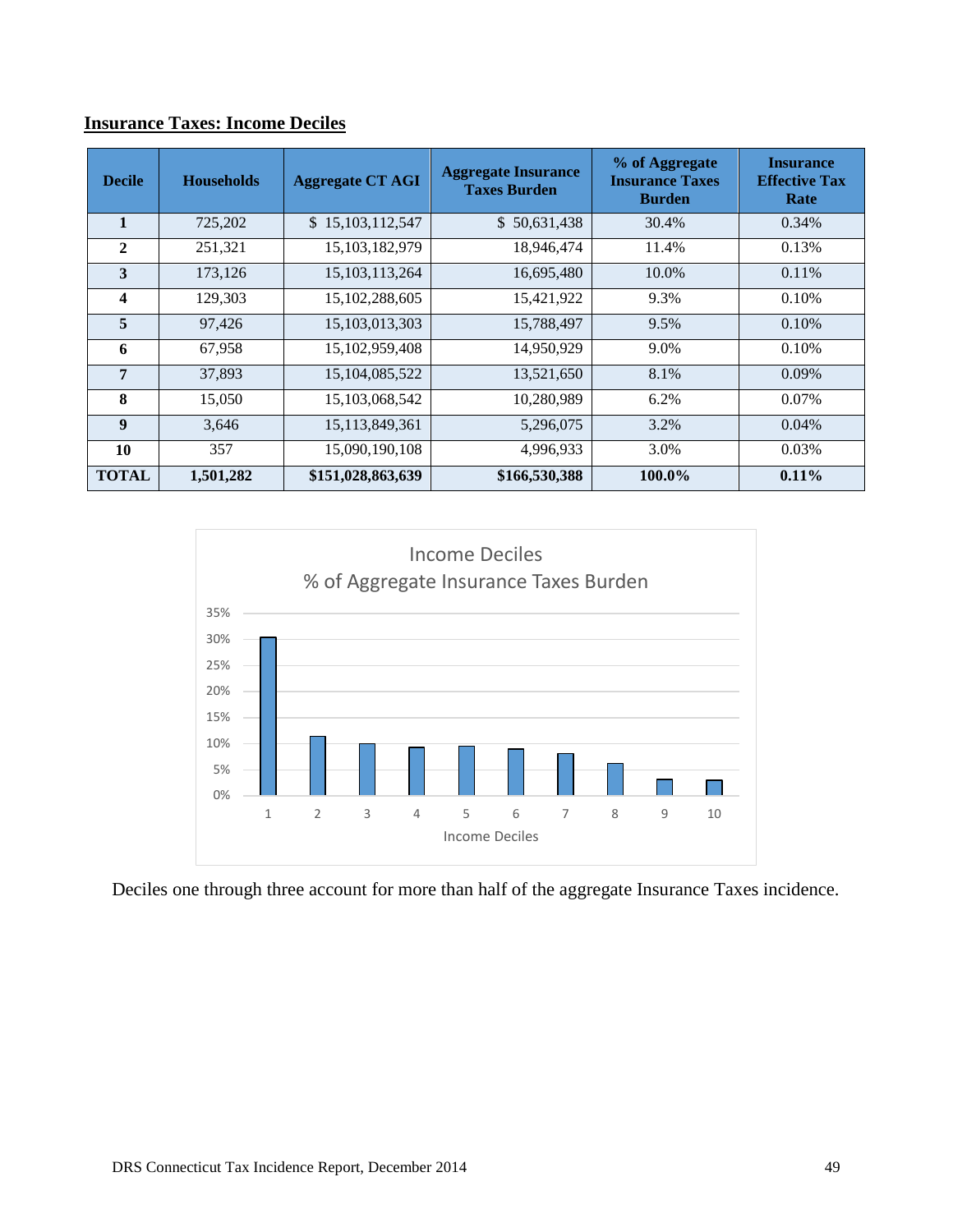## Insurance Taxes: Income Deciles

| Decile | Households | Aggregate CT AGI | Aggregate Insurance Taxes Burden | % of Aggregate Insurance Taxes Burden | Insurance Effective Tax Rate |
|---|---|---|---|---|---|
| **1** | 725,202 | $ 15,103,112,547 | $ 50,631,438 | 30.4% | 0.34% |
| **2** | 251,321 | 15,103,182,979 | 18,946,474 | 11.4% | 0.13% |
| **3** | 173,126 | 15,103,113,264 | 16,695,480 | 10.0% | 0.11% |
| **4** | 129,303 | 15,102,288,605 | 15,421,922 | 9.3% | 0.10% |
| **5** | 97,426 | 15,103,013,303 | 15,788,497 | 9.5% | 0.10% |
| **6** | 67,958 | 15,102,959,408 | 14,950,929 | 9.0% | 0.10% |
| **7** | 37,893 | 15,104,085,522 | 13,521,650 | 8.1% | 0.09% |
| **8** | 15,050 | 15,103,068,542 | 10,280,989 | 6.2% | 0.07% |
| **9** | 3,646 | 15,113,849,361 | 5,296,075 | 3.2% | 0.04% |
| **10** | 357 | 15,090,190,108 | 4,996,933 | 3.0% | 0.03% |
| **TOTAL** | **1,501,282** | **$151,028,863,639** | **$166,530,388** | **100.0%** | **0.11%** |

Income Deciles
% of Aggregate Insurance Taxes Burden

| Income Decile | % of Aggregate Insurance Taxes Burden |
|---|---|
| 1 | 30.4% |
| 2 | 11.4% |
| 3 | 10.0% |
| 4 | 9.3% |
| 5 | 9.5% |
| 6 | 9.0% |
| 7 | 8.1% |
| 8 | 6.2% |
| 9 | 3.2% |
| 10 | 3.0% |

Deciles one through three account for more than half of the aggregate Insurance Taxes incidence.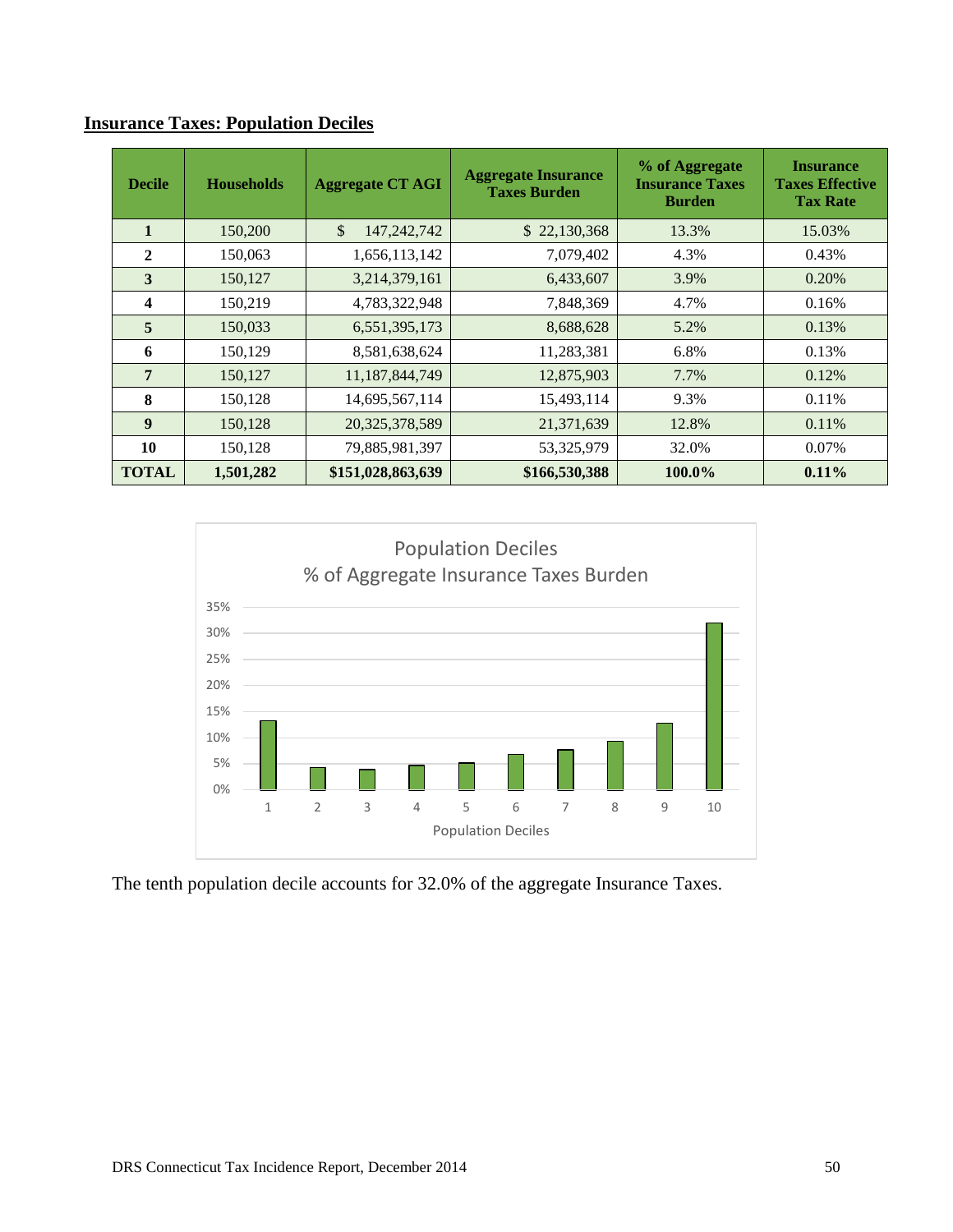## Insurance Taxes: Population Deciles

| Decile | Households | Aggregate CT AGI | Aggregate Insurance Taxes Burden | % of Aggregate Insurance Taxes Burden | Insurance Taxes Effective Tax Rate |
|---|---|---|---|---|---|
| **1** | 150,200 | $ 147,242,742 | $ 22,130,368 | 13.3% | 15.03% |
| **2** | 150,063 | 1,656,113,142 | 7,079,402 | 4.3% | 0.43% |
| **3** | 150,127 | 3,214,379,161 | 6,433,607 | 3.9% | 0.20% |
| **4** | 150,219 | 4,783,322,948 | 7,848,369 | 4.7% | 0.16% |
| **5** | 150,033 | 6,551,395,173 | 8,688,628 | 5.2% | 0.13% |
| **6** | 150,129 | 8,581,638,624 | 11,283,381 | 6.8% | 0.13% |
| **7** | 150,127 | 11,187,844,749 | 12,875,903 | 7.7% | 0.12% |
| **8** | 150,128 | 14,695,567,114 | 15,493,114 | 9.3% | 0.11% |
| **9** | 150,128 | 20,325,378,589 | 21,371,639 | 12.8% | 0.11% |
| **10** | 150,128 | 79,885,981,397 | 53,325,979 | 32.0% | 0.07% |
| **TOTAL** | **1,501,282** | **$151,028,863,639** | **$166,530,388** | **100.0%** | **0.11%** |

Population Deciles
% of Aggregate Insurance Taxes Burden

The tenth population decile accounts for 32.0% of the aggregate Insurance Taxes.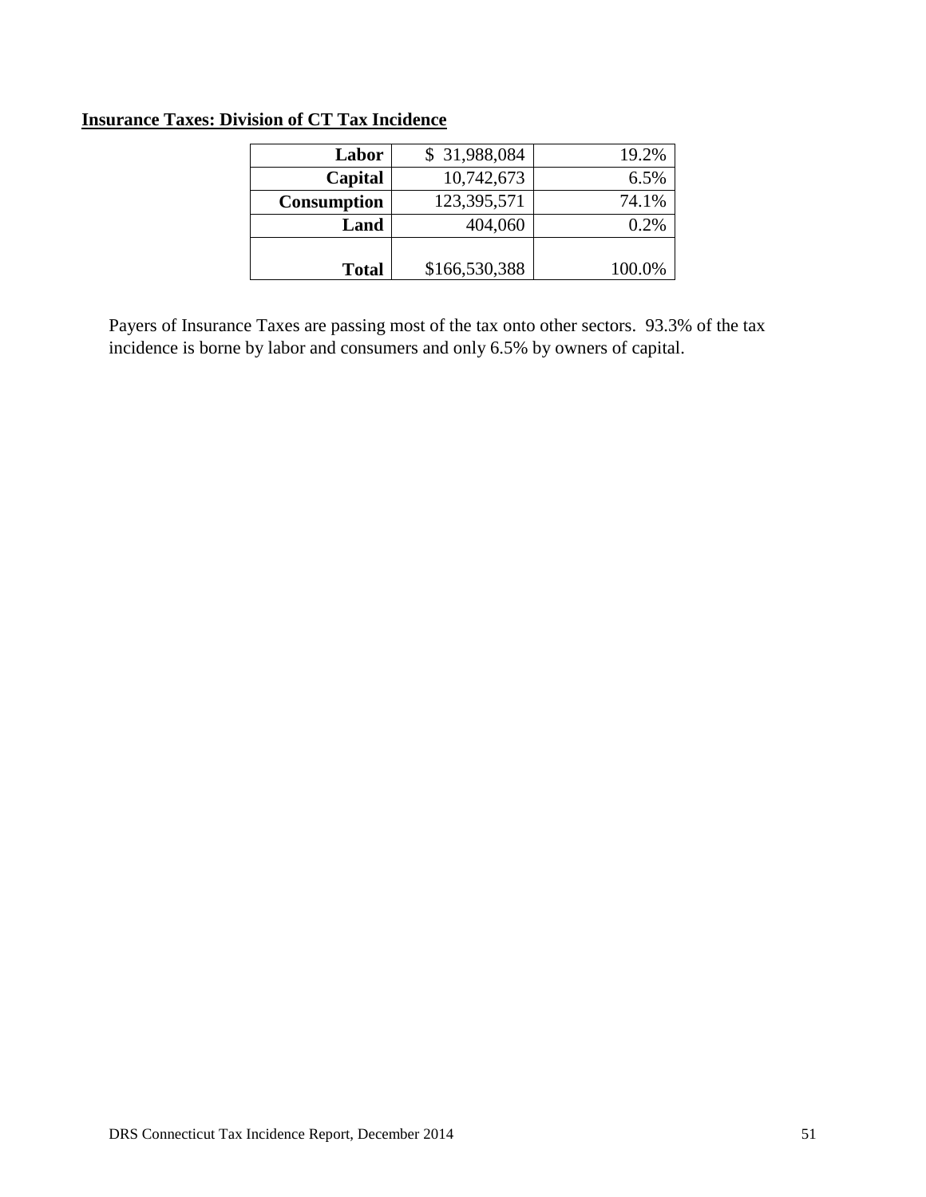**Insurance Taxes: Division of CT Tax Incidence**

| | | |
|---|---|---|
| **Labor** | $ 31,988,084 | 19.2% |
| **Capital** | 10,742,673 | 6.5% |
| **Consumption** | 123,395,571 | 74.1% |
| **Land** | 404,060 | 0.2% |
| **Total** | $166,530,388 | 100.0% |

Payers of Insurance Taxes are passing most of the tax onto other sectors. 93.3% of the tax incidence is borne by labor and consumers and only 6.5% by owners of capital.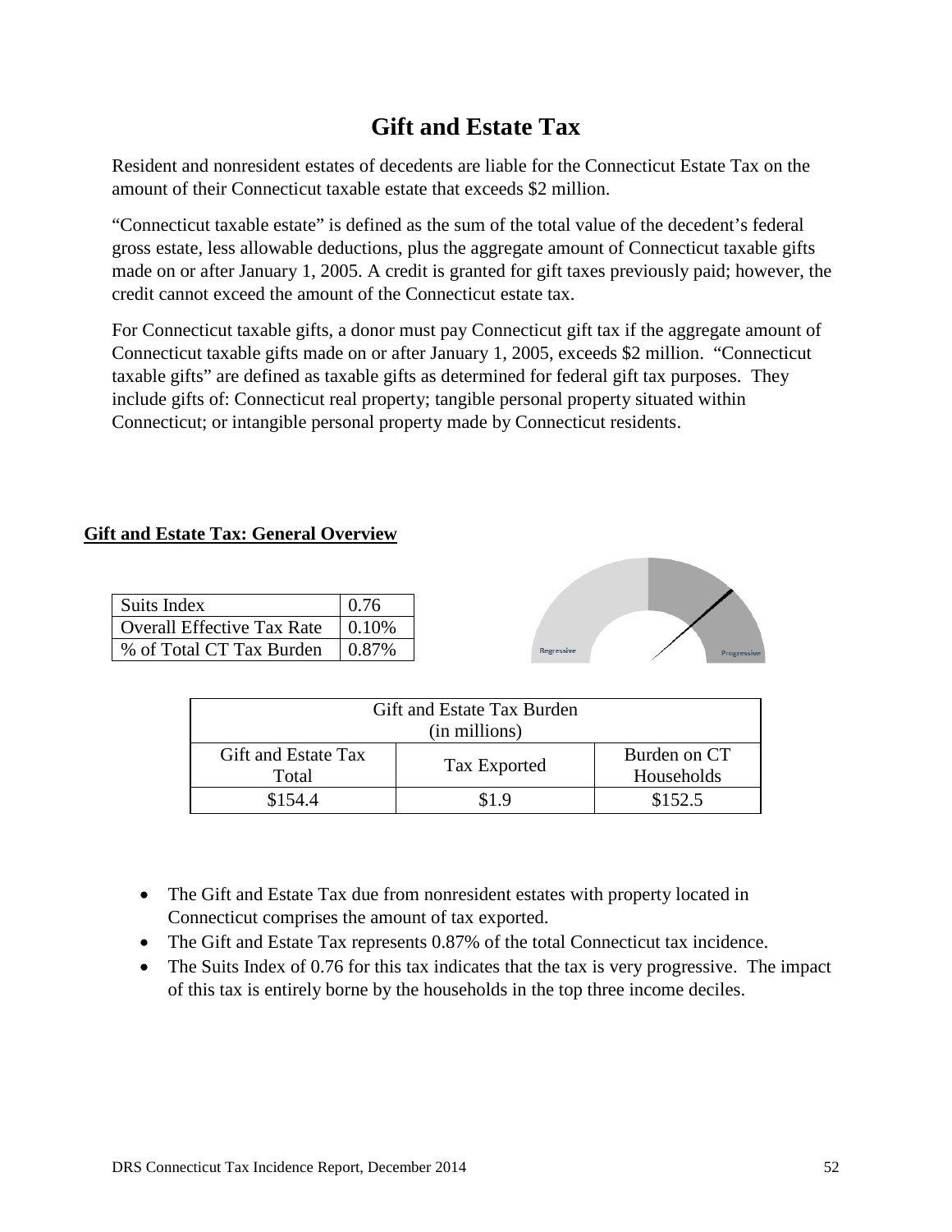# Gift and Estate Tax

Resident and nonresident estates of decedents are liable for the Connecticut Estate Tax on the amount of their Connecticut taxable estate that exceeds $2 million.

"Connecticut taxable estate" is defined as the sum of the total value of the decedent's federal gross estate, less allowable deductions, plus the aggregate amount of Connecticut taxable gifts made on or after January 1, 2005. A credit is granted for gift taxes previously paid; however, the credit cannot exceed the amount of the Connecticut estate tax.

For Connecticut taxable gifts, a donor must pay Connecticut gift tax if the aggregate amount of Connecticut taxable gifts made on or after January 1, 2005, exceeds $2 million. "Connecticut taxable gifts" are defined as taxable gifts as determined for federal gift tax purposes. They include gifts of: Connecticut real property; tangible personal property situated within Connecticut; or intangible personal property made by Connecticut residents.

**Gift and Estate Tax: General Overview**

| Suits Index | 0.76 |
|---|---|
| Overall Effective Tax Rate | 0.10% |
| % of Total CT Tax Burden | 0.87% |

Regressive Progressive

| Gift and Estate Tax Burden (in millions) | | |
|---|---|---|
| Gift and Estate Tax Total | Tax Exported | Burden on CT Households |
| $154.4 | $1.9 | $152.5 |

- The Gift and Estate Tax due from nonresident estates with property located in Connecticut comprises the amount of tax exported.
- The Gift and Estate Tax represents 0.87% of the total Connecticut tax incidence.
- The Suits Index of 0.76 for this tax indicates that the tax is very progressive. The impact of this tax is entirely borne by the households in the top three income deciles.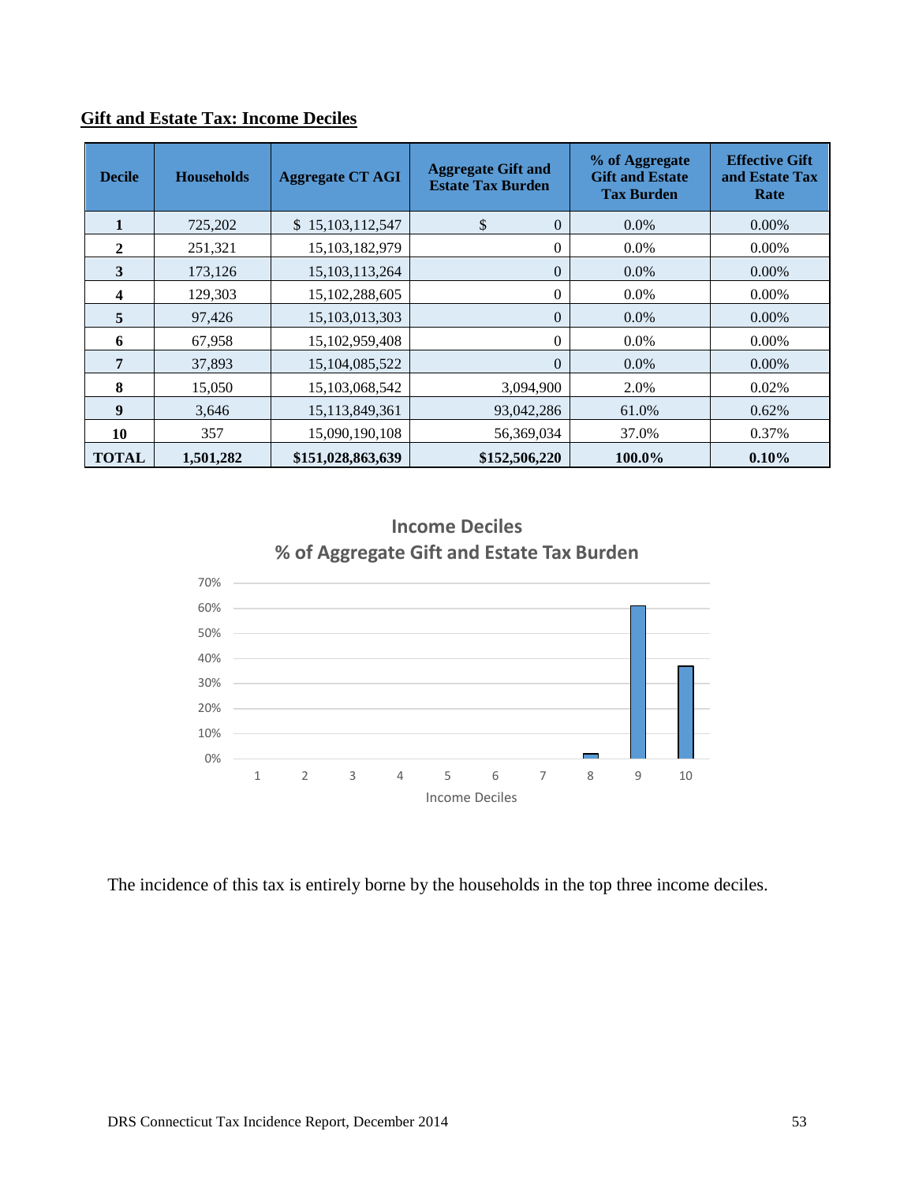## Gift and Estate Tax: Income Deciles

| Decile | Households | Aggregate CT AGI | Aggregate Gift and Estate Tax Burden | % of Aggregate Gift and Estate Tax Burden | Effective Gift and Estate Tax Rate |
|---|---|---|---|---|---|
| 1 | 725,202 | $ 15,103,112,547 | $ 0 | 0.0% | 0.00% |
| 2 | 251,321 | 15,103,182,979 | 0 | 0.0% | 0.00% |
| 3 | 173,126 | 15,103,113,264 | 0 | 0.0% | 0.00% |
| 4 | 129,303 | 15,102,288,605 | 0 | 0.0% | 0.00% |
| 5 | 97,426 | 15,103,013,303 | 0 | 0.0% | 0.00% |
| 6 | 67,958 | 15,102,959,408 | 0 | 0.0% | 0.00% |
| 7 | 37,893 | 15,104,085,522 | 0 | 0.0% | 0.00% |
| 8 | 15,050 | 15,103,068,542 | 3,094,900 | 2.0% | 0.02% |
| 9 | 3,646 | 15,113,849,361 | 93,042,286 | 61.0% | 0.62% |
| 10 | 357 | 15,090,190,108 | 56,369,034 | 37.0% | 0.37% |
| **TOTAL** | **1,501,282** | **$151,028,863,639** | **$152,506,220** | **100.0%** | **0.10%** |

**Income Deciles**
**% of Aggregate Gift and Estate Tax Burden**

| Income Decile | 1 | 2 | 3 | 4 | 5 | 6 | 7 | 8 | 9 | 10 |
|---|---|---|---|---|---|---|---|---|---|---|
| % of Aggregate Gift and Estate Tax Burden | 0% | 0% | 0% | 0% | 0% | 0% | 0% | 2% | 61% | 37% |

The incidence of this tax is entirely borne by the households in the top three income deciles.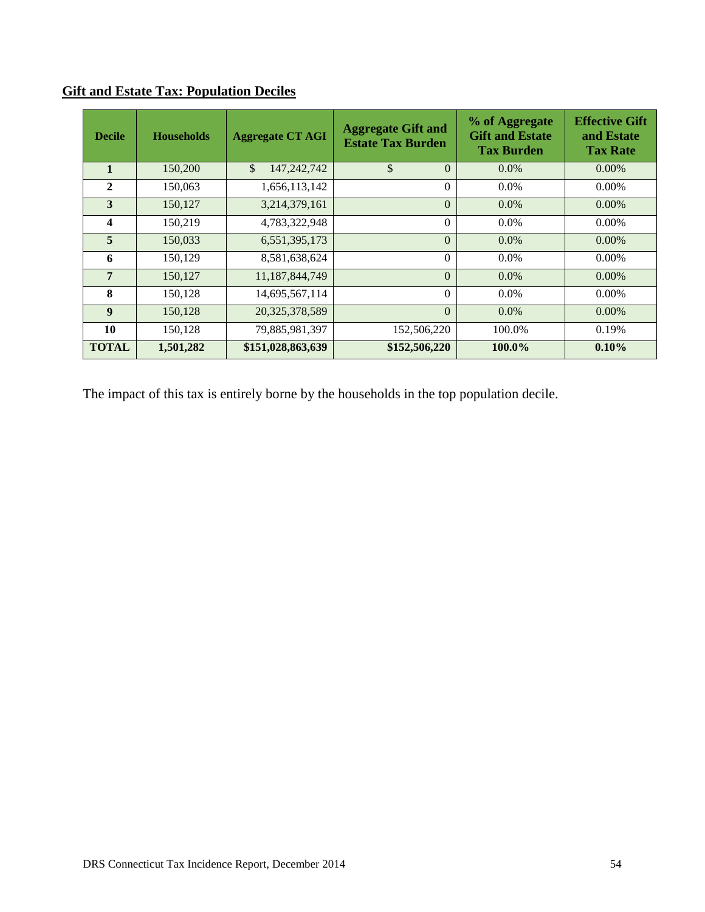## Gift and Estate Tax: Population Deciles

| Decile | Households | Aggregate CT AGI | Aggregate Gift and Estate Tax Burden | % of Aggregate Gift and Estate Tax Burden | Effective Gift and Estate Tax Rate |
|---|---|---|---|---|---|
| 1 | 150,200 | $ 147,242,742 | $ 0 | 0.0% | 0.00% |
| 2 | 150,063 | 1,656,113,142 | 0 | 0.0% | 0.00% |
| 3 | 150,127 | 3,214,379,161 | 0 | 0.0% | 0.00% |
| 4 | 150,219 | 4,783,322,948 | 0 | 0.0% | 0.00% |
| 5 | 150,033 | 6,551,395,173 | 0 | 0.0% | 0.00% |
| 6 | 150,129 | 8,581,638,624 | 0 | 0.0% | 0.00% |
| 7 | 150,127 | 11,187,844,749 | 0 | 0.0% | 0.00% |
| 8 | 150,128 | 14,695,567,114 | 0 | 0.0% | 0.00% |
| 9 | 150,128 | 20,325,378,589 | 0 | 0.0% | 0.00% |
| 10 | 150,128 | 79,885,981,397 | 152,506,220 | 100.0% | 0.19% |
| **TOTAL** | **1,501,282** | **$151,028,863,639** | **$152,506,220** | **100.0%** | **0.10%** |

The impact of this tax is entirely borne by the households in the top population decile.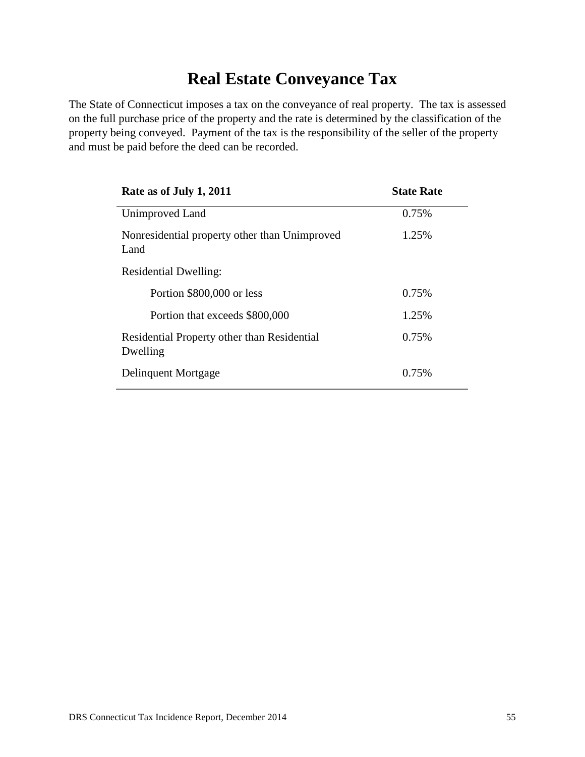# Real Estate Conveyance Tax

The State of Connecticut imposes a tax on the conveyance of real property. The tax is assessed on the full purchase price of the property and the rate is determined by the classification of the property being conveyed. Payment of the tax is the responsibility of the seller of the property and must be paid before the deed can be recorded.

| Rate as of July 1, 2011 | State Rate |
|---|---|
| Unimproved Land | 0.75% |
| Nonresidential property other than Unimproved Land | 1.25% |
| Residential Dwelling: | |
| Portion $800,000 or less | 0.75% |
| Portion that exceeds $800,000 | 1.25% |
| Residential Property other than Residential Dwelling | 0.75% |
| Delinquent Mortgage | 0.75% |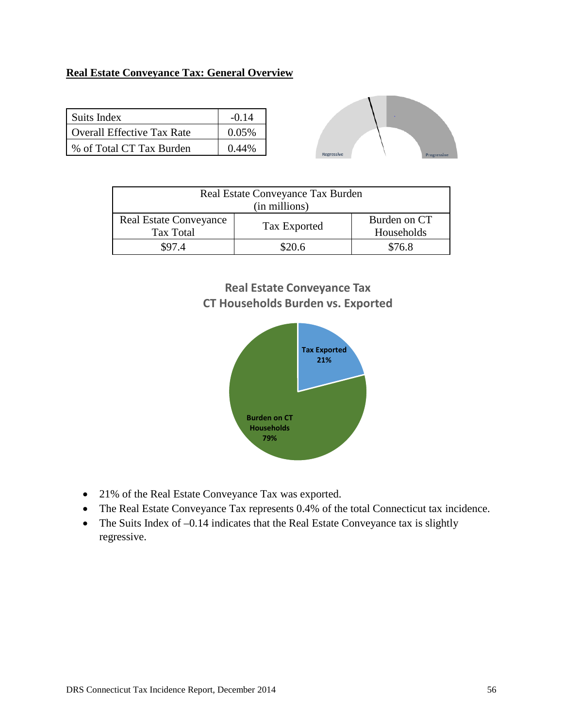## Real Estate Conveyance Tax: General Overview

| Suits Index | -0.14 |
|---|---|
| Overall Effective Tax Rate | 0.05% |
| % of Total CT Tax Burden | 0.44% |

| Real Estate Conveyance Tax Burden (in millions) | | |
|---|---|---|
| Real Estate Conveyance Tax Total | Tax Exported | Burden on CT Households |
| $97.4 | $20.6 | $76.8 |

**Real Estate Conveyance Tax CT Households Burden vs. Exported**

- 21% of the Real Estate Conveyance Tax was exported.
- The Real Estate Conveyance Tax represents 0.4% of the total Connecticut tax incidence.
- The Suits Index of –0.14 indicates that the Real Estate Conveyance tax is slightly regressive.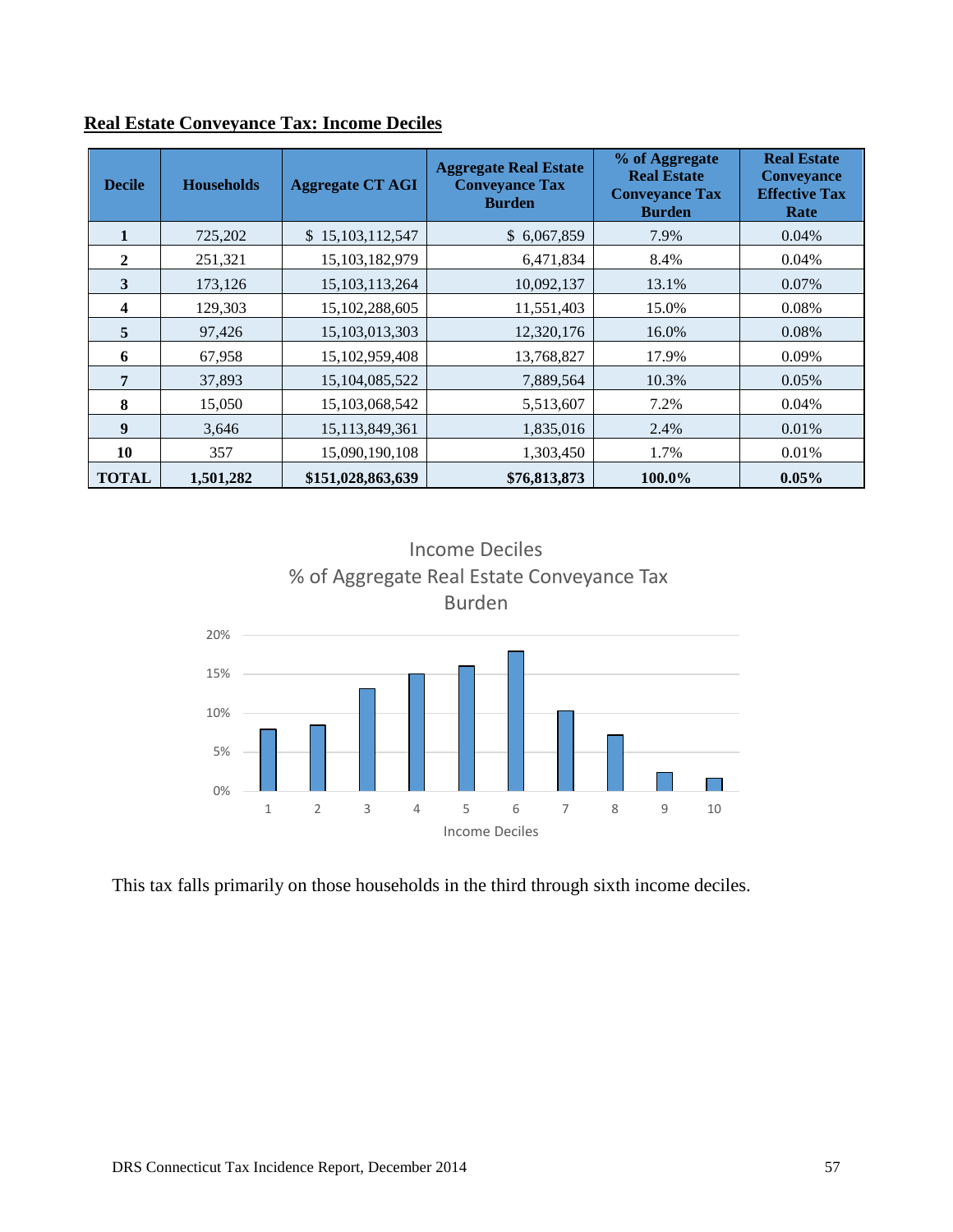**Real Estate Conveyance Tax: Income Deciles**

| Decile | Households | Aggregate CT AGI | Aggregate Real Estate Conveyance Tax Burden | % of Aggregate Real Estate Conveyance Tax Burden | Real Estate Conveyance Effective Tax Rate |
|---|---|---|---|---|---|
| **1** | 725,202 | $ 15,103,112,547 | $ 6,067,859 | 7.9% | 0.04% |
| **2** | 251,321 | 15,103,182,979 | 6,471,834 | 8.4% | 0.04% |
| **3** | 173,126 | 15,103,113,264 | 10,092,137 | 13.1% | 0.07% |
| **4** | 129,303 | 15,102,288,605 | 11,551,403 | 15.0% | 0.08% |
| **5** | 97,426 | 15,103,013,303 | 12,320,176 | 16.0% | 0.08% |
| **6** | 67,958 | 15,102,959,408 | 13,768,827 | 17.9% | 0.09% |
| **7** | 37,893 | 15,104,085,522 | 7,889,564 | 10.3% | 0.05% |
| **8** | 15,050 | 15,103,068,542 | 5,513,607 | 7.2% | 0.04% |
| **9** | 3,646 | 15,113,849,361 | 1,835,016 | 2.4% | 0.01% |
| **10** | 357 | 15,090,190,108 | 1,303,450 | 1.7% | 0.01% |
| **TOTAL** | **1,501,282** | **$151,028,863,639** | **$76,813,873** | **100.0%** | **0.05%** |

Income Deciles
% of Aggregate Real Estate Conveyance Tax Burden

| Income Decile | % of Aggregate Real Estate Conveyance Tax Burden |
|---|---|
| 1 | 7.9% |
| 2 | 8.4% |
| 3 | 13.1% |
| 4 | 15.0% |
| 5 | 16.0% |
| 6 | 17.9% |
| 7 | 10.3% |
| 8 | 7.2% |
| 9 | 2.4% |
| 10 | 1.7% |

This tax falls primarily on those households in the third through sixth income deciles.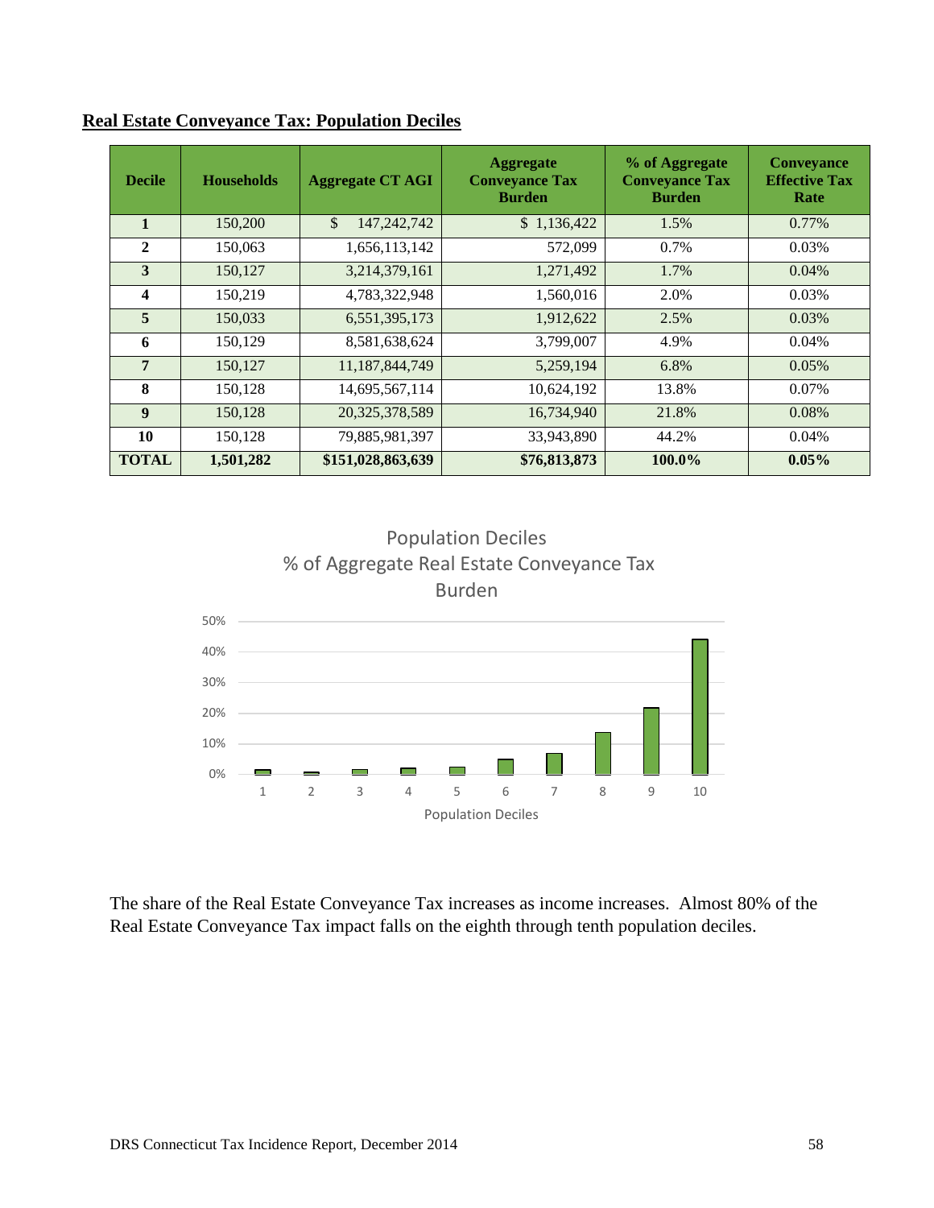**Real Estate Conveyance Tax: Population Deciles**

| Decile | Households | Aggregate CT AGI | Aggregate Conveyance Tax Burden | % of Aggregate Conveyance Tax Burden | Conveyance Effective Tax Rate |
|---|---|---|---|---|---|
| **1** | 150,200 | $ 147,242,742 | $ 1,136,422 | 1.5% | 0.77% |
| **2** | 150,063 | 1,656,113,142 | 572,099 | 0.7% | 0.03% |
| **3** | 150,127 | 3,214,379,161 | 1,271,492 | 1.7% | 0.04% |
| **4** | 150,219 | 4,783,322,948 | 1,560,016 | 2.0% | 0.03% |
| **5** | 150,033 | 6,551,395,173 | 1,912,622 | 2.5% | 0.03% |
| **6** | 150,129 | 8,581,638,624 | 3,799,007 | 4.9% | 0.04% |
| **7** | 150,127 | 11,187,844,749 | 5,259,194 | 6.8% | 0.05% |
| **8** | 150,128 | 14,695,567,114 | 10,624,192 | 13.8% | 0.07% |
| **9** | 150,128 | 20,325,378,589 | 16,734,940 | 21.8% | 0.08% |
| **10** | 150,128 | 79,885,981,397 | 33,943,890 | 44.2% | 0.04% |
| **TOTAL** | **1,501,282** | **$151,028,863,639** | **$76,813,873** | **100.0%** | **0.05%** |

Population Deciles
% of Aggregate Real Estate Conveyance Tax Burden

| Population Decile | % of Aggregate Real Estate Conveyance Tax Burden |
|---|---|
| 1 | 1.5% |
| 2 | 0.7% |
| 3 | 1.7% |
| 4 | 2.0% |
| 5 | 2.5% |
| 6 | 4.9% |
| 7 | 6.8% |
| 8 | 13.8% |
| 9 | 21.8% |
| 10 | 44.2% |

The share of the Real Estate Conveyance Tax increases as income increases. Almost 80% of the Real Estate Conveyance Tax impact falls on the eighth through tenth population deciles.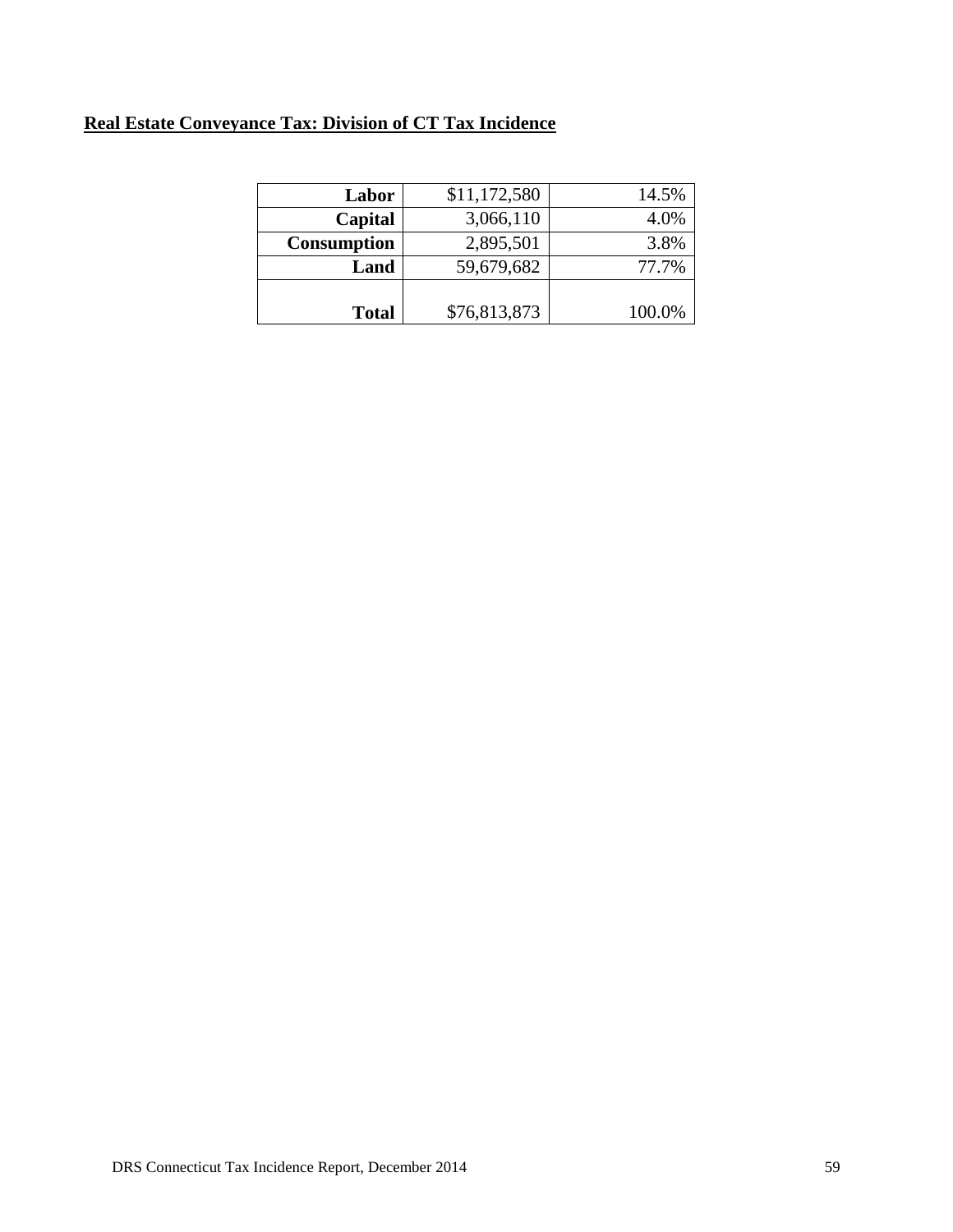**Real Estate Conveyance Tax: Division of CT Tax Incidence**

| | | |
|---|---|---|
| **Labor** | $11,172,580 | 14.5% |
| **Capital** | 3,066,110 | 4.0% |
| **Consumption** | 2,895,501 | 3.8% |
| **Land** | 59,679,682 | 77.7% |
| **Total** | $76,813,873 | 100.0% |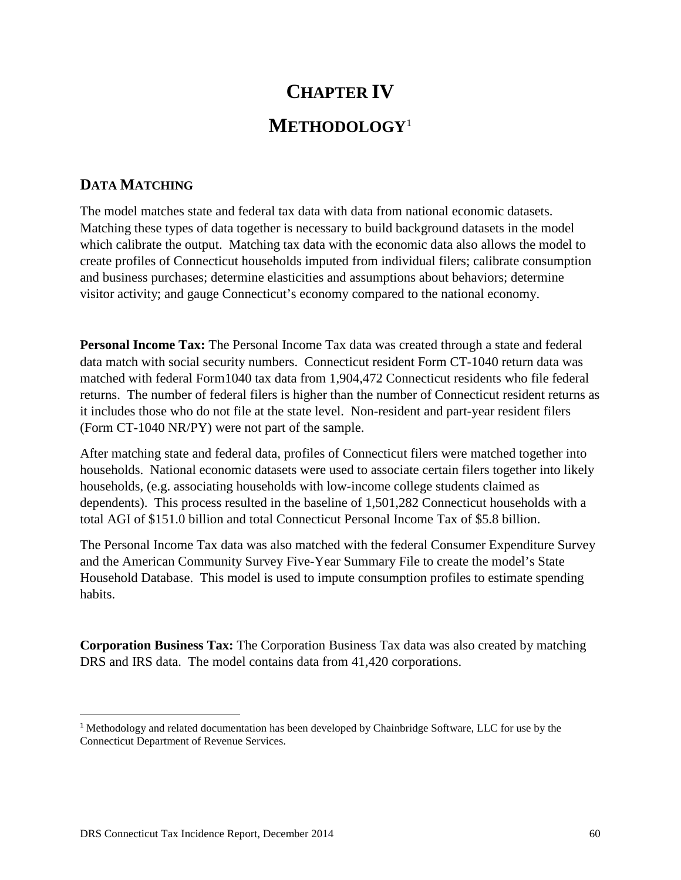# CHAPTER IV

# METHODOLOGY[1]

## DATA MATCHING

The model matches state and federal tax data with data from national economic datasets. Matching these types of data together is necessary to build background datasets in the model which calibrate the output. Matching tax data with the economic data also allows the model to create profiles of Connecticut households imputed from individual filers; calibrate consumption and business purchases; determine elasticities and assumptions about behaviors; determine visitor activity; and gauge Connecticut's economy compared to the national economy.

**Personal Income Tax:** The Personal Income Tax data was created through a state and federal data match with social security numbers. Connecticut resident Form CT-1040 return data was matched with federal Form1040 tax data from 1,904,472 Connecticut residents who file federal returns. The number of federal filers is higher than the number of Connecticut resident returns as it includes those who do not file at the state level. Non-resident and part-year resident filers (Form CT-1040 NR/PY) were not part of the sample.

After matching state and federal data, profiles of Connecticut filers were matched together into households. National economic datasets were used to associate certain filers together into likely households, (e.g. associating households with low-income college students claimed as dependents). This process resulted in the baseline of 1,501,282 Connecticut households with a total AGI of $151.0 billion and total Connecticut Personal Income Tax of $5.8 billion.

The Personal Income Tax data was also matched with the federal Consumer Expenditure Survey and the American Community Survey Five-Year Summary File to create the model's State Household Database. This model is used to impute consumption profiles to estimate spending habits.

**Corporation Business Tax:** The Corporation Business Tax data was also created by matching DRS and IRS data. The model contains data from 41,420 corporations.

[1] Methodology and related documentation has been developed by Chainbridge Software, LLC for use by the Connecticut Department of Revenue Services.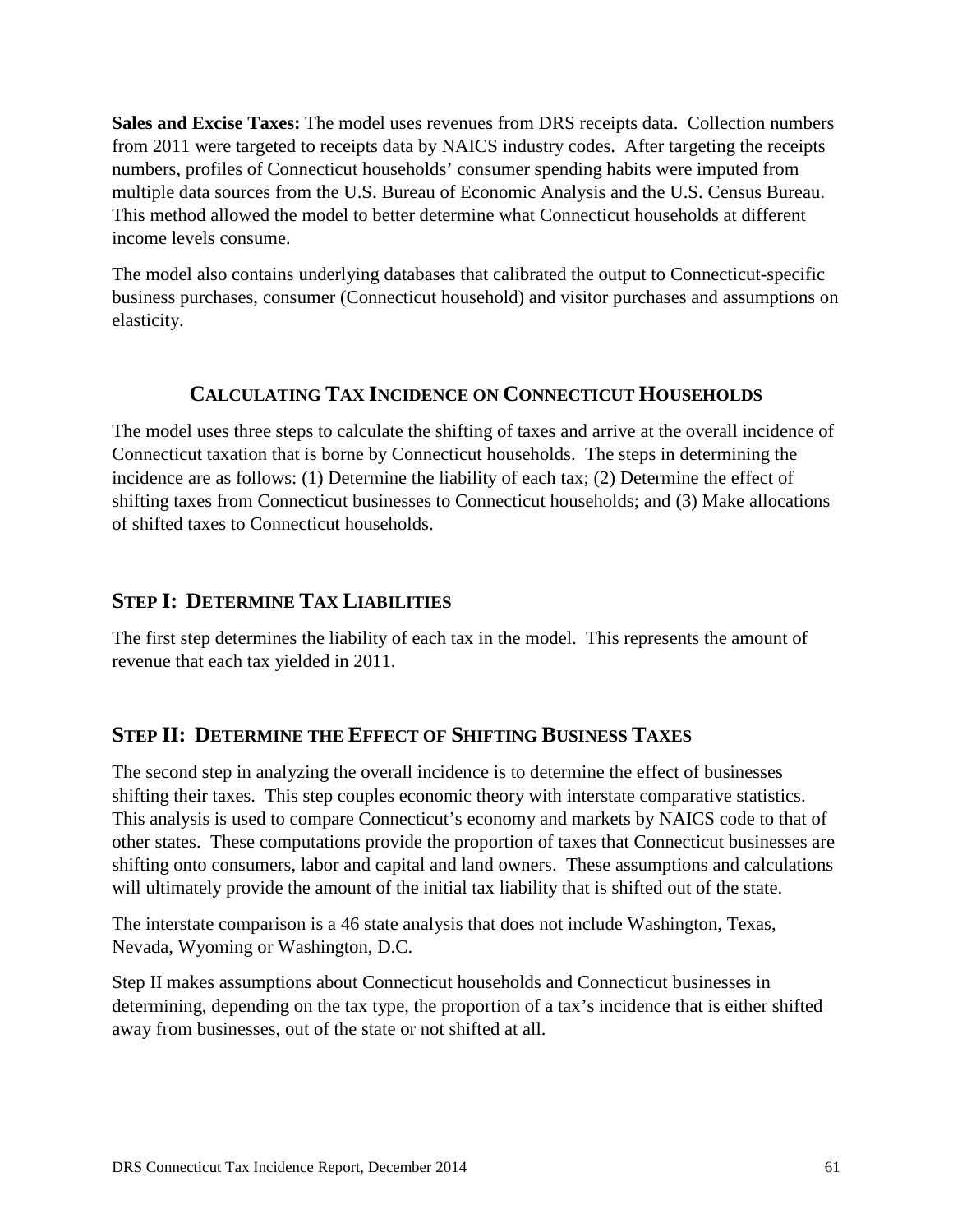**Sales and Excise Taxes:** The model uses revenues from DRS receipts data. Collection numbers from 2011 were targeted to receipts data by NAICS industry codes. After targeting the receipts numbers, profiles of Connecticut households' consumer spending habits were imputed from multiple data sources from the U.S. Bureau of Economic Analysis and the U.S. Census Bureau. This method allowed the model to better determine what Connecticut households at different income levels consume.

The model also contains underlying databases that calibrated the output to Connecticut-specific business purchases, consumer (Connecticut household) and visitor purchases and assumptions on elasticity.

## CALCULATING TAX INCIDENCE ON CONNECTICUT HOUSEHOLDS

The model uses three steps to calculate the shifting of taxes and arrive at the overall incidence of Connecticut taxation that is borne by Connecticut households. The steps in determining the incidence are as follows: (1) Determine the liability of each tax; (2) Determine the effect of shifting taxes from Connecticut businesses to Connecticut households; and (3) Make allocations of shifted taxes to Connecticut households.

### STEP I: DETERMINE TAX LIABILITIES

The first step determines the liability of each tax in the model. This represents the amount of revenue that each tax yielded in 2011.

### STEP II: DETERMINE THE EFFECT OF SHIFTING BUSINESS TAXES

The second step in analyzing the overall incidence is to determine the effect of businesses shifting their taxes. This step couples economic theory with interstate comparative statistics. This analysis is used to compare Connecticut's economy and markets by NAICS code to that of other states. These computations provide the proportion of taxes that Connecticut businesses are shifting onto consumers, labor and capital and land owners. These assumptions and calculations will ultimately provide the amount of the initial tax liability that is shifted out of the state.

The interstate comparison is a 46 state analysis that does not include Washington, Texas, Nevada, Wyoming or Washington, D.C.

Step II makes assumptions about Connecticut households and Connecticut businesses in determining, depending on the tax type, the proportion of a tax's incidence that is either shifted away from businesses, out of the state or not shifted at all.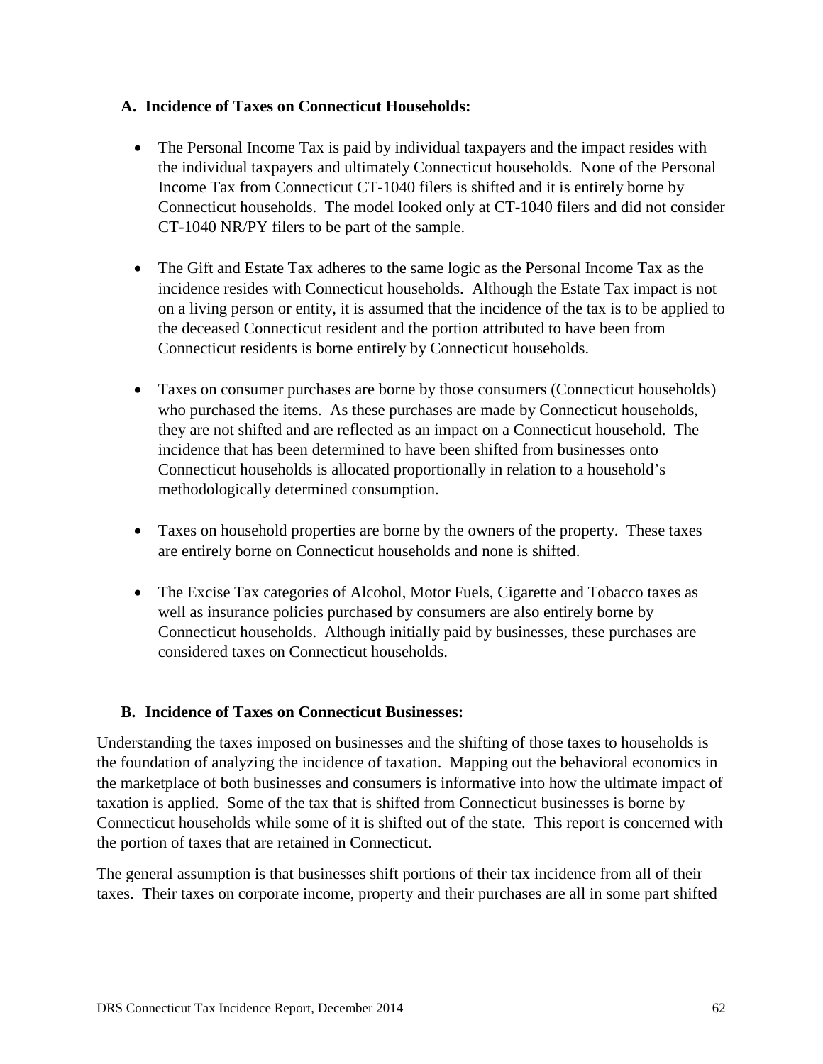### A. Incidence of Taxes on Connecticut Households:

- The Personal Income Tax is paid by individual taxpayers and the impact resides with the individual taxpayers and ultimately Connecticut households. None of the Personal Income Tax from Connecticut CT-1040 filers is shifted and it is entirely borne by Connecticut households. The model looked only at CT-1040 filers and did not consider CT-1040 NR/PY filers to be part of the sample.

- The Gift and Estate Tax adheres to the same logic as the Personal Income Tax as the incidence resides with Connecticut households. Although the Estate Tax impact is not on a living person or entity, it is assumed that the incidence of the tax is to be applied to the deceased Connecticut resident and the portion attributed to have been from Connecticut residents is borne entirely by Connecticut households.

- Taxes on consumer purchases are borne by those consumers (Connecticut households) who purchased the items. As these purchases are made by Connecticut households, they are not shifted and are reflected as an impact on a Connecticut household. The incidence that has been determined to have been shifted from businesses onto Connecticut households is allocated proportionally in relation to a household's methodologically determined consumption.

- Taxes on household properties are borne by the owners of the property. These taxes are entirely borne on Connecticut households and none is shifted.

- The Excise Tax categories of Alcohol, Motor Fuels, Cigarette and Tobacco taxes as well as insurance policies purchased by consumers are also entirely borne by Connecticut households. Although initially paid by businesses, these purchases are considered taxes on Connecticut households.

### B. Incidence of Taxes on Connecticut Businesses:

Understanding the taxes imposed on businesses and the shifting of those taxes to households is the foundation of analyzing the incidence of taxation. Mapping out the behavioral economics in the marketplace of both businesses and consumers is informative into how the ultimate impact of taxation is applied. Some of the tax that is shifted from Connecticut businesses is borne by Connecticut households while some of it is shifted out of the state. This report is concerned with the portion of taxes that are retained in Connecticut.

The general assumption is that businesses shift portions of their tax incidence from all of their taxes. Their taxes on corporate income, property and their purchases are all in some part shifted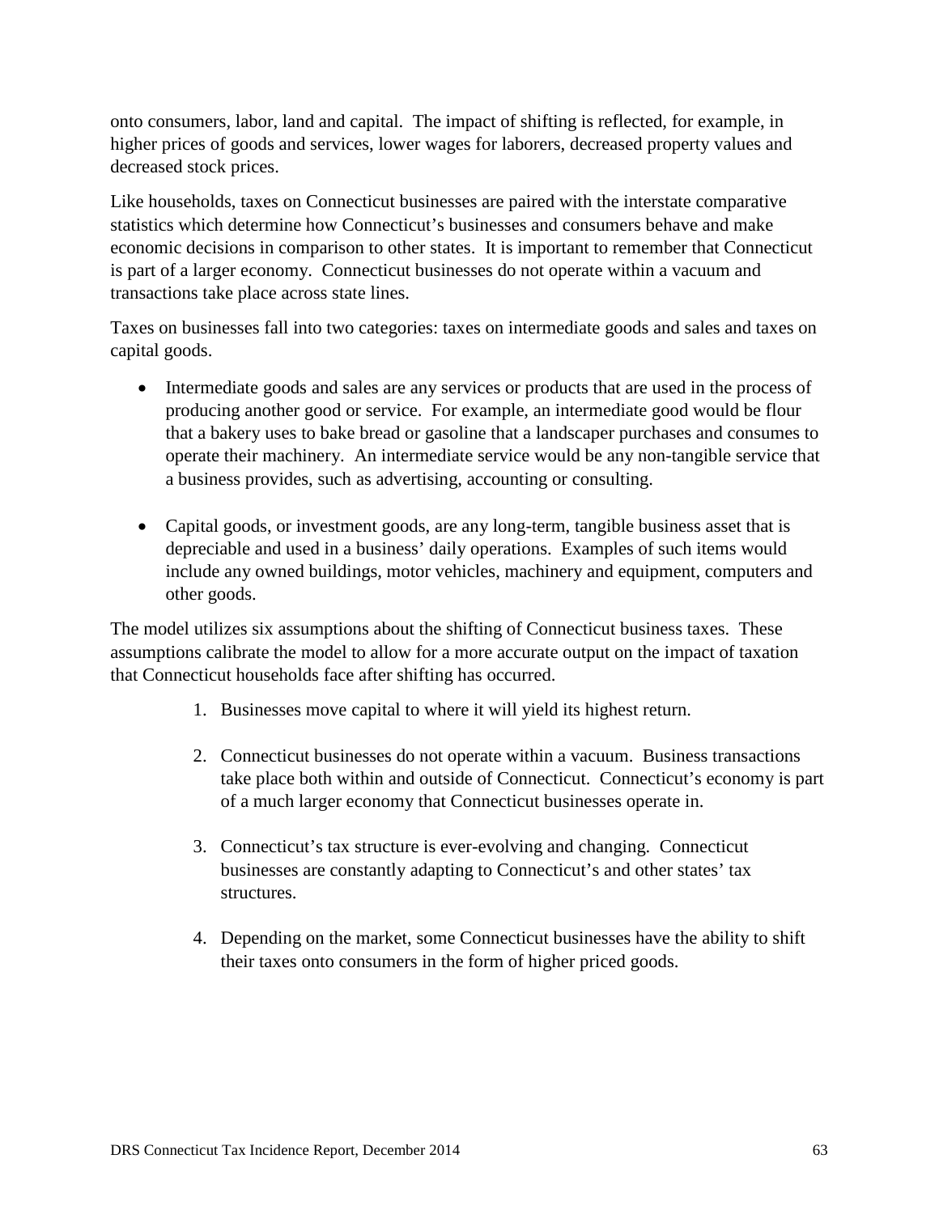onto consumers, labor, land and capital. The impact of shifting is reflected, for example, in higher prices of goods and services, lower wages for laborers, decreased property values and decreased stock prices.

Like households, taxes on Connecticut businesses are paired with the interstate comparative statistics which determine how Connecticut's businesses and consumers behave and make economic decisions in comparison to other states. It is important to remember that Connecticut is part of a larger economy. Connecticut businesses do not operate within a vacuum and transactions take place across state lines.

Taxes on businesses fall into two categories: taxes on intermediate goods and sales and taxes on capital goods.

- Intermediate goods and sales are any services or products that are used in the process of producing another good or service. For example, an intermediate good would be flour that a bakery uses to bake bread or gasoline that a landscaper purchases and consumes to operate their machinery. An intermediate service would be any non-tangible service that a business provides, such as advertising, accounting or consulting.

- Capital goods, or investment goods, are any long-term, tangible business asset that is depreciable and used in a business' daily operations. Examples of such items would include any owned buildings, motor vehicles, machinery and equipment, computers and other goods.

The model utilizes six assumptions about the shifting of Connecticut business taxes. These assumptions calibrate the model to allow for a more accurate output on the impact of taxation that Connecticut households face after shifting has occurred.

1. Businesses move capital to where it will yield its highest return.

2. Connecticut businesses do not operate within a vacuum. Business transactions take place both within and outside of Connecticut. Connecticut's economy is part of a much larger economy that Connecticut businesses operate in.

3. Connecticut's tax structure is ever-evolving and changing. Connecticut businesses are constantly adapting to Connecticut's and other states' tax structures.

4. Depending on the market, some Connecticut businesses have the ability to shift their taxes onto consumers in the form of higher priced goods.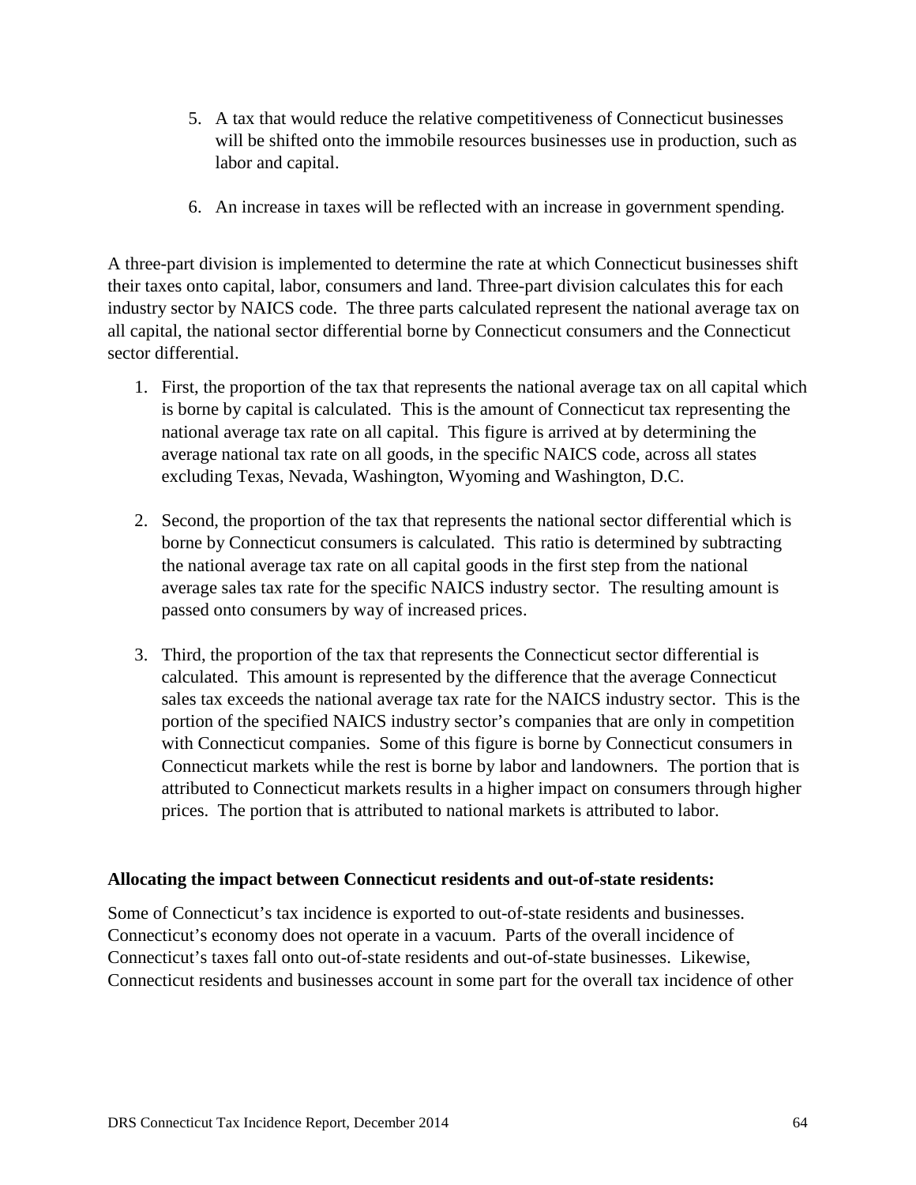5. A tax that would reduce the relative competitiveness of Connecticut businesses will be shifted onto the immobile resources businesses use in production, such as labor and capital.

6. An increase in taxes will be reflected with an increase in government spending.

A three-part division is implemented to determine the rate at which Connecticut businesses shift their taxes onto capital, labor, consumers and land. Three-part division calculates this for each industry sector by NAICS code. The three parts calculated represent the national average tax on all capital, the national sector differential borne by Connecticut consumers and the Connecticut sector differential.

1. First, the proportion of the tax that represents the national average tax on all capital which is borne by capital is calculated. This is the amount of Connecticut tax representing the national average tax rate on all capital. This figure is arrived at by determining the average national tax rate on all goods, in the specific NAICS code, across all states excluding Texas, Nevada, Washington, Wyoming and Washington, D.C.

2. Second, the proportion of the tax that represents the national sector differential which is borne by Connecticut consumers is calculated. This ratio is determined by subtracting the national average tax rate on all capital goods in the first step from the national average sales tax rate for the specific NAICS industry sector. The resulting amount is passed onto consumers by way of increased prices.

3. Third, the proportion of the tax that represents the Connecticut sector differential is calculated. This amount is represented by the difference that the average Connecticut sales tax exceeds the national average tax rate for the NAICS industry sector. This is the portion of the specified NAICS industry sector's companies that are only in competition with Connecticut companies. Some of this figure is borne by Connecticut consumers in Connecticut markets while the rest is borne by labor and landowners. The portion that is attributed to Connecticut markets results in a higher impact on consumers through higher prices. The portion that is attributed to national markets is attributed to labor.

**Allocating the impact between Connecticut residents and out-of-state residents:**

Some of Connecticut's tax incidence is exported to out-of-state residents and businesses. Connecticut's economy does not operate in a vacuum. Parts of the overall incidence of Connecticut's taxes fall onto out-of-state residents and out-of-state businesses. Likewise, Connecticut residents and businesses account in some part for the overall tax incidence of other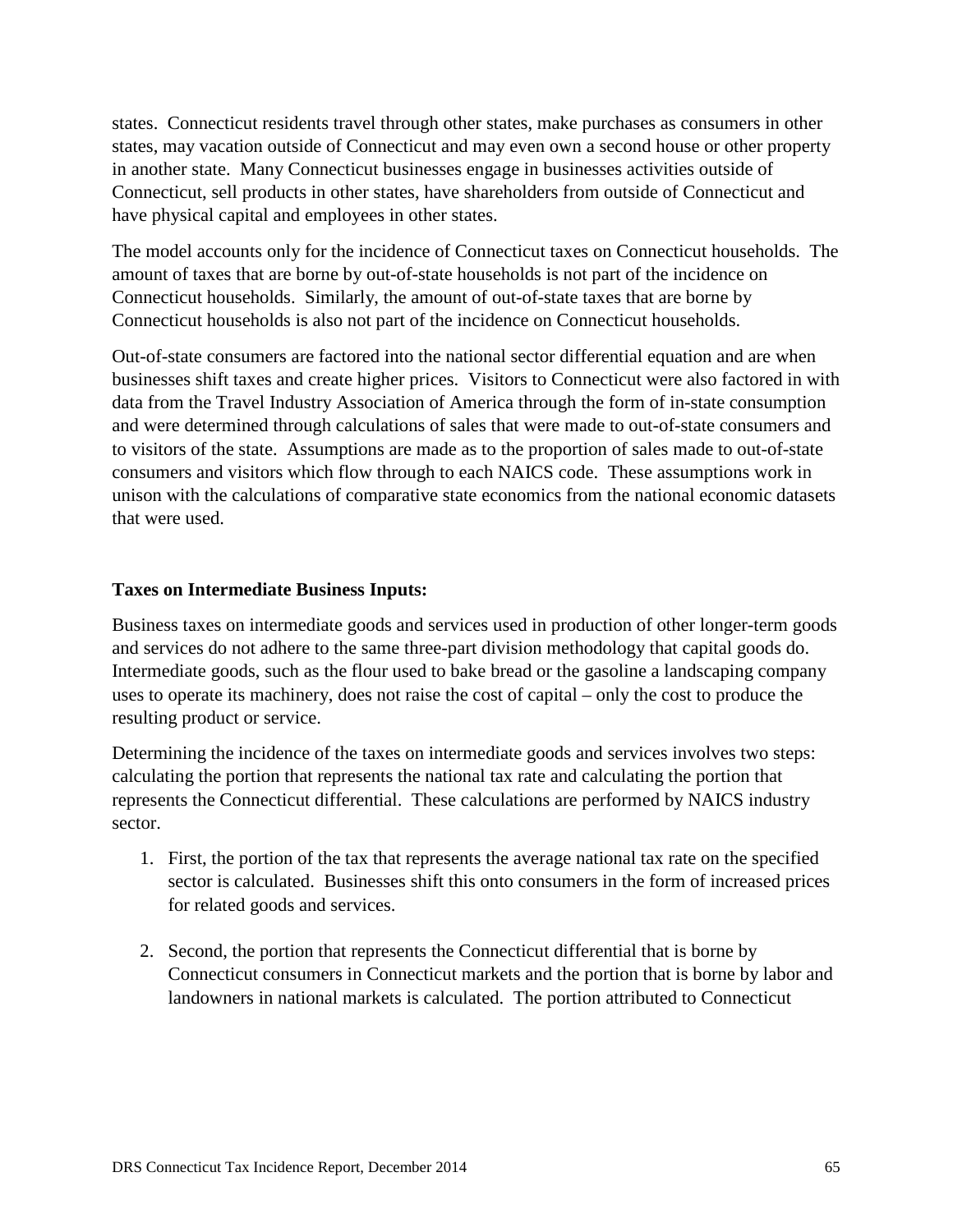states. Connecticut residents travel through other states, make purchases as consumers in other states, may vacation outside of Connecticut and may even own a second house or other property in another state. Many Connecticut businesses engage in businesses activities outside of Connecticut, sell products in other states, have shareholders from outside of Connecticut and have physical capital and employees in other states.

The model accounts only for the incidence of Connecticut taxes on Connecticut households. The amount of taxes that are borne by out-of-state households is not part of the incidence on Connecticut households. Similarly, the amount of out-of-state taxes that are borne by Connecticut households is also not part of the incidence on Connecticut households.

Out-of-state consumers are factored into the national sector differential equation and are when businesses shift taxes and create higher prices. Visitors to Connecticut were also factored in with data from the Travel Industry Association of America through the form of in-state consumption and were determined through calculations of sales that were made to out-of-state consumers and to visitors of the state. Assumptions are made as to the proportion of sales made to out-of-state consumers and visitors which flow through to each NAICS code. These assumptions work in unison with the calculations of comparative state economics from the national economic datasets that were used.

**Taxes on Intermediate Business Inputs:**

Business taxes on intermediate goods and services used in production of other longer-term goods and services do not adhere to the same three-part division methodology that capital goods do. Intermediate goods, such as the flour used to bake bread or the gasoline a landscaping company uses to operate its machinery, does not raise the cost of capital – only the cost to produce the resulting product or service.

Determining the incidence of the taxes on intermediate goods and services involves two steps: calculating the portion that represents the national tax rate and calculating the portion that represents the Connecticut differential. These calculations are performed by NAICS industry sector.

1. First, the portion of the tax that represents the average national tax rate on the specified sector is calculated. Businesses shift this onto consumers in the form of increased prices for related goods and services.

2. Second, the portion that represents the Connecticut differential that is borne by Connecticut consumers in Connecticut markets and the portion that is borne by labor and landowners in national markets is calculated. The portion attributed to Connecticut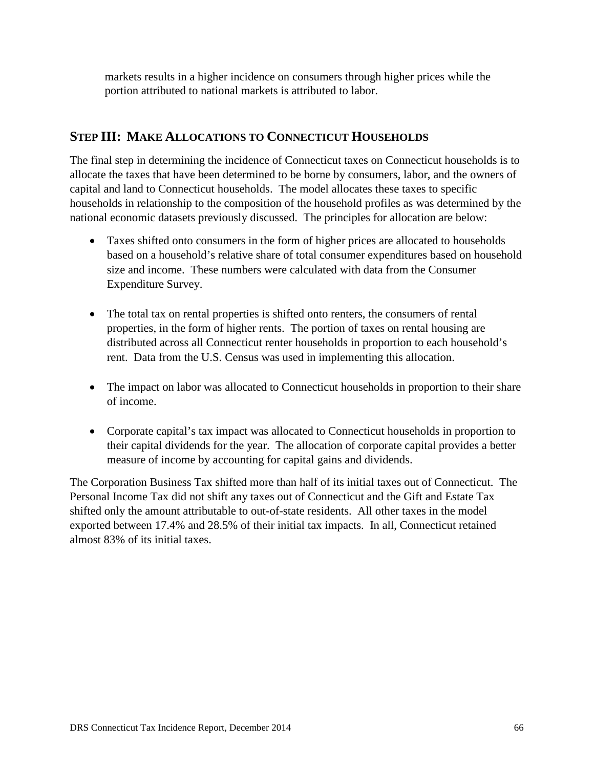markets results in a higher incidence on consumers through higher prices while the portion attributed to national markets is attributed to labor.

## STEP III: MAKE ALLOCATIONS TO CONNECTICUT HOUSEHOLDS

The final step in determining the incidence of Connecticut taxes on Connecticut households is to allocate the taxes that have been determined to be borne by consumers, labor, and the owners of capital and land to Connecticut households. The model allocates these taxes to specific households in relationship to the composition of the household profiles as was determined by the national economic datasets previously discussed. The principles for allocation are below:

- Taxes shifted onto consumers in the form of higher prices are allocated to households based on a household's relative share of total consumer expenditures based on household size and income. These numbers were calculated with data from the Consumer Expenditure Survey.

- The total tax on rental properties is shifted onto renters, the consumers of rental properties, in the form of higher rents. The portion of taxes on rental housing are distributed across all Connecticut renter households in proportion to each household's rent. Data from the U.S. Census was used in implementing this allocation.

- The impact on labor was allocated to Connecticut households in proportion to their share of income.

- Corporate capital's tax impact was allocated to Connecticut households in proportion to their capital dividends for the year. The allocation of corporate capital provides a better measure of income by accounting for capital gains and dividends.

The Corporation Business Tax shifted more than half of its initial taxes out of Connecticut. The Personal Income Tax did not shift any taxes out of Connecticut and the Gift and Estate Tax shifted only the amount attributable to out-of-state residents. All other taxes in the model exported between 17.4% and 28.5% of their initial tax impacts. In all, Connecticut retained almost 83% of its initial taxes.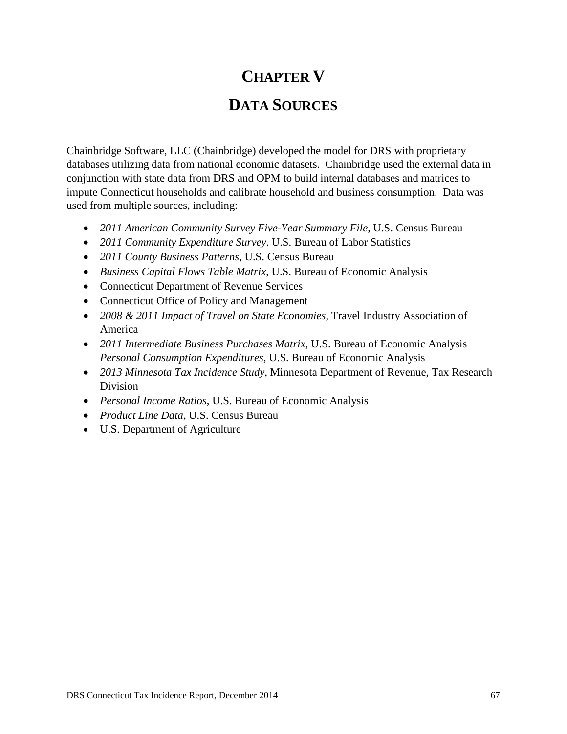# CHAPTER V

# DATA SOURCES

Chainbridge Software, LLC (Chainbridge) developed the model for DRS with proprietary databases utilizing data from national economic datasets. Chainbridge used the external data in conjunction with state data from DRS and OPM to build internal databases and matrices to impute Connecticut households and calibrate household and business consumption. Data was used from multiple sources, including:

- *2011 American Community Survey Five-Year Summary File*, U.S. Census Bureau
- *2011 Community Expenditure Survey*. U.S. Bureau of Labor Statistics
- *2011 County Business Patterns*, U.S. Census Bureau
- *Business Capital Flows Table Matrix,* U.S. Bureau of Economic Analysis
- Connecticut Department of Revenue Services
- Connecticut Office of Policy and Management
- *2008 & 2011 Impact of Travel on State Economies*, Travel Industry Association of America
- *2011 Intermediate Business Purchases Matrix*, U.S. Bureau of Economic Analysis *Personal Consumption Expenditures*, U.S. Bureau of Economic Analysis
- *2013 Minnesota Tax Incidence Study*, Minnesota Department of Revenue, Tax Research Division
- *Personal Income Ratios*, U.S. Bureau of Economic Analysis
- *Product Line Data*, U.S. Census Bureau
- U.S. Department of Agriculture